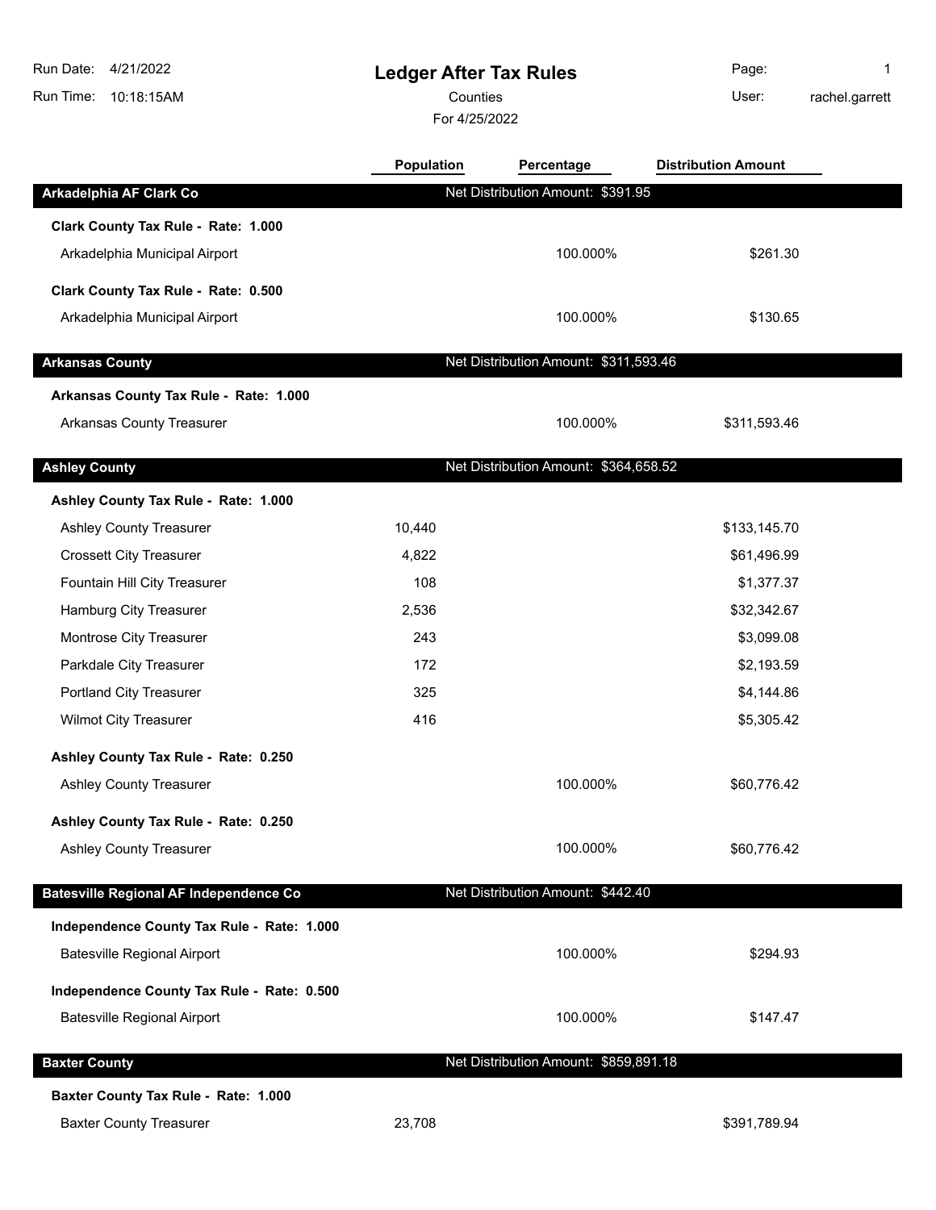# Ledger After Tax Rules

Run Date: 4/21/2022
Run Time: 10:18:15AM

Counties
For 4/25/2022

User: rachel.garrett

| | Population | Percentage | Distribution Amount |
|---|---|---|---|
| **Arkadelphia AF Clark Co** | Net Distribution Amount: $391.95 | | |
| **Clark County Tax Rule - Rate: 1.000** | | | |
| Arkadelphia Municipal Airport | | 100.000% | $261.30 |
| **Clark County Tax Rule - Rate: 0.500** | | | |
| Arkadelphia Municipal Airport | | 100.000% | $130.65 |
| **Arkansas County** | Net Distribution Amount: $311,593.46 | | |
| **Arkansas County Tax Rule - Rate: 1.000** | | | |
| Arkansas County Treasurer | | 100.000% | $311,593.46 |
| **Ashley County** | Net Distribution Amount: $364,658.52 | | |
| **Ashley County Tax Rule - Rate: 1.000** | | | |
| Ashley County Treasurer | 10,440 | | $133,145.70 |
| Crossett City Treasurer | 4,822 | | $61,496.99 |
| Fountain Hill City Treasurer | 108 | | $1,377.37 |
| Hamburg City Treasurer | 2,536 | | $32,342.67 |
| Montrose City Treasurer | 243 | | $3,099.08 |
| Parkdale City Treasurer | 172 | | $2,193.59 |
| Portland City Treasurer | 325 | | $4,144.86 |
| Wilmot City Treasurer | 416 | | $5,305.42 |
| **Ashley County Tax Rule - Rate: 0.250** | | | |
| Ashley County Treasurer | | 100.000% | $60,776.42 |
| **Ashley County Tax Rule - Rate: 0.250** | | | |
| Ashley County Treasurer | | 100.000% | $60,776.42 |
| **Batesville Regional AF Independence Co** | Net Distribution Amount: $442.40 | | |
| **Independence County Tax Rule - Rate: 1.000** | | | |
| Batesville Regional Airport | | 100.000% | $294.93 |
| **Independence County Tax Rule - Rate: 0.500** | | | |
| Batesville Regional Airport | | 100.000% | $147.47 |
| **Baxter County** | Net Distribution Amount: $859,891.18 | | |
| **Baxter County Tax Rule - Rate: 1.000** | | | |
| Baxter County Treasurer | 23,708 | | $391,789.94 |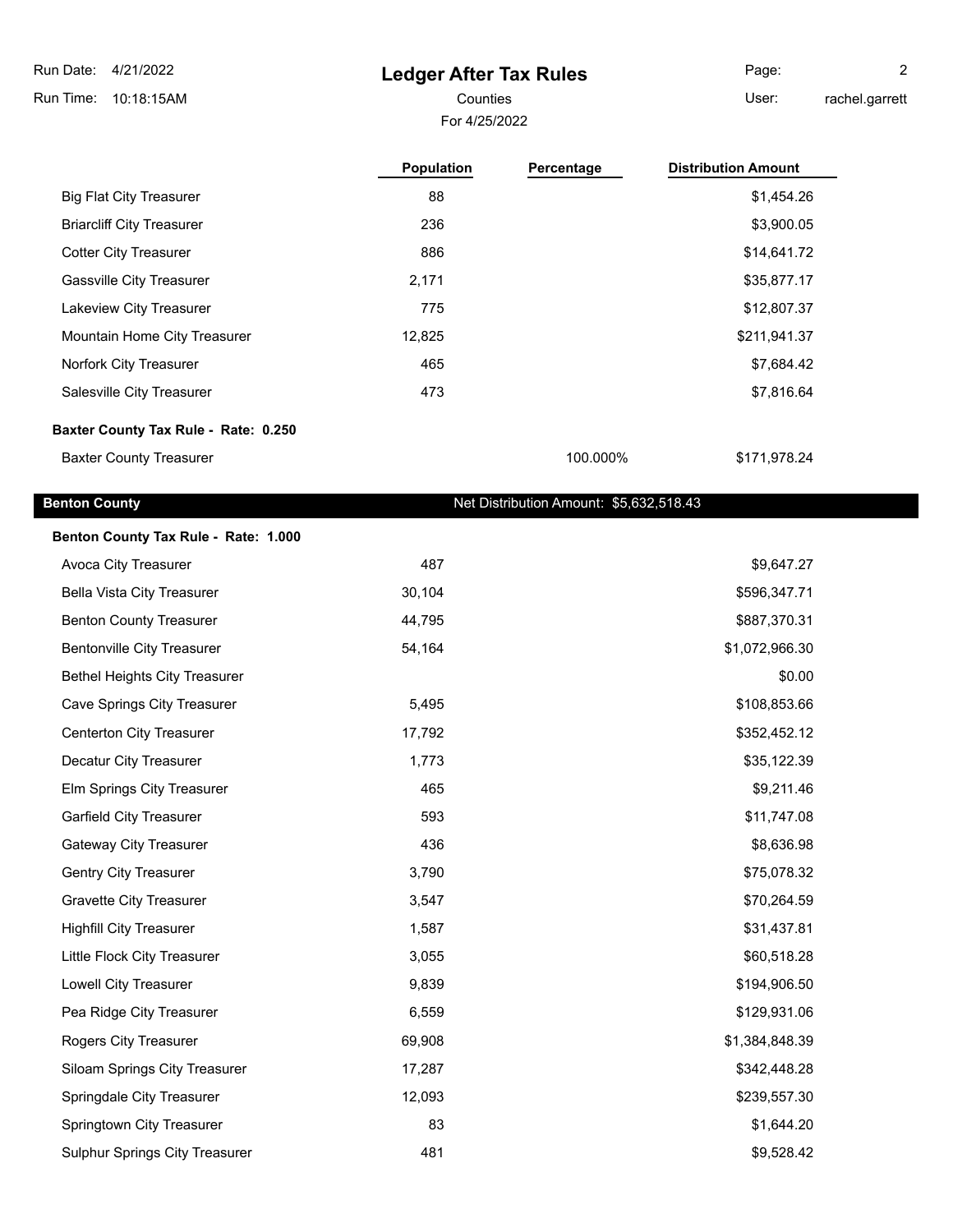# Ledger After Tax Rules

Counties

For 4/25/2022

| | Population | Percentage | Distribution Amount |
|---|---|---|---|
| Big Flat City Treasurer | 88 | | $1,454.26 |
| Briarcliff City Treasurer | 236 | | $3,900.05 |
| Cotter City Treasurer | 886 | | $14,641.72 |
| Gassville City Treasurer | 2,171 | | $35,877.17 |
| Lakeview City Treasurer | 775 | | $12,807.37 |
| Mountain Home City Treasurer | 12,825 | | $211,941.37 |
| Norfork City Treasurer | 465 | | $7,684.42 |
| Salesville City Treasurer | 473 | | $7,816.64 |
| **Baxter County Tax Rule - Rate: 0.250** | | | |
| Baxter County Treasurer | | 100.000% | $171,978.24 |
| **Benton County** | | **Net Distribution Amount: $5,632,518.43** | |
| **Benton County Tax Rule - Rate: 1.000** | | | |
| Avoca City Treasurer | 487 | | $9,647.27 |
| Bella Vista City Treasurer | 30,104 | | $596,347.71 |
| Benton County Treasurer | 44,795 | | $887,370.31 |
| Bentonville City Treasurer | 54,164 | | $1,072,966.30 |
| Bethel Heights City Treasurer | | | $0.00 |
| Cave Springs City Treasurer | 5,495 | | $108,853.66 |
| Centerton City Treasurer | 17,792 | | $352,452.12 |
| Decatur City Treasurer | 1,773 | | $35,122.39 |
| Elm Springs City Treasurer | 465 | | $9,211.46 |
| Garfield City Treasurer | 593 | | $11,747.08 |
| Gateway City Treasurer | 436 | | $8,636.98 |
| Gentry City Treasurer | 3,790 | | $75,078.32 |
| Gravette City Treasurer | 3,547 | | $70,264.59 |
| Highfill City Treasurer | 1,587 | | $31,437.81 |
| Little Flock City Treasurer | 3,055 | | $60,518.28 |
| Lowell City Treasurer | 9,839 | | $194,906.50 |
| Pea Ridge City Treasurer | 6,559 | | $129,931.06 |
| Rogers City Treasurer | 69,908 | | $1,384,848.39 |
| Siloam Springs City Treasurer | 17,287 | | $342,448.28 |
| Springdale City Treasurer | 12,093 | | $239,557.30 |
| Springtown City Treasurer | 83 | | $1,644.20 |
| Sulphur Springs City Treasurer | 481 | | $9,528.42 |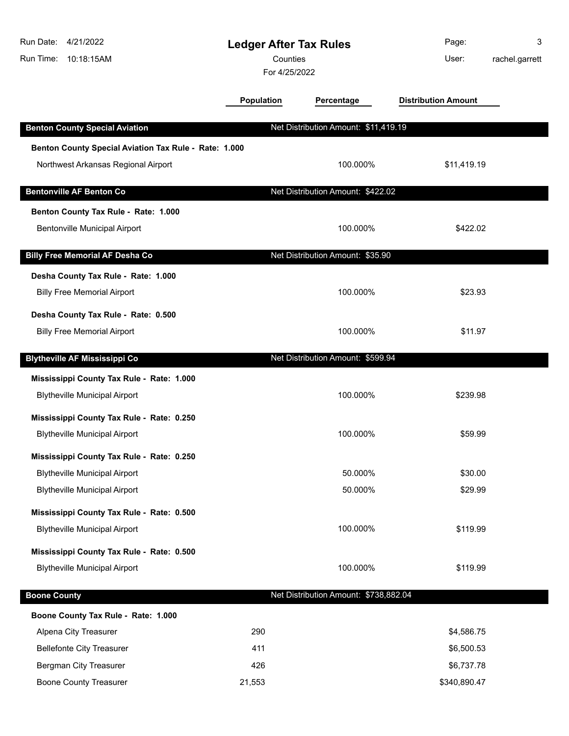# Ledger After Tax Rules

Counties

For 4/25/2022

Run Date: 4/21/2022
Run Time: 10:18:15AM
User: rachel.garrett

| | Population | Percentage | Distribution Amount |
|---|---|---|---|
| **Benton County Special Aviation** | Net Distribution Amount: $11,419.19 | | |
| **Benton County Special Aviation Tax Rule - Rate: 1.000** | | | |
| Northwest Arkansas Regional Airport | | 100.000% | $11,419.19 |
| **Bentonville AF Benton Co** | Net Distribution Amount: $422.02 | | |
| **Benton County Tax Rule - Rate: 1.000** | | | |
| Bentonville Municipal Airport | | 100.000% | $422.02 |
| **Billy Free Memorial AF Desha Co** | Net Distribution Amount: $35.90 | | |
| **Desha County Tax Rule - Rate: 1.000** | | | |
| Billy Free Memorial Airport | | 100.000% | $23.93 |
| **Desha County Tax Rule - Rate: 0.500** | | | |
| Billy Free Memorial Airport | | 100.000% | $11.97 |
| **Blytheville AF Mississippi Co** | Net Distribution Amount: $599.94 | | |
| **Mississippi County Tax Rule - Rate: 1.000** | | | |
| Blytheville Municipal Airport | | 100.000% | $239.98 |
| **Mississippi County Tax Rule - Rate: 0.250** | | | |
| Blytheville Municipal Airport | | 100.000% | $59.99 |
| **Mississippi County Tax Rule - Rate: 0.250** | | | |
| Blytheville Municipal Airport | | 50.000% | $30.00 |
| Blytheville Municipal Airport | | 50.000% | $29.99 |
| **Mississippi County Tax Rule - Rate: 0.500** | | | |
| Blytheville Municipal Airport | | 100.000% | $119.99 |
| **Mississippi County Tax Rule - Rate: 0.500** | | | |
| Blytheville Municipal Airport | | 100.000% | $119.99 |
| **Boone County** | Net Distribution Amount: $738,882.04 | | |
| **Boone County Tax Rule - Rate: 1.000** | | | |
| Alpena City Treasurer | 290 | | $4,586.75 |
| Bellefonte City Treasurer | 411 | | $6,500.53 |
| Bergman City Treasurer | 426 | | $6,737.78 |
| Boone County Treasurer | 21,553 | | $340,890.47 |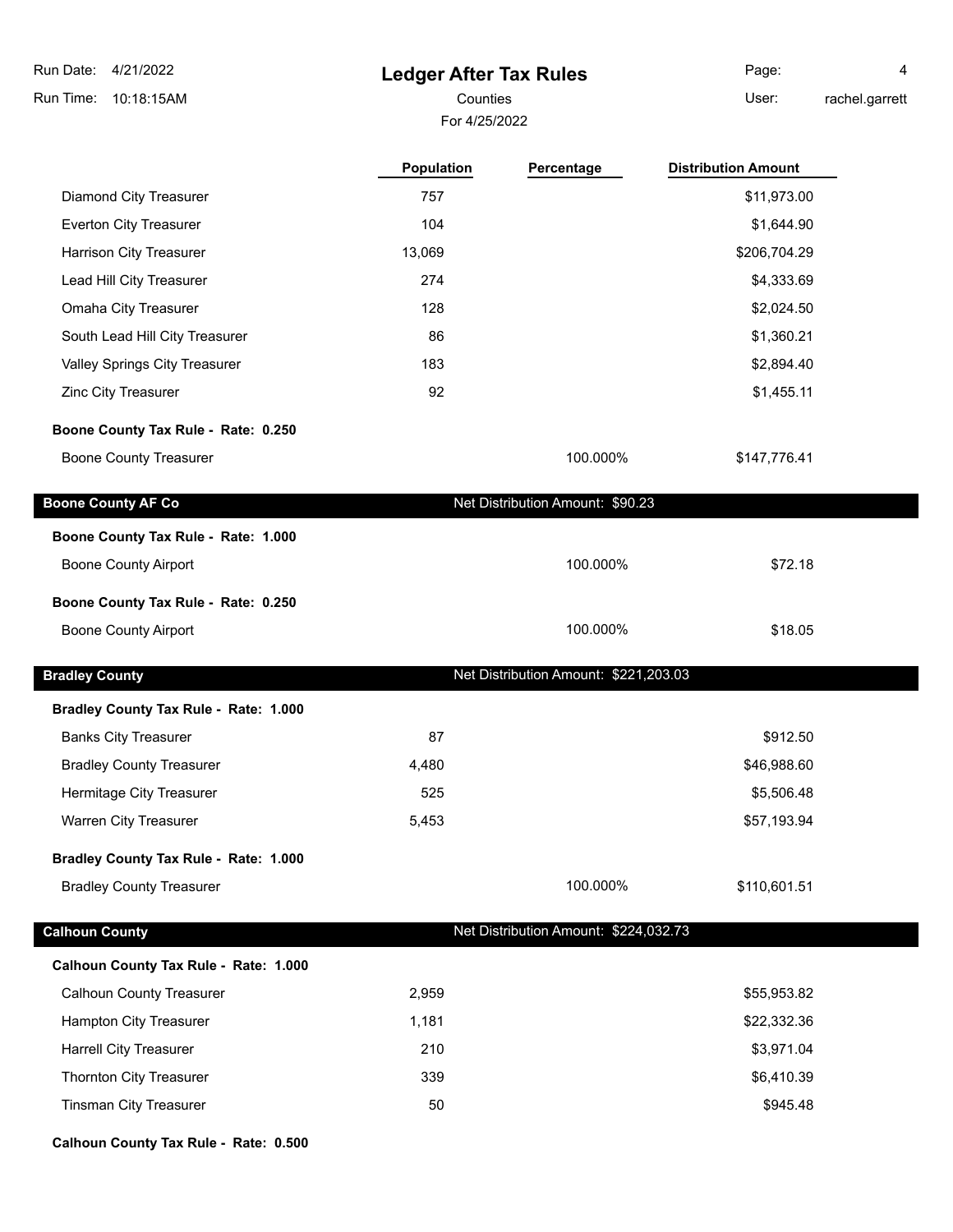# Ledger After Tax Rules

Counties

For 4/25/2022

| | Population | Percentage | Distribution Amount |
|---|---|---|---|
| Diamond City Treasurer | 757 | | $11,973.00 |
| Everton City Treasurer | 104 | | $1,644.90 |
| Harrison City Treasurer | 13,069 | | $206,704.29 |
| Lead Hill City Treasurer | 274 | | $4,333.69 |
| Omaha City Treasurer | 128 | | $2,024.50 |
| South Lead Hill City Treasurer | 86 | | $1,360.21 |
| Valley Springs City Treasurer | 183 | | $2,894.40 |
| Zinc City Treasurer | 92 | | $1,455.11 |
| **Boone County Tax Rule - Rate: 0.250** | | | |
| Boone County Treasurer | | 100.000% | $147,776.41 |
| **Boone County AF Co** | | **Net Distribution Amount: $90.23** | |
| **Boone County Tax Rule - Rate: 1.000** | | | |
| Boone County Airport | | 100.000% | $72.18 |
| **Boone County Tax Rule - Rate: 0.250** | | | |
| Boone County Airport | | 100.000% | $18.05 |
| **Bradley County** | | **Net Distribution Amount: $221,203.03** | |
| **Bradley County Tax Rule - Rate: 1.000** | | | |
| Banks City Treasurer | 87 | | $912.50 |
| Bradley County Treasurer | 4,480 | | $46,988.60 |
| Hermitage City Treasurer | 525 | | $5,506.48 |
| Warren City Treasurer | 5,453 | | $57,193.94 |
| **Bradley County Tax Rule - Rate: 1.000** | | | |
| Bradley County Treasurer | | 100.000% | $110,601.51 |
| **Calhoun County** | | **Net Distribution Amount: $224,032.73** | |
| **Calhoun County Tax Rule - Rate: 1.000** | | | |
| Calhoun County Treasurer | 2,959 | | $55,953.82 |
| Hampton City Treasurer | 1,181 | | $22,332.36 |
| Harrell City Treasurer | 210 | | $3,971.04 |
| Thornton City Treasurer | 339 | | $6,410.39 |
| Tinsman City Treasurer | 50 | | $945.48 |
| **Calhoun County Tax Rule - Rate: 0.500** | | | |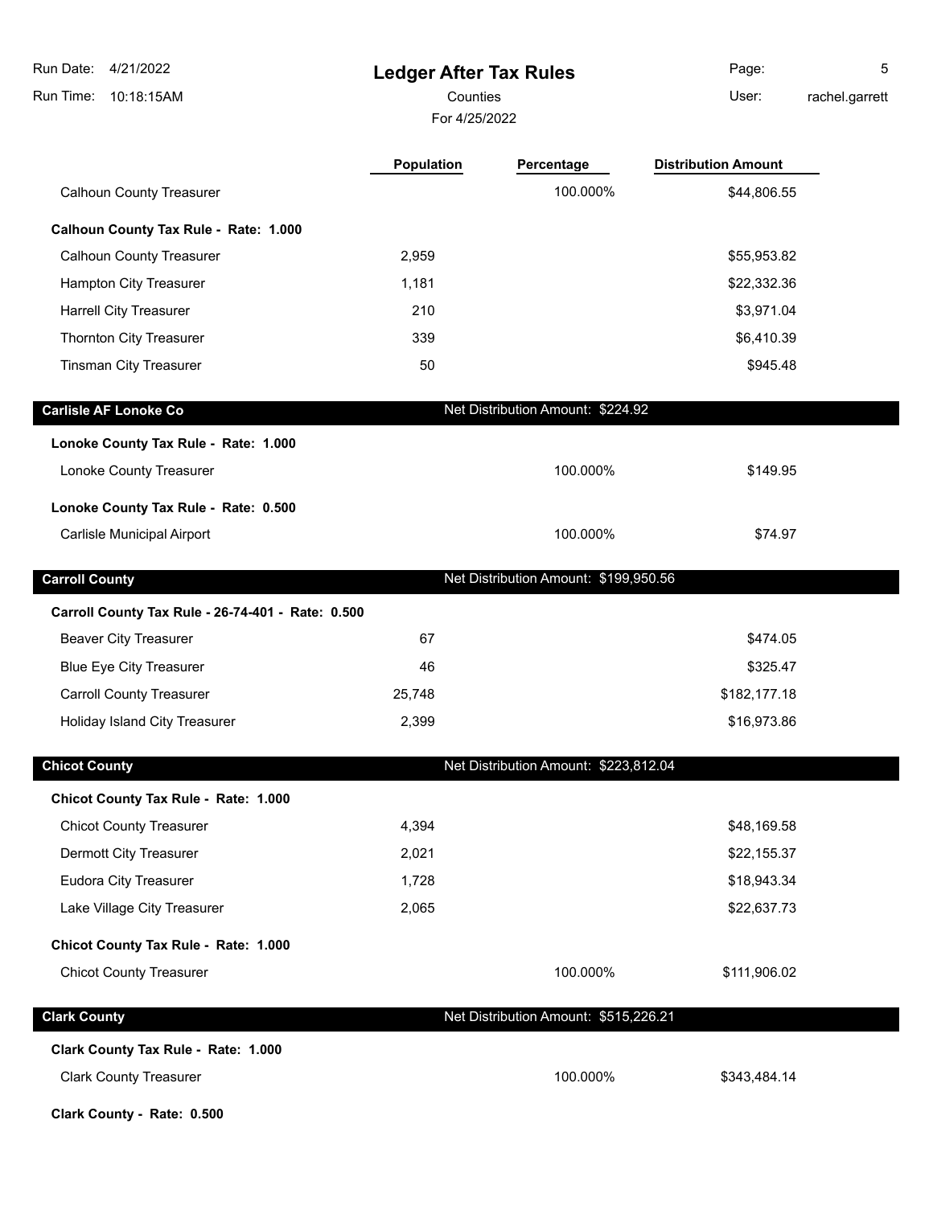# Ledger After Tax Rules

Counties

For 4/25/2022

| | Population | Percentage | Distribution Amount |
|---|---|---|---|
| Calhoun County Treasurer | | 100.000% | $44,806.55 |
| **Calhoun County Tax Rule - Rate: 1.000** | | | |
| Calhoun County Treasurer | 2,959 | | $55,953.82 |
| Hampton City Treasurer | 1,181 | | $22,332.36 |
| Harrell City Treasurer | 210 | | $3,971.04 |
| Thornton City Treasurer | 339 | | $6,410.39 |
| Tinsman City Treasurer | 50 | | $945.48 |
| **Carlisle AF Lonoke Co** | | Net Distribution Amount: $224.92 | |
| **Lonoke County Tax Rule - Rate: 1.000** | | | |
| Lonoke County Treasurer | | 100.000% | $149.95 |
| **Lonoke County Tax Rule - Rate: 0.500** | | | |
| Carlisle Municipal Airport | | 100.000% | $74.97 |
| **Carroll County** | | Net Distribution Amount: $199,950.56 | |
| **Carroll County Tax Rule - 26-74-401 - Rate: 0.500** | | | |
| Beaver City Treasurer | 67 | | $474.05 |
| Blue Eye City Treasurer | 46 | | $325.47 |
| Carroll County Treasurer | 25,748 | | $182,177.18 |
| Holiday Island City Treasurer | 2,399 | | $16,973.86 |
| **Chicot County** | | Net Distribution Amount: $223,812.04 | |
| **Chicot County Tax Rule - Rate: 1.000** | | | |
| Chicot County Treasurer | 4,394 | | $48,169.58 |
| Dermott City Treasurer | 2,021 | | $22,155.37 |
| Eudora City Treasurer | 1,728 | | $18,943.34 |
| Lake Village City Treasurer | 2,065 | | $22,637.73 |
| **Chicot County Tax Rule - Rate: 1.000** | | | |
| Chicot County Treasurer | | 100.000% | $111,906.02 |
| **Clark County** | | Net Distribution Amount: $515,226.21 | |
| **Clark County Tax Rule - Rate: 1.000** | | | |
| Clark County Treasurer | | 100.000% | $343,484.14 |
| **Clark County - Rate: 0.500** | | | |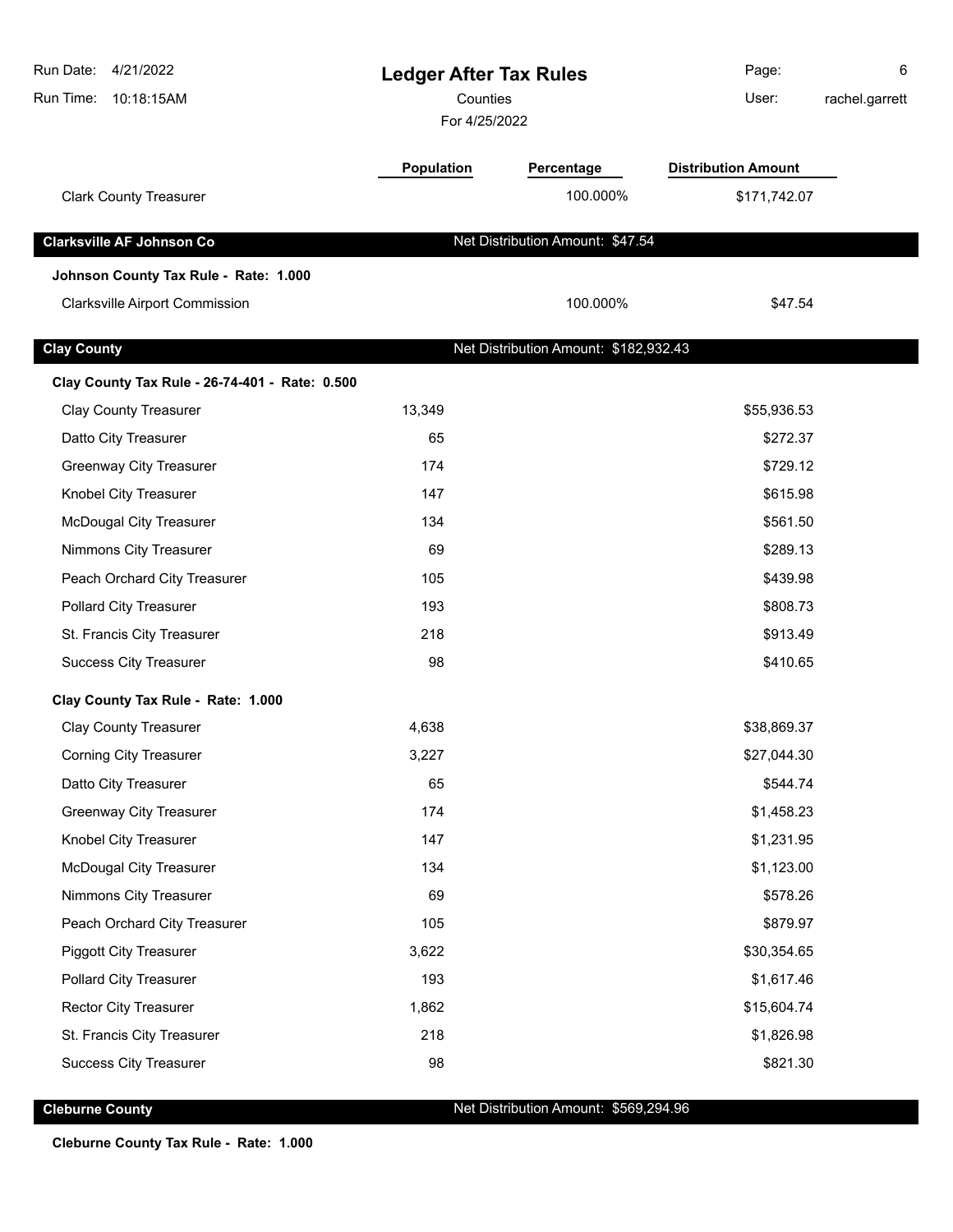# Ledger After Tax Rules

Counties

For 4/25/2022

| | Population | Percentage | Distribution Amount |
|---|---|---|---|
| Clark County Treasurer | | 100.000% | $171,742.07 |

## Clarksville AF Johnson Co — Net Distribution Amount: $47.54

**Johnson County Tax Rule - Rate: 1.000**

| | Population | Percentage | Distribution Amount |
|---|---|---|---|
| Clarksville Airport Commission | | 100.000% | $47.54 |

## Clay County — Net Distribution Amount: $182,932.43

**Clay County Tax Rule - 26-74-401 - Rate: 0.500**

| | Population | Percentage | Distribution Amount |
|---|---|---|---|
| Clay County Treasurer | 13,349 | | $55,936.53 |
| Datto City Treasurer | 65 | | $272.37 |
| Greenway City Treasurer | 174 | | $729.12 |
| Knobel City Treasurer | 147 | | $615.98 |
| McDougal City Treasurer | 134 | | $561.50 |
| Nimmons City Treasurer | 69 | | $289.13 |
| Peach Orchard City Treasurer | 105 | | $439.98 |
| Pollard City Treasurer | 193 | | $808.73 |
| St. Francis City Treasurer | 218 | | $913.49 |
| Success City Treasurer | 98 | | $410.65 |

**Clay County Tax Rule - Rate: 1.000**

| | Population | Percentage | Distribution Amount |
|---|---|---|---|
| Clay County Treasurer | 4,638 | | $38,869.37 |
| Corning City Treasurer | 3,227 | | $27,044.30 |
| Datto City Treasurer | 65 | | $544.74 |
| Greenway City Treasurer | 174 | | $1,458.23 |
| Knobel City Treasurer | 147 | | $1,231.95 |
| McDougal City Treasurer | 134 | | $1,123.00 |
| Nimmons City Treasurer | 69 | | $578.26 |
| Peach Orchard City Treasurer | 105 | | $879.97 |
| Piggott City Treasurer | 3,622 | | $30,354.65 |
| Pollard City Treasurer | 193 | | $1,617.46 |
| Rector City Treasurer | 1,862 | | $15,604.74 |
| St. Francis City Treasurer | 218 | | $1,826.98 |
| Success City Treasurer | 98 | | $821.30 |

## Cleburne County — Net Distribution Amount: $569,294.96

**Cleburne County Tax Rule - Rate: 1.000**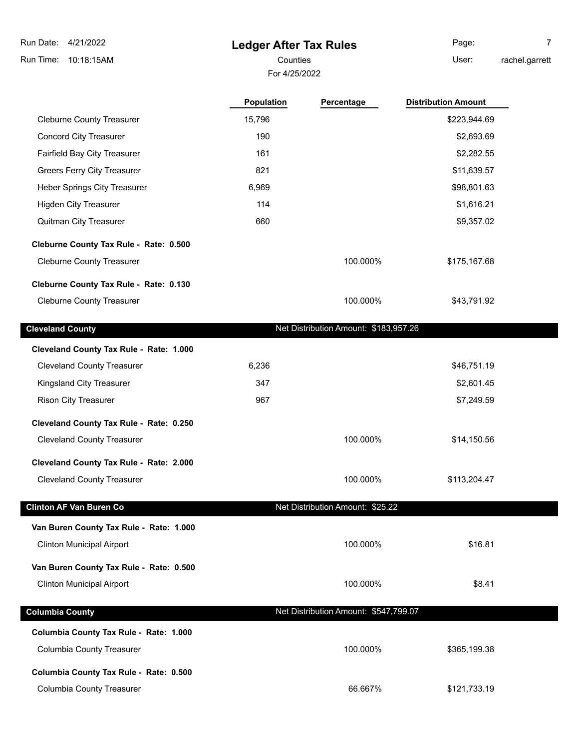# Ledger After Tax Rules

Counties

For 4/25/2022

| | Population | Percentage | Distribution Amount |
|---|---|---|---|
| Cleburne County Treasurer | 15,796 | | $223,944.69 |
| Concord City Treasurer | 190 | | $2,693.69 |
| Fairfield Bay City Treasurer | 161 | | $2,282.55 |
| Greers Ferry City Treasurer | 821 | | $11,639.57 |
| Heber Springs City Treasurer | 6,969 | | $98,801.63 |
| Higden City Treasurer | 114 | | $1,616.21 |
| Quitman City Treasurer | 660 | | $9,357.02 |
| **Cleburne County Tax Rule - Rate: 0.500** | | | |
| Cleburne County Treasurer | | 100.000% | $175,167.68 |
| **Cleburne County Tax Rule - Rate: 0.130** | | | |
| Cleburne County Treasurer | | 100.000% | $43,791.92 |
| **Cleveland County** | | Net Distribution Amount: $183,957.26 | |
| **Cleveland County Tax Rule - Rate: 1.000** | | | |
| Cleveland County Treasurer | 6,236 | | $46,751.19 |
| Kingsland City Treasurer | 347 | | $2,601.45 |
| Rison City Treasurer | 967 | | $7,249.59 |
| **Cleveland County Tax Rule - Rate: 0.250** | | | |
| Cleveland County Treasurer | | 100.000% | $14,150.56 |
| **Cleveland County Tax Rule - Rate: 2.000** | | | |
| Cleveland County Treasurer | | 100.000% | $113,204.47 |
| **Clinton AF Van Buren Co** | | Net Distribution Amount: $25.22 | |
| **Van Buren County Tax Rule - Rate: 1.000** | | | |
| Clinton Municipal Airport | | 100.000% | $16.81 |
| **Van Buren County Tax Rule - Rate: 0.500** | | | |
| Clinton Municipal Airport | | 100.000% | $8.41 |
| **Columbia County** | | Net Distribution Amount: $547,799.07 | |
| **Columbia County Tax Rule - Rate: 1.000** | | | |
| Columbia County Treasurer | | 100.000% | $365,199.38 |
| **Columbia County Tax Rule - Rate: 0.500** | | | |
| Columbia County Treasurer | | 66.667% | $121,733.19 |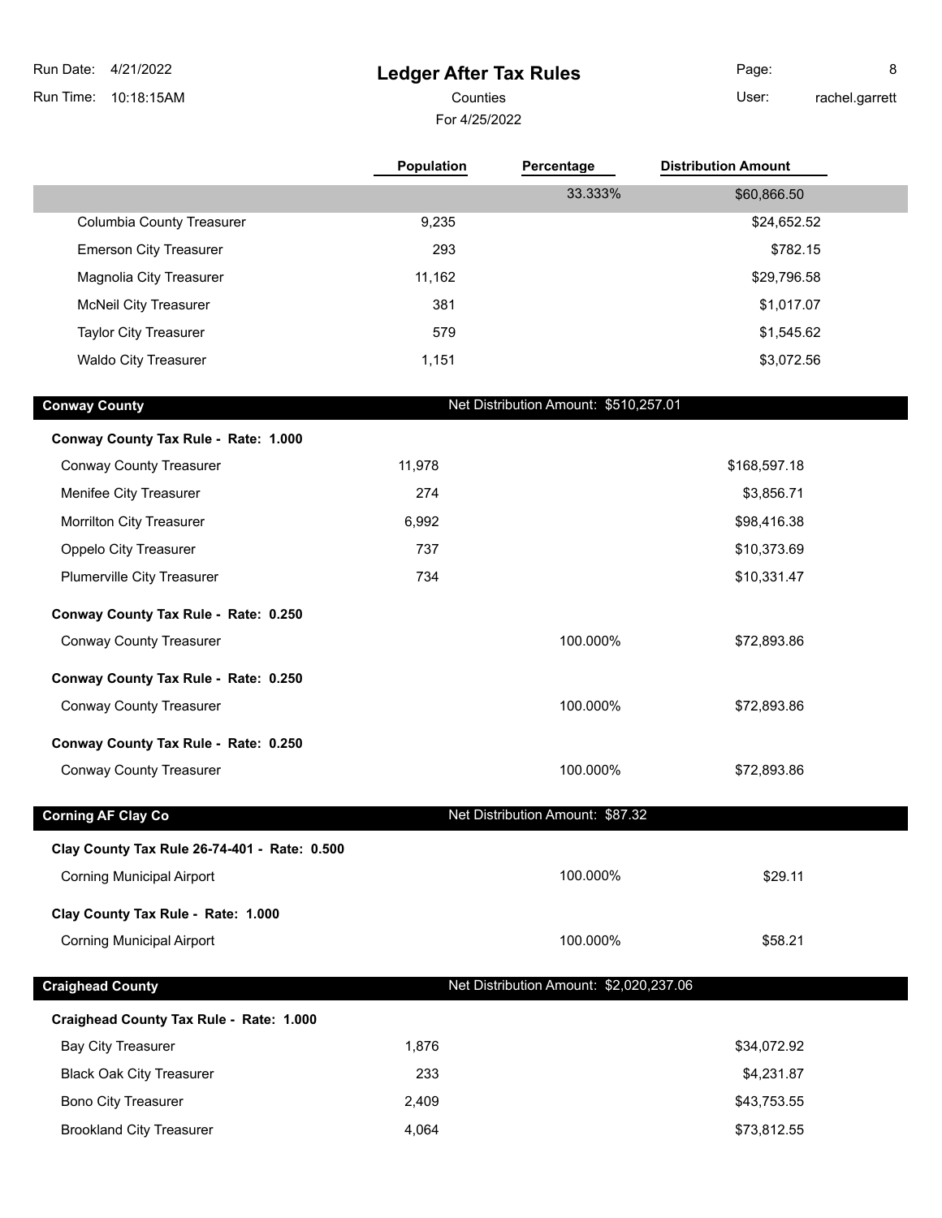# Ledger After Tax Rules

Counties

For 4/25/2022

| | Population | Percentage | Distribution Amount |
|---|---|---|---|
| | | 33.333% | $60,866.50 |
| Columbia County Treasurer | 9,235 | | $24,652.52 |
| Emerson City Treasurer | 293 | | $782.15 |
| Magnolia City Treasurer | 11,162 | | $29,796.58 |
| McNeil City Treasurer | 381 | | $1,017.07 |
| Taylor City Treasurer | 579 | | $1,545.62 |
| Waldo City Treasurer | 1,151 | | $3,072.56 |

## Conway County

Net Distribution Amount: $510,257.01

| | Population | Percentage | Distribution Amount |
|---|---|---|---|
| **Conway County Tax Rule - Rate: 1.000** | | | |
| Conway County Treasurer | 11,978 | | $168,597.18 |
| Menifee City Treasurer | 274 | | $3,856.71 |
| Morrilton City Treasurer | 6,992 | | $98,416.38 |
| Oppelo City Treasurer | 737 | | $10,373.69 |
| Plumerville City Treasurer | 734 | | $10,331.47 |
| **Conway County Tax Rule - Rate: 0.250** | | | |
| Conway County Treasurer | | 100.000% | $72,893.86 |
| **Conway County Tax Rule - Rate: 0.250** | | | |
| Conway County Treasurer | | 100.000% | $72,893.86 |
| **Conway County Tax Rule - Rate: 0.250** | | | |
| Conway County Treasurer | | 100.000% | $72,893.86 |

## Corning AF Clay Co

Net Distribution Amount: $87.32

| | Population | Percentage | Distribution Amount |
|---|---|---|---|
| **Clay County Tax Rule 26-74-401 - Rate: 0.500** | | | |
| Corning Municipal Airport | | 100.000% | $29.11 |
| **Clay County Tax Rule - Rate: 1.000** | | | |
| Corning Municipal Airport | | 100.000% | $58.21 |

## Craighead County

Net Distribution Amount: $2,020,237.06

| | Population | Percentage | Distribution Amount |
|---|---|---|---|
| **Craighead County Tax Rule - Rate: 1.000** | | | |
| Bay City Treasurer | 1,876 | | $34,072.92 |
| Black Oak City Treasurer | 233 | | $4,231.87 |
| Bono City Treasurer | 2,409 | | $43,753.55 |
| Brookland City Treasurer | 4,064 | | $73,812.55 |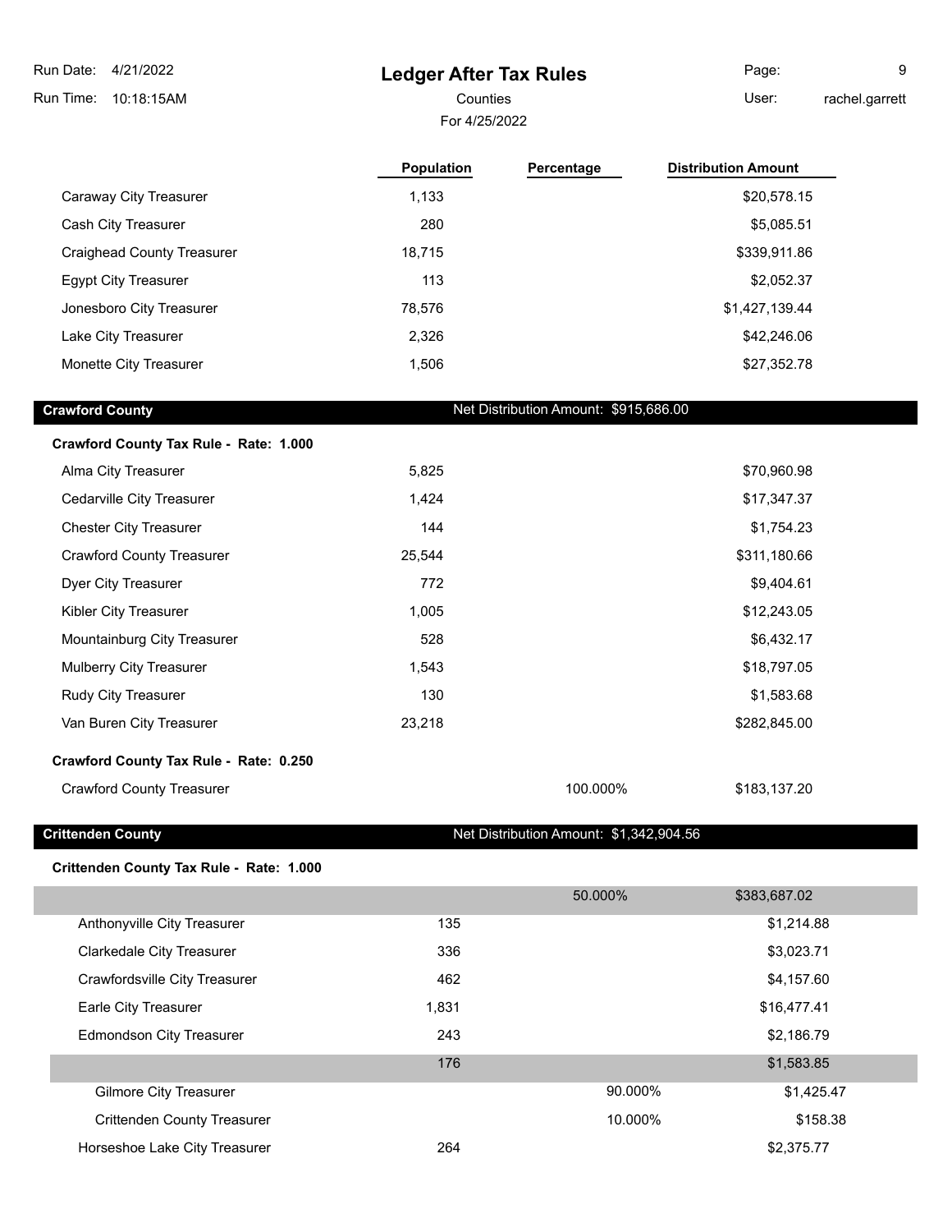| | Population | Percentage | Distribution Amount |
|---|---|---|---|
| Caraway City Treasurer | 1,133 | | $20,578.15 |
| Cash City Treasurer | 280 | | $5,085.51 |
| Craighead County Treasurer | 18,715 | | $339,911.86 |
| Egypt City Treasurer | 113 | | $2,052.37 |
| Jonesboro City Treasurer | 78,576 | | $1,427,139.44 |
| Lake City Treasurer | 2,326 | | $42,246.06 |
| Monette City Treasurer | 1,506 | | $27,352.78 |

## Crawford County

Net Distribution Amount: $915,686.00

**Crawford County Tax Rule - Rate: 1.000**

| | Population | Percentage | Distribution Amount |
|---|---|---|---|
| Alma City Treasurer | 5,825 | | $70,960.98 |
| Cedarville City Treasurer | 1,424 | | $17,347.37 |
| Chester City Treasurer | 144 | | $1,754.23 |
| Crawford County Treasurer | 25,544 | | $311,180.66 |
| Dyer City Treasurer | 772 | | $9,404.61 |
| Kibler City Treasurer | 1,005 | | $12,243.05 |
| Mountainburg City Treasurer | 528 | | $6,432.17 |
| Mulberry City Treasurer | 1,543 | | $18,797.05 |
| Rudy City Treasurer | 130 | | $1,583.68 |
| Van Buren City Treasurer | 23,218 | | $282,845.00 |

**Crawford County Tax Rule - Rate: 0.250**

| | Population | Percentage | Distribution Amount |
|---|---|---|---|
| Crawford County Treasurer | | 100.000% | $183,137.20 |

## Crittenden County

Net Distribution Amount: $1,342,904.56

**Crittenden County Tax Rule - Rate: 1.000**

| | Population | Percentage | Distribution Amount |
|---|---|---|---|
| | | 50.000% | $383,687.02 |
| Anthonyville City Treasurer | 135 | | $1,214.88 |
| Clarkedale City Treasurer | 336 | | $3,023.71 |
| Crawfordsville City Treasurer | 462 | | $4,157.60 |
| Earle City Treasurer | 1,831 | | $16,477.41 |
| Edmondson City Treasurer | 243 | | $2,186.79 |
| | 176 | | $1,583.85 |
| Gilmore City Treasurer | | 90.000% | $1,425.47 |
| Crittenden County Treasurer | | 10.000% | $158.38 |
| Horseshoe Lake City Treasurer | 264 | | $2,375.77 |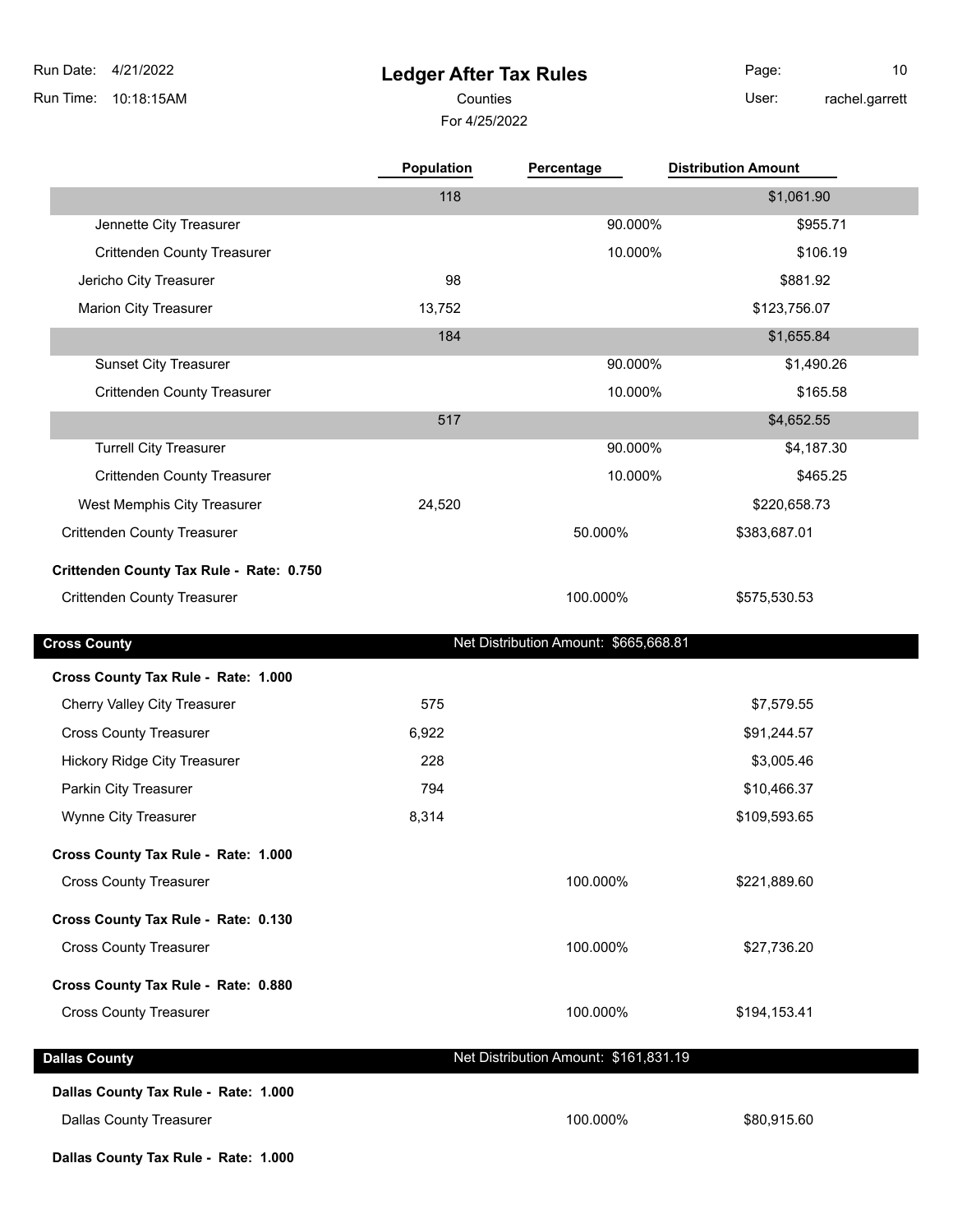# Ledger After Tax Rules

Counties

For 4/25/2022

| | Population | Percentage | Distribution Amount |
|---|---|---|---|
| | 118 | | $1,061.90 |
| Jennette City Treasurer | | 90.000% | $955.71 |
| Crittenden County Treasurer | | 10.000% | $106.19 |
| Jericho City Treasurer | 98 | | $881.92 |
| Marion City Treasurer | 13,752 | | $123,756.07 |
| | 184 | | $1,655.84 |
| Sunset City Treasurer | | 90.000% | $1,490.26 |
| Crittenden County Treasurer | | 10.000% | $165.58 |
| | 517 | | $4,652.55 |
| Turrell City Treasurer | | 90.000% | $4,187.30 |
| Crittenden County Treasurer | | 10.000% | $465.25 |
| West Memphis City Treasurer | 24,520 | | $220,658.73 |
| Crittenden County Treasurer | | 50.000% | $383,687.01 |
| **Crittenden County Tax Rule - Rate: 0.750** | | | |
| Crittenden County Treasurer | | 100.000% | $575,530.53 |

## Cross County

Net Distribution Amount: $665,668.81

| | Population | Percentage | Distribution Amount |
|---|---|---|---|
| **Cross County Tax Rule - Rate: 1.000** | | | |
| Cherry Valley City Treasurer | 575 | | $7,579.55 |
| Cross County Treasurer | 6,922 | | $91,244.57 |
| Hickory Ridge City Treasurer | 228 | | $3,005.46 |
| Parkin City Treasurer | 794 | | $10,466.37 |
| Wynne City Treasurer | 8,314 | | $109,593.65 |
| **Cross County Tax Rule - Rate: 1.000** | | | |
| Cross County Treasurer | | 100.000% | $221,889.60 |
| **Cross County Tax Rule - Rate: 0.130** | | | |
| Cross County Treasurer | | 100.000% | $27,736.20 |
| **Cross County Tax Rule - Rate: 0.880** | | | |
| Cross County Treasurer | | 100.000% | $194,153.41 |

## Dallas County

Net Distribution Amount: $161,831.19

| | Population | Percentage | Distribution Amount |
|---|---|---|---|
| **Dallas County Tax Rule - Rate: 1.000** | | | |
| Dallas County Treasurer | | 100.000% | $80,915.60 |
| **Dallas County Tax Rule - Rate: 1.000** | | | |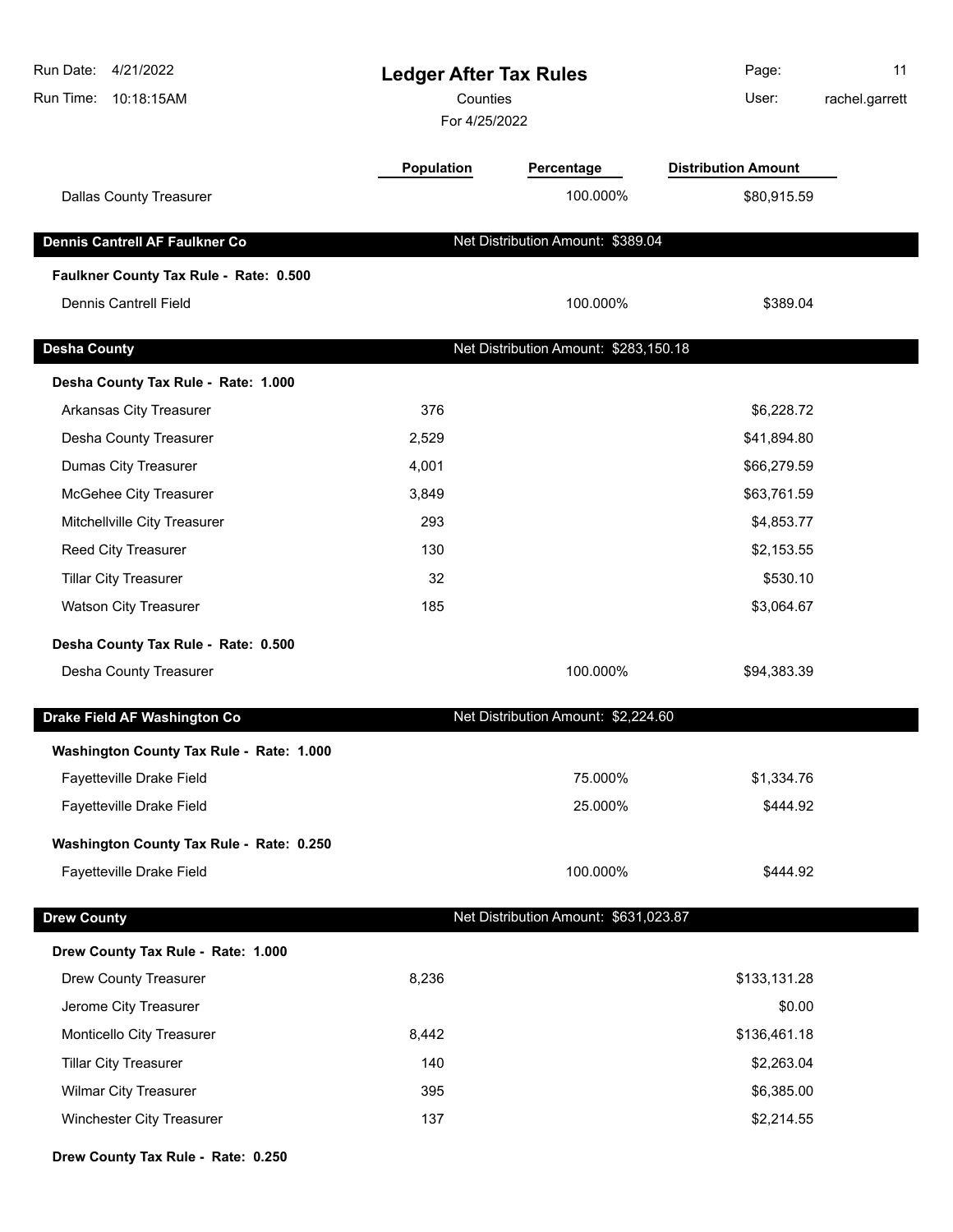# Ledger After Tax Rules

Counties

For 4/25/2022

| | Population | Percentage | Distribution Amount |
|---|---|---|---|
| Dallas County Treasurer | | 100.000% | $80,915.59 |

## Dennis Cantrell AF Faulkner Co

Net Distribution Amount: $389.04

**Faulkner County Tax Rule - Rate: 0.500**

| | Population | Percentage | Distribution Amount |
|---|---|---|---|
| Dennis Cantrell Field | | 100.000% | $389.04 |

## Desha County

Net Distribution Amount: $283,150.18

**Desha County Tax Rule - Rate: 1.000**

| | Population | Percentage | Distribution Amount |
|---|---|---|---|
| Arkansas City Treasurer | 376 | | $6,228.72 |
| Desha County Treasurer | 2,529 | | $41,894.80 |
| Dumas City Treasurer | 4,001 | | $66,279.59 |
| McGehee City Treasurer | 3,849 | | $63,761.59 |
| Mitchellville City Treasurer | 293 | | $4,853.77 |
| Reed City Treasurer | 130 | | $2,153.55 |
| Tillar City Treasurer | 32 | | $530.10 |
| Watson City Treasurer | 185 | | $3,064.67 |

**Desha County Tax Rule - Rate: 0.500**

| | Population | Percentage | Distribution Amount |
|---|---|---|---|
| Desha County Treasurer | | 100.000% | $94,383.39 |

## Drake Field AF Washington Co

Net Distribution Amount: $2,224.60

**Washington County Tax Rule - Rate: 1.000**

| | Population | Percentage | Distribution Amount |
|---|---|---|---|
| Fayetteville Drake Field | | 75.000% | $1,334.76 |
| Fayetteville Drake Field | | 25.000% | $444.92 |

**Washington County Tax Rule - Rate: 0.250**

| | Population | Percentage | Distribution Amount |
|---|---|---|---|
| Fayetteville Drake Field | | 100.000% | $444.92 |

## Drew County

Net Distribution Amount: $631,023.87

**Drew County Tax Rule - Rate: 1.000**

| | Population | Percentage | Distribution Amount |
|---|---|---|---|
| Drew County Treasurer | 8,236 | | $133,131.28 |
| Jerome City Treasurer | | | $0.00 |
| Monticello City Treasurer | 8,442 | | $136,461.18 |
| Tillar City Treasurer | 140 | | $2,263.04 |
| Wilmar City Treasurer | 395 | | $6,385.00 |
| Winchester City Treasurer | 137 | | $2,214.55 |

**Drew County Tax Rule - Rate: 0.250**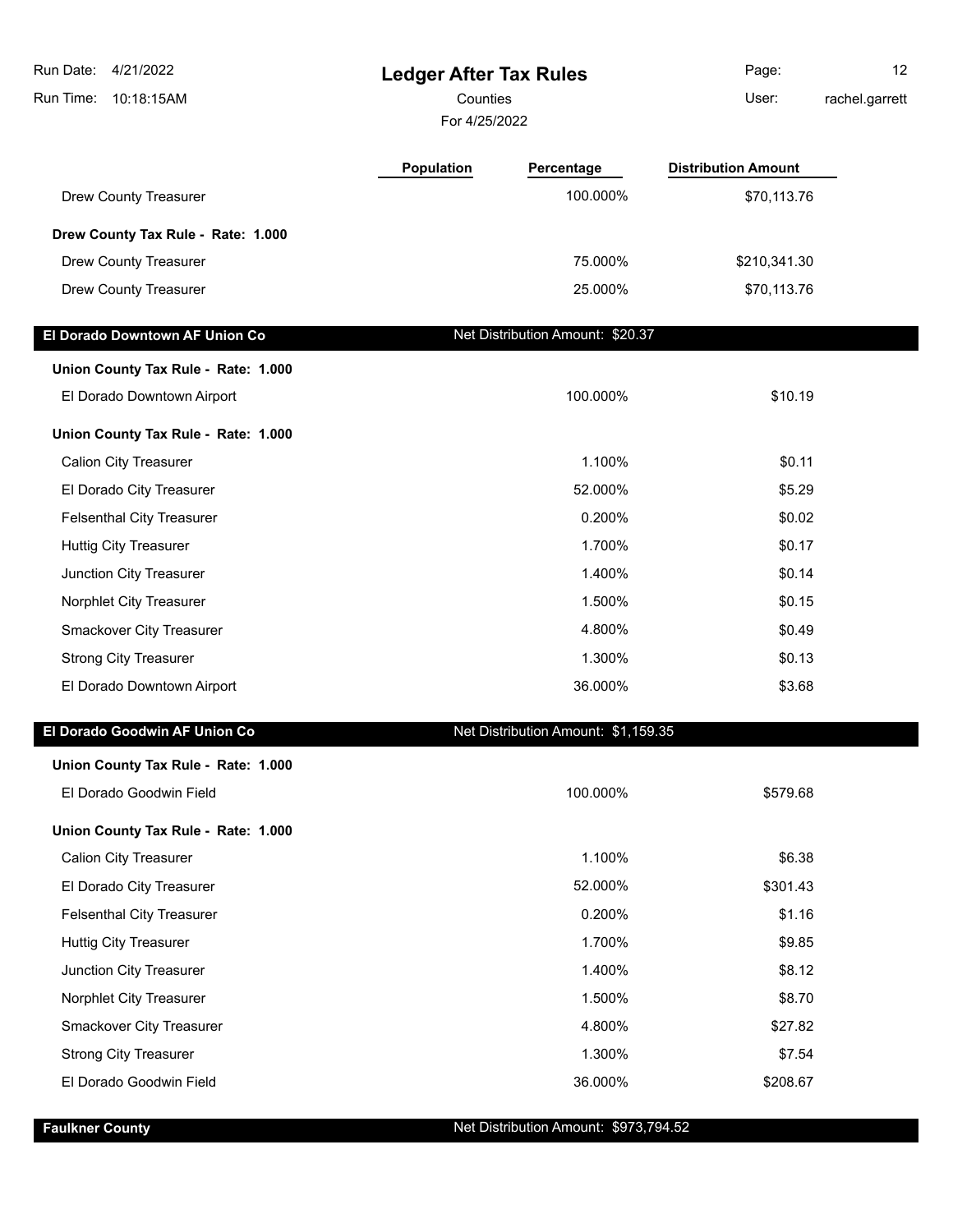| | Population | Percentage | Distribution Amount |
|---|---|---|---|
| Drew County Treasurer | | 100.000% | $70,113.76 |
| **Drew County Tax Rule - Rate: 1.000** | | | |
| Drew County Treasurer | | 75.000% | $210,341.30 |
| Drew County Treasurer | | 25.000% | $70,113.76 |

**El Dorado Downtown AF Union Co** — Net Distribution Amount: $20.37

| | Population | Percentage | Distribution Amount |
|---|---|---|---|
| **Union County Tax Rule - Rate: 1.000** | | | |
| El Dorado Downtown Airport | | 100.000% | $10.19 |
| **Union County Tax Rule - Rate: 1.000** | | | |
| Calion City Treasurer | | 1.100% | $0.11 |
| El Dorado City Treasurer | | 52.000% | $5.29 |
| Felsenthal City Treasurer | | 0.200% | $0.02 |
| Huttig City Treasurer | | 1.700% | $0.17 |
| Junction City Treasurer | | 1.400% | $0.14 |
| Norphlet City Treasurer | | 1.500% | $0.15 |
| Smackover City Treasurer | | 4.800% | $0.49 |
| Strong City Treasurer | | 1.300% | $0.13 |
| El Dorado Downtown Airport | | 36.000% | $3.68 |

**El Dorado Goodwin AF Union Co** — Net Distribution Amount: $1,159.35

| | Population | Percentage | Distribution Amount |
|---|---|---|---|
| **Union County Tax Rule - Rate: 1.000** | | | |
| El Dorado Goodwin Field | | 100.000% | $579.68 |
| **Union County Tax Rule - Rate: 1.000** | | | |
| Calion City Treasurer | | 1.100% | $6.38 |
| El Dorado City Treasurer | | 52.000% | $301.43 |
| Felsenthal City Treasurer | | 0.200% | $1.16 |
| Huttig City Treasurer | | 1.700% | $9.85 |
| Junction City Treasurer | | 1.400% | $8.12 |
| Norphlet City Treasurer | | 1.500% | $8.70 |
| Smackover City Treasurer | | 4.800% | $27.82 |
| Strong City Treasurer | | 1.300% | $7.54 |
| El Dorado Goodwin Field | | 36.000% | $208.67 |

**Faulkner County** — Net Distribution Amount: $973,794.52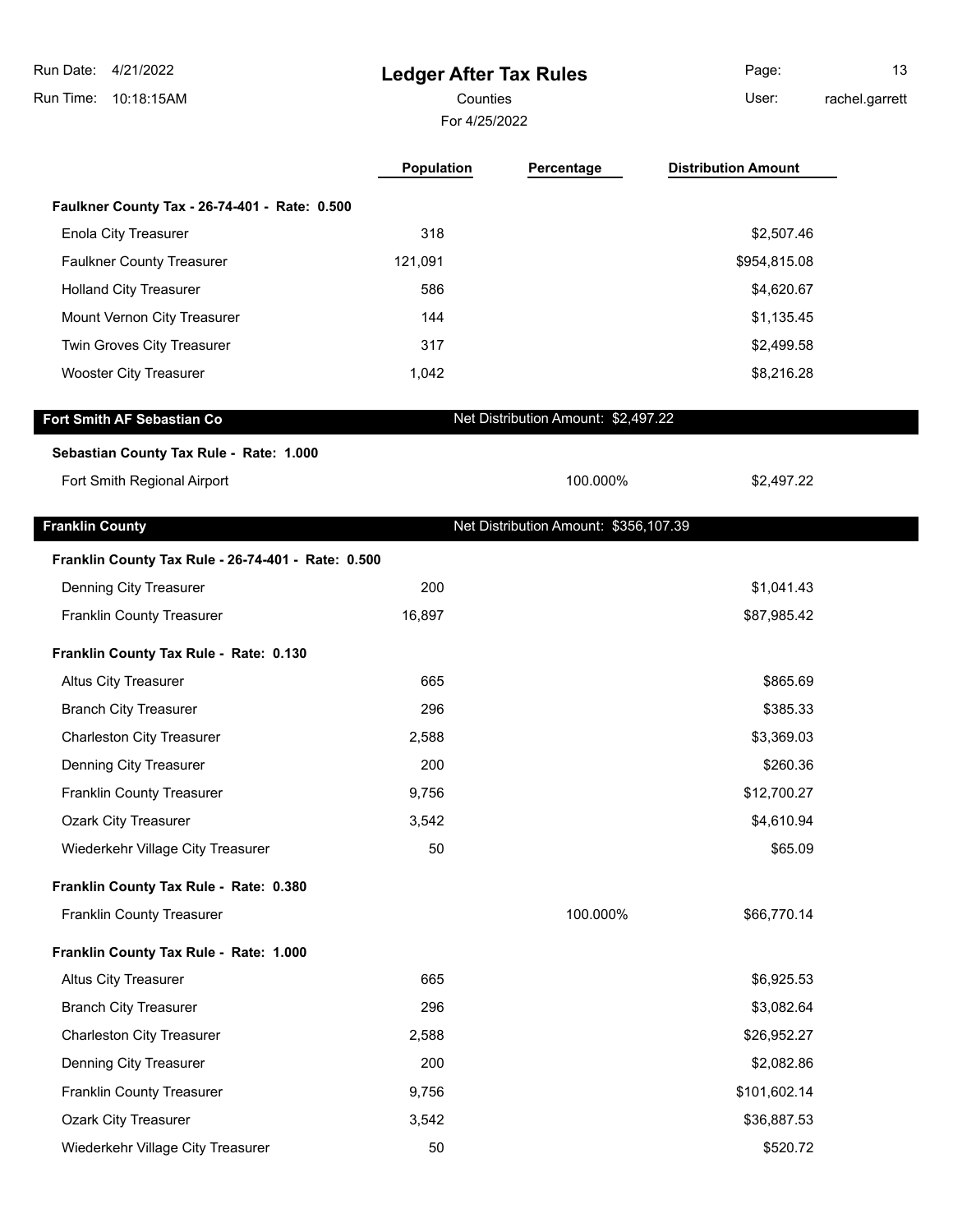# Ledger After Tax Rules

Counties

For 4/25/2022

| | Population | Percentage | Distribution Amount |
|---|---|---|---|
| **Faulkner County Tax - 26-74-401 - Rate: 0.500** | | | |
| Enola City Treasurer | 318 | | $2,507.46 |
| Faulkner County Treasurer | 121,091 | | $954,815.08 |
| Holland City Treasurer | 586 | | $4,620.67 |
| Mount Vernon City Treasurer | 144 | | $1,135.45 |
| Twin Groves City Treasurer | 317 | | $2,499.58 |
| Wooster City Treasurer | 1,042 | | $8,216.28 |

## Fort Smith AF Sebastian Co

Net Distribution Amount: $2,497.22

| | Population | Percentage | Distribution Amount |
|---|---|---|---|
| **Sebastian County Tax Rule - Rate: 1.000** | | | |
| Fort Smith Regional Airport | | 100.000% | $2,497.22 |

## Franklin County

Net Distribution Amount: $356,107.39

| | Population | Percentage | Distribution Amount |
|---|---|---|---|
| **Franklin County Tax Rule - 26-74-401 - Rate: 0.500** | | | |
| Denning City Treasurer | 200 | | $1,041.43 |
| Franklin County Treasurer | 16,897 | | $87,985.42 |
| **Franklin County Tax Rule - Rate: 0.130** | | | |
| Altus City Treasurer | 665 | | $865.69 |
| Branch City Treasurer | 296 | | $385.33 |
| Charleston City Treasurer | 2,588 | | $3,369.03 |
| Denning City Treasurer | 200 | | $260.36 |
| Franklin County Treasurer | 9,756 | | $12,700.27 |
| Ozark City Treasurer | 3,542 | | $4,610.94 |
| Wiederkehr Village City Treasurer | 50 | | $65.09 |
| **Franklin County Tax Rule - Rate: 0.380** | | | |
| Franklin County Treasurer | | 100.000% | $66,770.14 |
| **Franklin County Tax Rule - Rate: 1.000** | | | |
| Altus City Treasurer | 665 | | $6,925.53 |
| Branch City Treasurer | 296 | | $3,082.64 |
| Charleston City Treasurer | 2,588 | | $26,952.27 |
| Denning City Treasurer | 200 | | $2,082.86 |
| Franklin County Treasurer | 9,756 | | $101,602.14 |
| Ozark City Treasurer | 3,542 | | $36,887.53 |
| Wiederkehr Village City Treasurer | 50 | | $520.72 |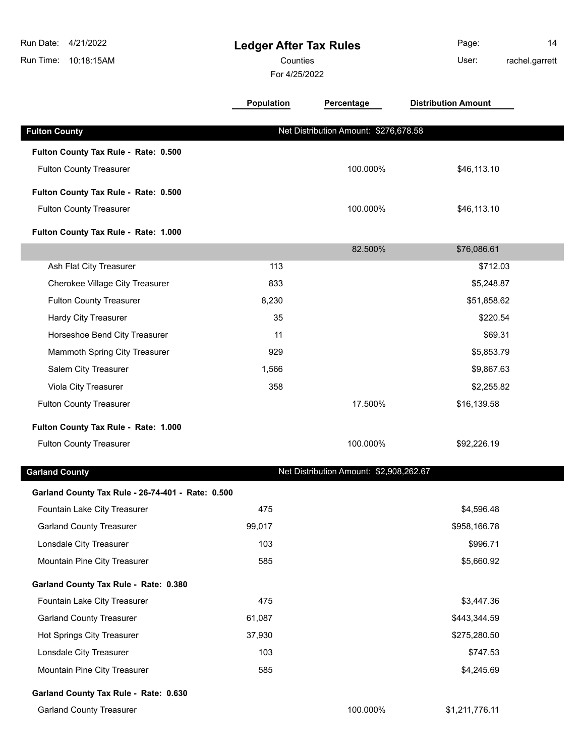# Ledger After Tax Rules

Counties

For 4/25/2022

| | Population | Percentage | Distribution Amount |
|---|---|---|---|
| **Fulton County** | Net Distribution Amount: $276,678.58 | | |
| **Fulton County Tax Rule - Rate: 0.500** | | | |
| Fulton County Treasurer | | 100.000% | $46,113.10 |
| **Fulton County Tax Rule - Rate: 0.500** | | | |
| Fulton County Treasurer | | 100.000% | $46,113.10 |
| **Fulton County Tax Rule - Rate: 1.000** | | | |
| | | 82.500% | $76,086.61 |
| Ash Flat City Treasurer | 113 | | $712.03 |
| Cherokee Village City Treasurer | 833 | | $5,248.87 |
| Fulton County Treasurer | 8,230 | | $51,858.62 |
| Hardy City Treasurer | 35 | | $220.54 |
| Horseshoe Bend City Treasurer | 11 | | $69.31 |
| Mammoth Spring City Treasurer | 929 | | $5,853.79 |
| Salem City Treasurer | 1,566 | | $9,867.63 |
| Viola City Treasurer | 358 | | $2,255.82 |
| Fulton County Treasurer | | 17.500% | $16,139.58 |
| **Fulton County Tax Rule - Rate: 1.000** | | | |
| Fulton County Treasurer | | 100.000% | $92,226.19 |
| **Garland County** | Net Distribution Amount: $2,908,262.67 | | |
| **Garland County Tax Rule - 26-74-401 - Rate: 0.500** | | | |
| Fountain Lake City Treasurer | 475 | | $4,596.48 |
| Garland County Treasurer | 99,017 | | $958,166.78 |
| Lonsdale City Treasurer | 103 | | $996.71 |
| Mountain Pine City Treasurer | 585 | | $5,660.92 |
| **Garland County Tax Rule - Rate: 0.380** | | | |
| Fountain Lake City Treasurer | 475 | | $3,447.36 |
| Garland County Treasurer | 61,087 | | $443,344.59 |
| Hot Springs City Treasurer | 37,930 | | $275,280.50 |
| Lonsdale City Treasurer | 103 | | $747.53 |
| Mountain Pine City Treasurer | 585 | | $4,245.69 |
| **Garland County Tax Rule - Rate: 0.630** | | | |
| Garland County Treasurer | | 100.000% | $1,211,776.11 |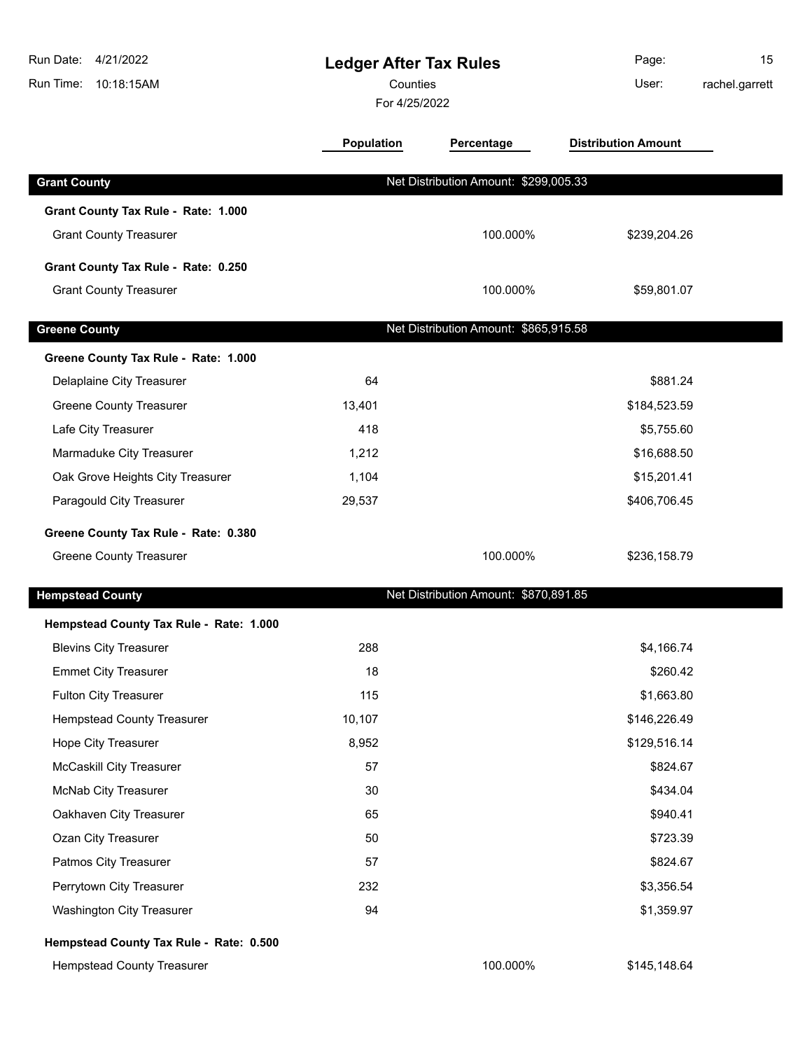# Ledger After Tax Rules

Counties

For 4/25/2022

Run Date: 4/21/2022
Run Time: 10:18:15AM
User: rachel.garrett

| | Population | Percentage | Distribution Amount |
|---|---|---|---|
| **Grant County** | Net Distribution Amount: $299,005.33 | | |
| **Grant County Tax Rule - Rate: 1.000** | | | |
| Grant County Treasurer | | 100.000% | $239,204.26 |
| **Grant County Tax Rule - Rate: 0.250** | | | |
| Grant County Treasurer | | 100.000% | $59,801.07 |
| **Greene County** | Net Distribution Amount: $865,915.58 | | |
| **Greene County Tax Rule - Rate: 1.000** | | | |
| Delaplaine City Treasurer | 64 | | $881.24 |
| Greene County Treasurer | 13,401 | | $184,523.59 |
| Lafe City Treasurer | 418 | | $5,755.60 |
| Marmaduke City Treasurer | 1,212 | | $16,688.50 |
| Oak Grove Heights City Treasurer | 1,104 | | $15,201.41 |
| Paragould City Treasurer | 29,537 | | $406,706.45 |
| **Greene County Tax Rule - Rate: 0.380** | | | |
| Greene County Treasurer | | 100.000% | $236,158.79 |
| **Hempstead County** | Net Distribution Amount: $870,891.85 | | |
| **Hempstead County Tax Rule - Rate: 1.000** | | | |
| Blevins City Treasurer | 288 | | $4,166.74 |
| Emmet City Treasurer | 18 | | $260.42 |
| Fulton City Treasurer | 115 | | $1,663.80 |
| Hempstead County Treasurer | 10,107 | | $146,226.49 |
| Hope City Treasurer | 8,952 | | $129,516.14 |
| McCaskill City Treasurer | 57 | | $824.67 |
| McNab City Treasurer | 30 | | $434.04 |
| Oakhaven City Treasurer | 65 | | $940.41 |
| Ozan City Treasurer | 50 | | $723.39 |
| Patmos City Treasurer | 57 | | $824.67 |
| Perrytown City Treasurer | 232 | | $3,356.54 |
| Washington City Treasurer | 94 | | $1,359.97 |
| **Hempstead County Tax Rule - Rate: 0.500** | | | |
| Hempstead County Treasurer | | 100.000% | $145,148.64 |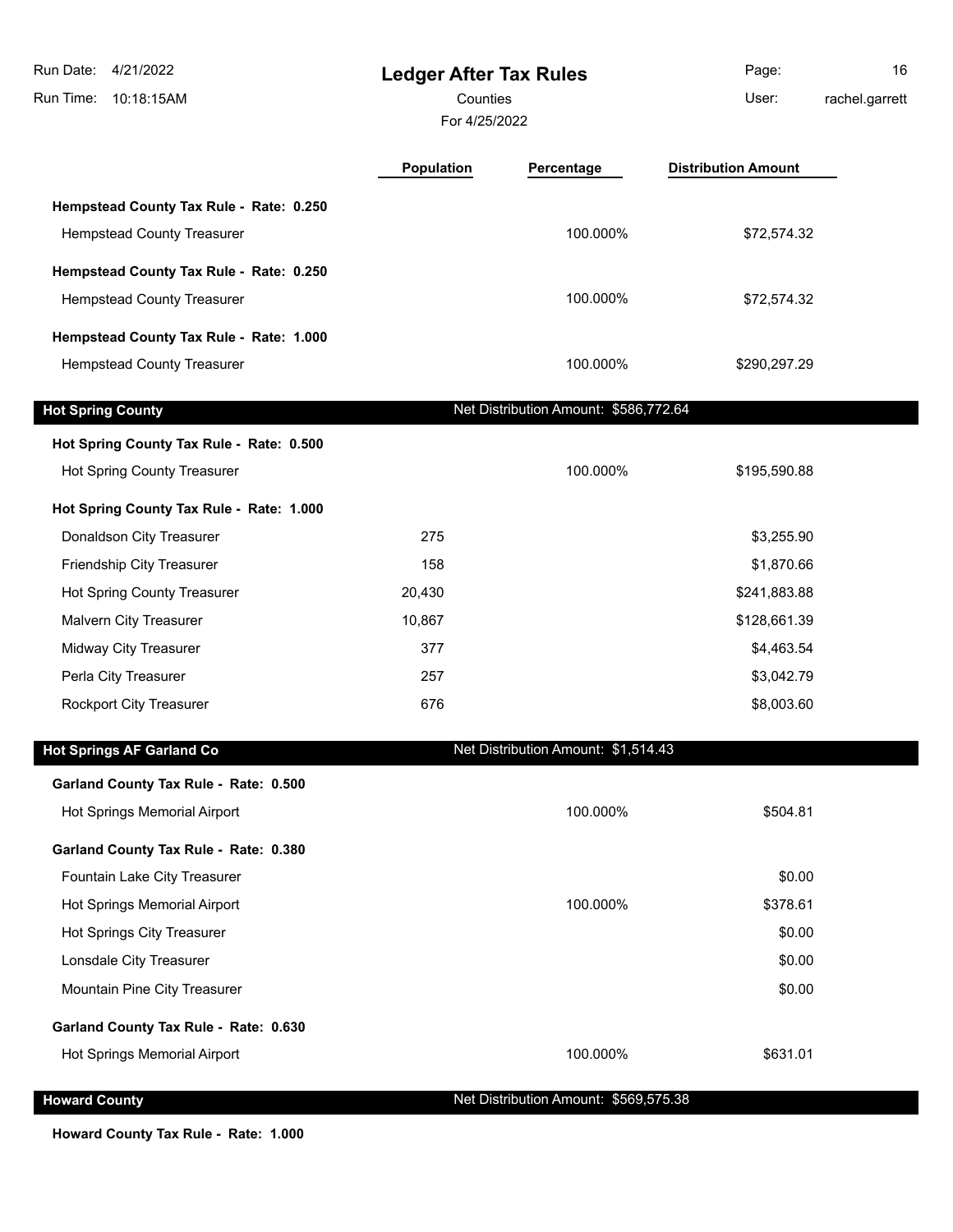# Ledger After Tax Rules

Counties

For 4/25/2022

| | Population | Percentage | Distribution Amount |
|---|---|---|---|
| **Hempstead County Tax Rule - Rate: 0.250** | | | |
| Hempstead County Treasurer | | 100.000% | $72,574.32 |
| **Hempstead County Tax Rule - Rate: 0.250** | | | |
| Hempstead County Treasurer | | 100.000% | $72,574.32 |
| **Hempstead County Tax Rule - Rate: 1.000** | | | |
| Hempstead County Treasurer | | 100.000% | $290,297.29 |
| **Hot Spring County** | | Net Distribution Amount: $586,772.64 | |
| **Hot Spring County Tax Rule - Rate: 0.500** | | | |
| Hot Spring County Treasurer | | 100.000% | $195,590.88 |
| **Hot Spring County Tax Rule - Rate: 1.000** | | | |
| Donaldson City Treasurer | 275 | | $3,255.90 |
| Friendship City Treasurer | 158 | | $1,870.66 |
| Hot Spring County Treasurer | 20,430 | | $241,883.88 |
| Malvern City Treasurer | 10,867 | | $128,661.39 |
| Midway City Treasurer | 377 | | $4,463.54 |
| Perla City Treasurer | 257 | | $3,042.79 |
| Rockport City Treasurer | 676 | | $8,003.60 |
| **Hot Springs AF Garland Co** | | Net Distribution Amount: $1,514.43 | |
| **Garland County Tax Rule - Rate: 0.500** | | | |
| Hot Springs Memorial Airport | | 100.000% | $504.81 |
| **Garland County Tax Rule - Rate: 0.380** | | | |
| Fountain Lake City Treasurer | | | $0.00 |
| Hot Springs Memorial Airport | | 100.000% | $378.61 |
| Hot Springs City Treasurer | | | $0.00 |
| Lonsdale City Treasurer | | | $0.00 |
| Mountain Pine City Treasurer | | | $0.00 |
| **Garland County Tax Rule - Rate: 0.630** | | | |
| Hot Springs Memorial Airport | | 100.000% | $631.01 |
| **Howard County** | | Net Distribution Amount: $569,575.38 | |
| **Howard County Tax Rule - Rate: 1.000** | | | |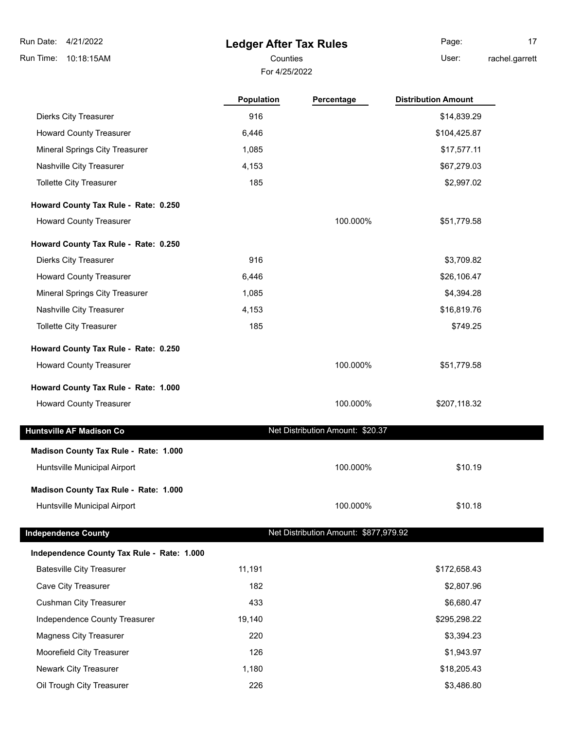# Ledger After Tax Rules

Counties

For 4/25/2022

| | Population | Percentage | Distribution Amount |
|---|---|---|---|
| Dierks City Treasurer | 916 | | $14,839.29 |
| Howard County Treasurer | 6,446 | | $104,425.87 |
| Mineral Springs City Treasurer | 1,085 | | $17,577.11 |
| Nashville City Treasurer | 4,153 | | $67,279.03 |
| Tollette City Treasurer | 185 | | $2,997.02 |
| **Howard County Tax Rule - Rate: 0.250** | | | |
| Howard County Treasurer | | 100.000% | $51,779.58 |
| **Howard County Tax Rule - Rate: 0.250** | | | |
| Dierks City Treasurer | 916 | | $3,709.82 |
| Howard County Treasurer | 6,446 | | $26,106.47 |
| Mineral Springs City Treasurer | 1,085 | | $4,394.28 |
| Nashville City Treasurer | 4,153 | | $16,819.76 |
| Tollette City Treasurer | 185 | | $749.25 |
| **Howard County Tax Rule - Rate: 0.250** | | | |
| Howard County Treasurer | | 100.000% | $51,779.58 |
| **Howard County Tax Rule - Rate: 1.000** | | | |
| Howard County Treasurer | | 100.000% | $207,118.32 |

## Huntsville AF Madison Co

Net Distribution Amount: $20.37

| | Population | Percentage | Distribution Amount |
|---|---|---|---|
| **Madison County Tax Rule - Rate: 1.000** | | | |
| Huntsville Municipal Airport | | 100.000% | $10.19 |
| **Madison County Tax Rule - Rate: 1.000** | | | |
| Huntsville Municipal Airport | | 100.000% | $10.18 |

## Independence County

Net Distribution Amount: $877,979.92

| | Population | Percentage | Distribution Amount |
|---|---|---|---|
| **Independence County Tax Rule - Rate: 1.000** | | | |
| Batesville City Treasurer | 11,191 | | $172,658.43 |
| Cave City Treasurer | 182 | | $2,807.96 |
| Cushman City Treasurer | 433 | | $6,680.47 |
| Independence County Treasurer | 19,140 | | $295,298.22 |
| Magness City Treasurer | 220 | | $3,394.23 |
| Moorefield City Treasurer | 126 | | $1,943.97 |
| Newark City Treasurer | 1,180 | | $18,205.43 |
| Oil Trough City Treasurer | 226 | | $3,486.80 |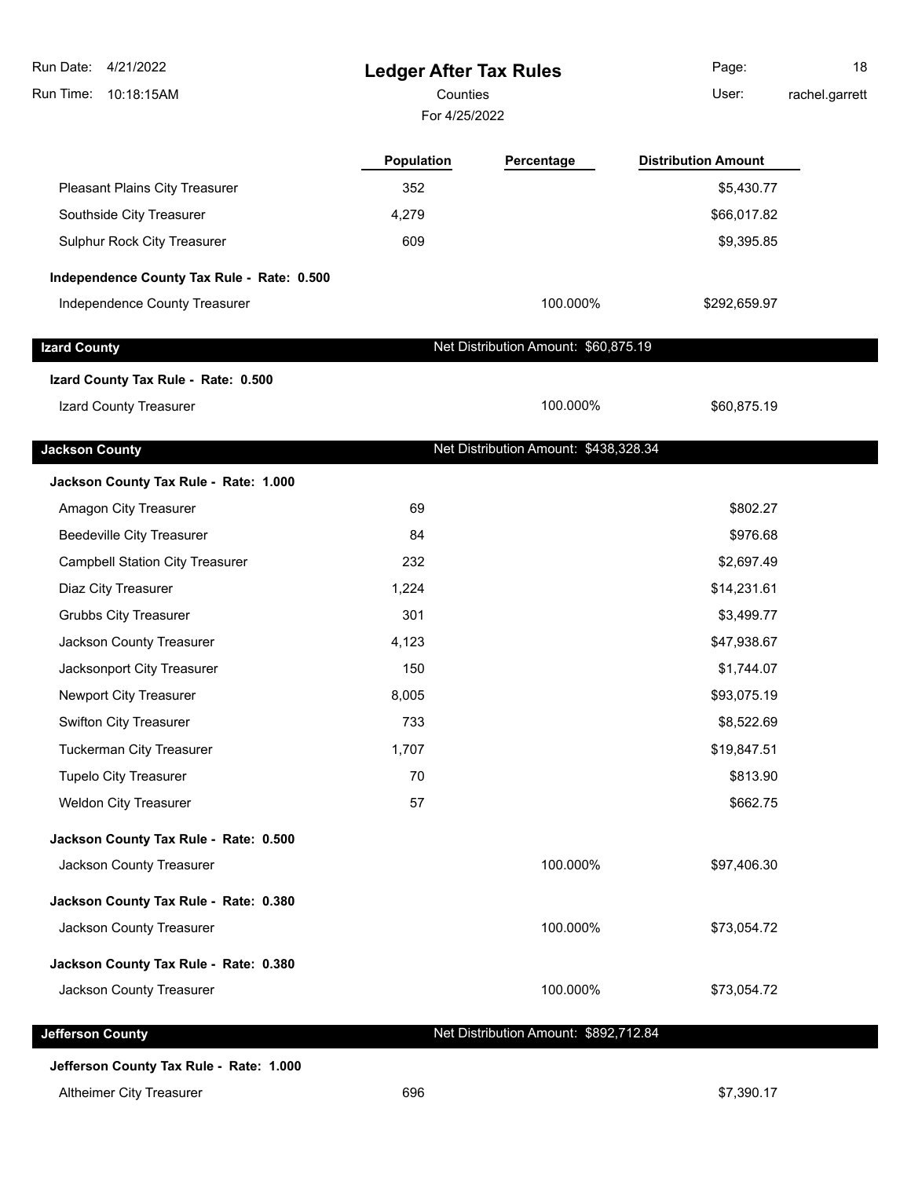| | Population | Percentage | Distribution Amount |
|---|---|---|---|
| Pleasant Plains City Treasurer | 352 | | $5,430.77 |
| Southside City Treasurer | 4,279 | | $66,017.82 |
| Sulphur Rock City Treasurer | 609 | | $9,395.85 |
| **Independence County Tax Rule - Rate: 0.500** | | | |
| Independence County Treasurer | | 100.000% | $292,659.97 |

## Izard County

Net Distribution Amount: $60,875.19

| | Population | Percentage | Distribution Amount |
|---|---|---|---|
| **Izard County Tax Rule - Rate: 0.500** | | | |
| Izard County Treasurer | | 100.000% | $60,875.19 |

## Jackson County

Net Distribution Amount: $438,328.34

| | Population | Percentage | Distribution Amount |
|---|---|---|---|
| **Jackson County Tax Rule - Rate: 1.000** | | | |
| Amagon City Treasurer | 69 | | $802.27 |
| Beedeville City Treasurer | 84 | | $976.68 |
| Campbell Station City Treasurer | 232 | | $2,697.49 |
| Diaz City Treasurer | 1,224 | | $14,231.61 |
| Grubbs City Treasurer | 301 | | $3,499.77 |
| Jackson County Treasurer | 4,123 | | $47,938.67 |
| Jacksonport City Treasurer | 150 | | $1,744.07 |
| Newport City Treasurer | 8,005 | | $93,075.19 |
| Swifton City Treasurer | 733 | | $8,522.69 |
| Tuckerman City Treasurer | 1,707 | | $19,847.51 |
| Tupelo City Treasurer | 70 | | $813.90 |
| Weldon City Treasurer | 57 | | $662.75 |
| **Jackson County Tax Rule - Rate: 0.500** | | | |
| Jackson County Treasurer | | 100.000% | $97,406.30 |
| **Jackson County Tax Rule - Rate: 0.380** | | | |
| Jackson County Treasurer | | 100.000% | $73,054.72 |
| **Jackson County Tax Rule - Rate: 0.380** | | | |
| Jackson County Treasurer | | 100.000% | $73,054.72 |

## Jefferson County

Net Distribution Amount: $892,712.84

| | Population | Percentage | Distribution Amount |
|---|---|---|---|
| **Jefferson County Tax Rule - Rate: 1.000** | | | |
| Altheimer City Treasurer | 696 | | $7,390.17 |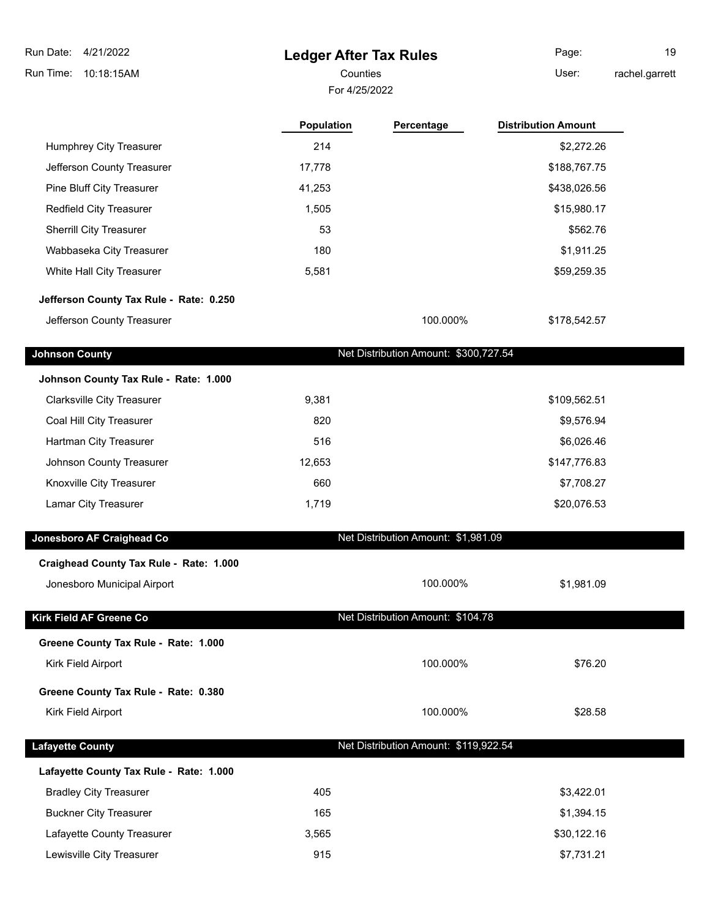# Ledger After Tax Rules

Counties

For 4/25/2022

| | Population | Percentage | Distribution Amount |
|---|---|---|---|
| Humphrey City Treasurer | 214 | | $2,272.26 |
| Jefferson County Treasurer | 17,778 | | $188,767.75 |
| Pine Bluff City Treasurer | 41,253 | | $438,026.56 |
| Redfield City Treasurer | 1,505 | | $15,980.17 |
| Sherrill City Treasurer | 53 | | $562.76 |
| Wabbaseka City Treasurer | 180 | | $1,911.25 |
| White Hall City Treasurer | 5,581 | | $59,259.35 |
| **Jefferson County Tax Rule - Rate: 0.250** | | | |
| Jefferson County Treasurer | | 100.000% | $178,542.57 |
| **Johnson County** | | Net Distribution Amount: $300,727.54 | |
| **Johnson County Tax Rule - Rate: 1.000** | | | |
| Clarksville City Treasurer | 9,381 | | $109,562.51 |
| Coal Hill City Treasurer | 820 | | $9,576.94 |
| Hartman City Treasurer | 516 | | $6,026.46 |
| Johnson County Treasurer | 12,653 | | $147,776.83 |
| Knoxville City Treasurer | 660 | | $7,708.27 |
| Lamar City Treasurer | 1,719 | | $20,076.53 |
| **Jonesboro AF Craighead Co** | | Net Distribution Amount: $1,981.09 | |
| **Craighead County Tax Rule - Rate: 1.000** | | | |
| Jonesboro Municipal Airport | | 100.000% | $1,981.09 |
| **Kirk Field AF Greene Co** | | Net Distribution Amount: $104.78 | |
| **Greene County Tax Rule - Rate: 1.000** | | | |
| Kirk Field Airport | | 100.000% | $76.20 |
| **Greene County Tax Rule - Rate: 0.380** | | | |
| Kirk Field Airport | | 100.000% | $28.58 |
| **Lafayette County** | | Net Distribution Amount: $119,922.54 | |
| **Lafayette County Tax Rule - Rate: 1.000** | | | |
| Bradley City Treasurer | 405 | | $3,422.01 |
| Buckner City Treasurer | 165 | | $1,394.15 |
| Lafayette County Treasurer | 3,565 | | $30,122.16 |
| Lewisville City Treasurer | 915 | | $7,731.21 |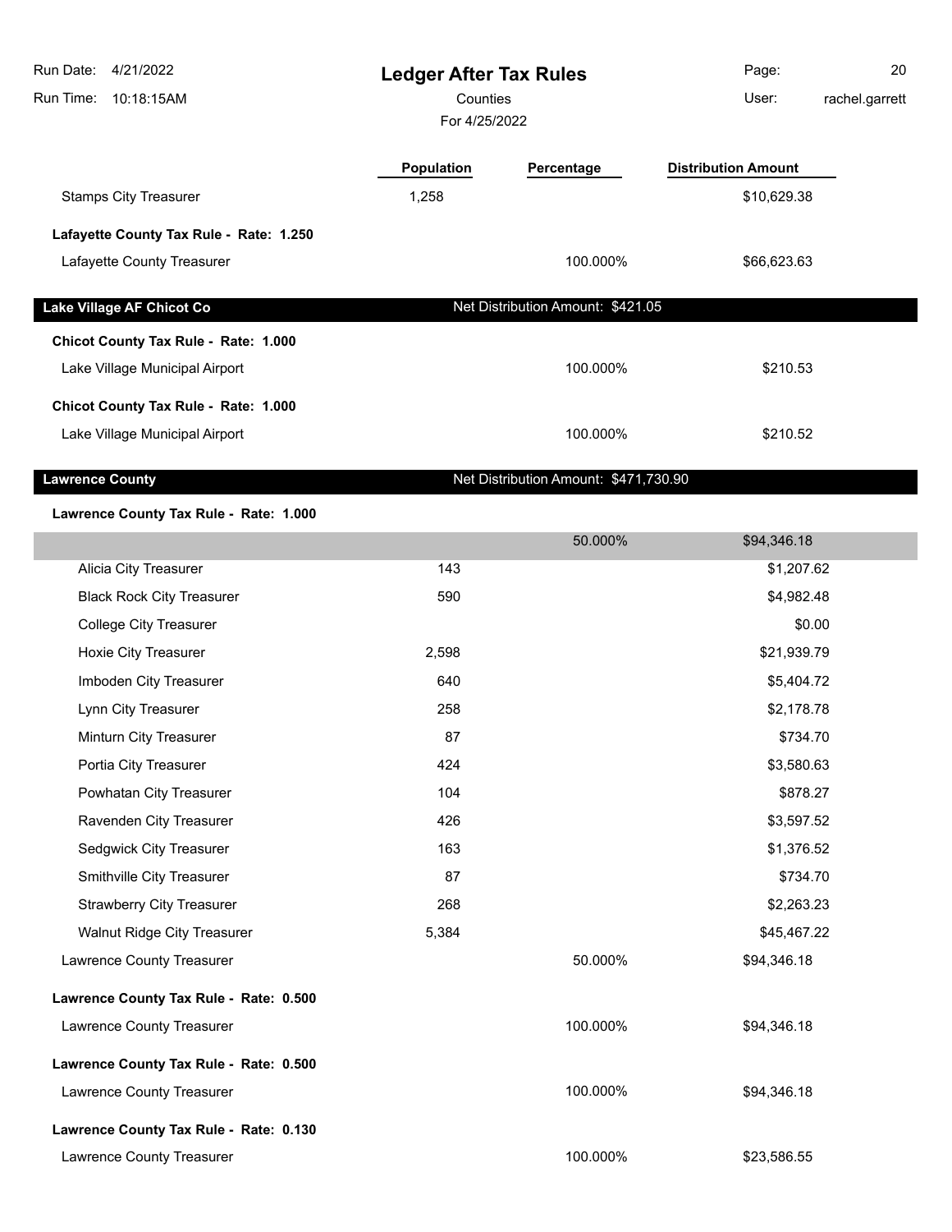# Ledger After Tax Rules

Counties

For 4/25/2022

Run Date: 4/21/2022
Run Time: 10:18:15AM
User: rachel.garrett

| | Population | Percentage | Distribution Amount |
|---|---|---|---|
| Stamps City Treasurer | 1,258 | | $10,629.38 |
| **Lafayette County Tax Rule - Rate: 1.250** | | | |
| Lafayette County Treasurer | | 100.000% | $66,623.63 |
| **Lake Village AF Chicot Co** | | Net Distribution Amount: $421.05 | |
| **Chicot County Tax Rule - Rate: 1.000** | | | |
| Lake Village Municipal Airport | | 100.000% | $210.53 |
| **Chicot County Tax Rule - Rate: 1.000** | | | |
| Lake Village Municipal Airport | | 100.000% | $210.52 |
| **Lawrence County** | | Net Distribution Amount: $471,730.90 | |
| **Lawrence County Tax Rule - Rate: 1.000** | | | |
| | | 50.000% | $94,346.18 |
| Alicia City Treasurer | 143 | | $1,207.62 |
| Black Rock City Treasurer | 590 | | $4,982.48 |
| College City Treasurer | | | $0.00 |
| Hoxie City Treasurer | 2,598 | | $21,939.79 |
| Imboden City Treasurer | 640 | | $5,404.72 |
| Lynn City Treasurer | 258 | | $2,178.78 |
| Minturn City Treasurer | 87 | | $734.70 |
| Portia City Treasurer | 424 | | $3,580.63 |
| Powhatan City Treasurer | 104 | | $878.27 |
| Ravenden City Treasurer | 426 | | $3,597.52 |
| Sedgwick City Treasurer | 163 | | $1,376.52 |
| Smithville City Treasurer | 87 | | $734.70 |
| Strawberry City Treasurer | 268 | | $2,263.23 |
| Walnut Ridge City Treasurer | 5,384 | | $45,467.22 |
| Lawrence County Treasurer | | 50.000% | $94,346.18 |
| **Lawrence County Tax Rule - Rate: 0.500** | | | |
| Lawrence County Treasurer | | 100.000% | $94,346.18 |
| **Lawrence County Tax Rule - Rate: 0.500** | | | |
| Lawrence County Treasurer | | 100.000% | $94,346.18 |
| **Lawrence County Tax Rule - Rate: 0.130** | | | |
| Lawrence County Treasurer | | 100.000% | $23,586.55 |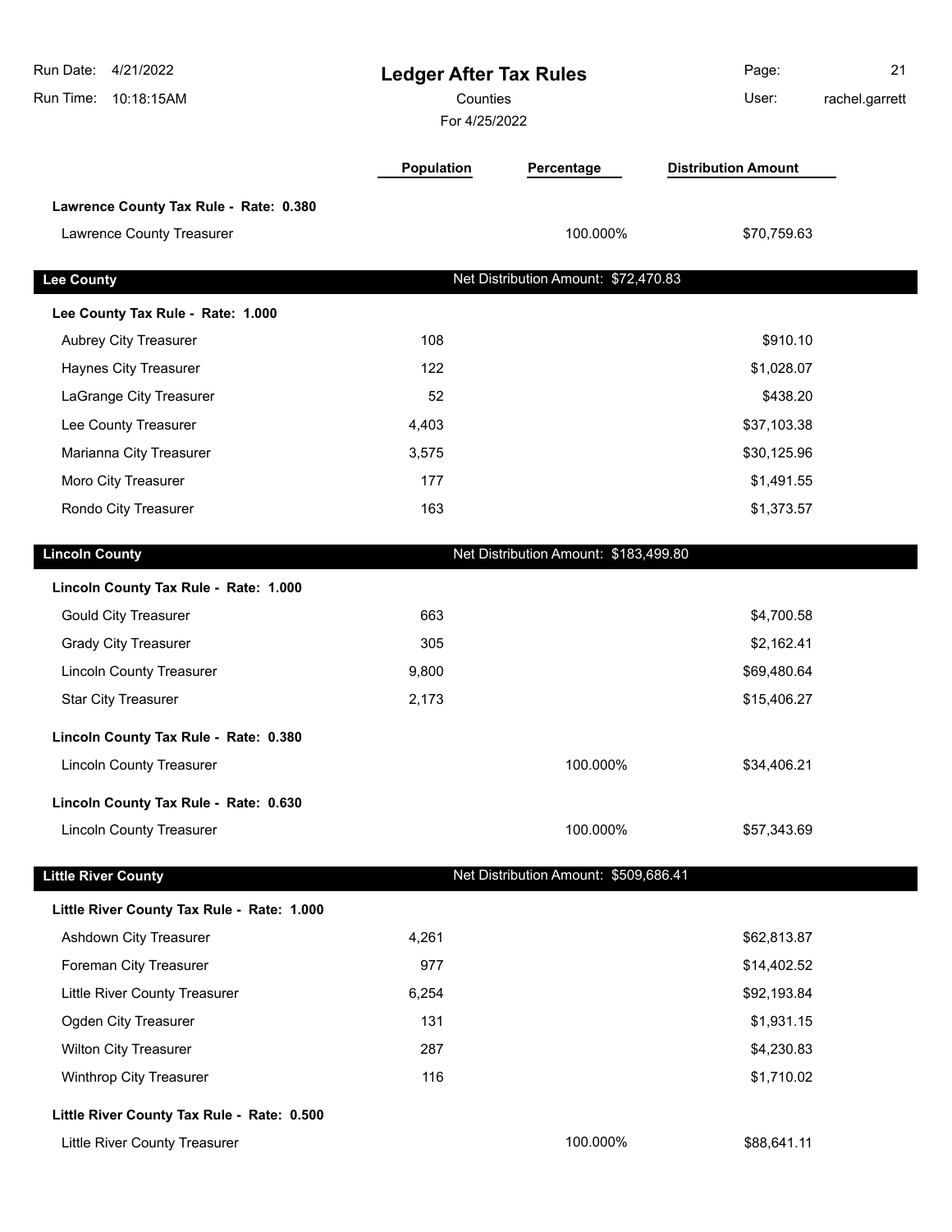# Ledger After Tax Rules

Counties

For 4/25/2022

| | Population | Percentage | Distribution Amount |
|---|---|---|---|
| **Lawrence County Tax Rule - Rate: 0.380** | | | |
| Lawrence County Treasurer | | 100.000% | $70,759.63 |
| **Lee County** | | Net Distribution Amount: $72,470.83 | |
| **Lee County Tax Rule - Rate: 1.000** | | | |
| Aubrey City Treasurer | 108 | | $910.10 |
| Haynes City Treasurer | 122 | | $1,028.07 |
| LaGrange City Treasurer | 52 | | $438.20 |
| Lee County Treasurer | 4,403 | | $37,103.38 |
| Marianna City Treasurer | 3,575 | | $30,125.96 |
| Moro City Treasurer | 177 | | $1,491.55 |
| Rondo City Treasurer | 163 | | $1,373.57 |
| **Lincoln County** | | Net Distribution Amount: $183,499.80 | |
| **Lincoln County Tax Rule - Rate: 1.000** | | | |
| Gould City Treasurer | 663 | | $4,700.58 |
| Grady City Treasurer | 305 | | $2,162.41 |
| Lincoln County Treasurer | 9,800 | | $69,480.64 |
| Star City Treasurer | 2,173 | | $15,406.27 |
| **Lincoln County Tax Rule - Rate: 0.380** | | | |
| Lincoln County Treasurer | | 100.000% | $34,406.21 |
| **Lincoln County Tax Rule - Rate: 0.630** | | | |
| Lincoln County Treasurer | | 100.000% | $57,343.69 |
| **Little River County** | | Net Distribution Amount: $509,686.41 | |
| **Little River County Tax Rule - Rate: 1.000** | | | |
| Ashdown City Treasurer | 4,261 | | $62,813.87 |
| Foreman City Treasurer | 977 | | $14,402.52 |
| Little River County Treasurer | 6,254 | | $92,193.84 |
| Ogden City Treasurer | 131 | | $1,931.15 |
| Wilton City Treasurer | 287 | | $4,230.83 |
| Winthrop City Treasurer | 116 | | $1,710.02 |
| **Little River County Tax Rule - Rate: 0.500** | | | |
| Little River County Treasurer | | 100.000% | $88,641.11 |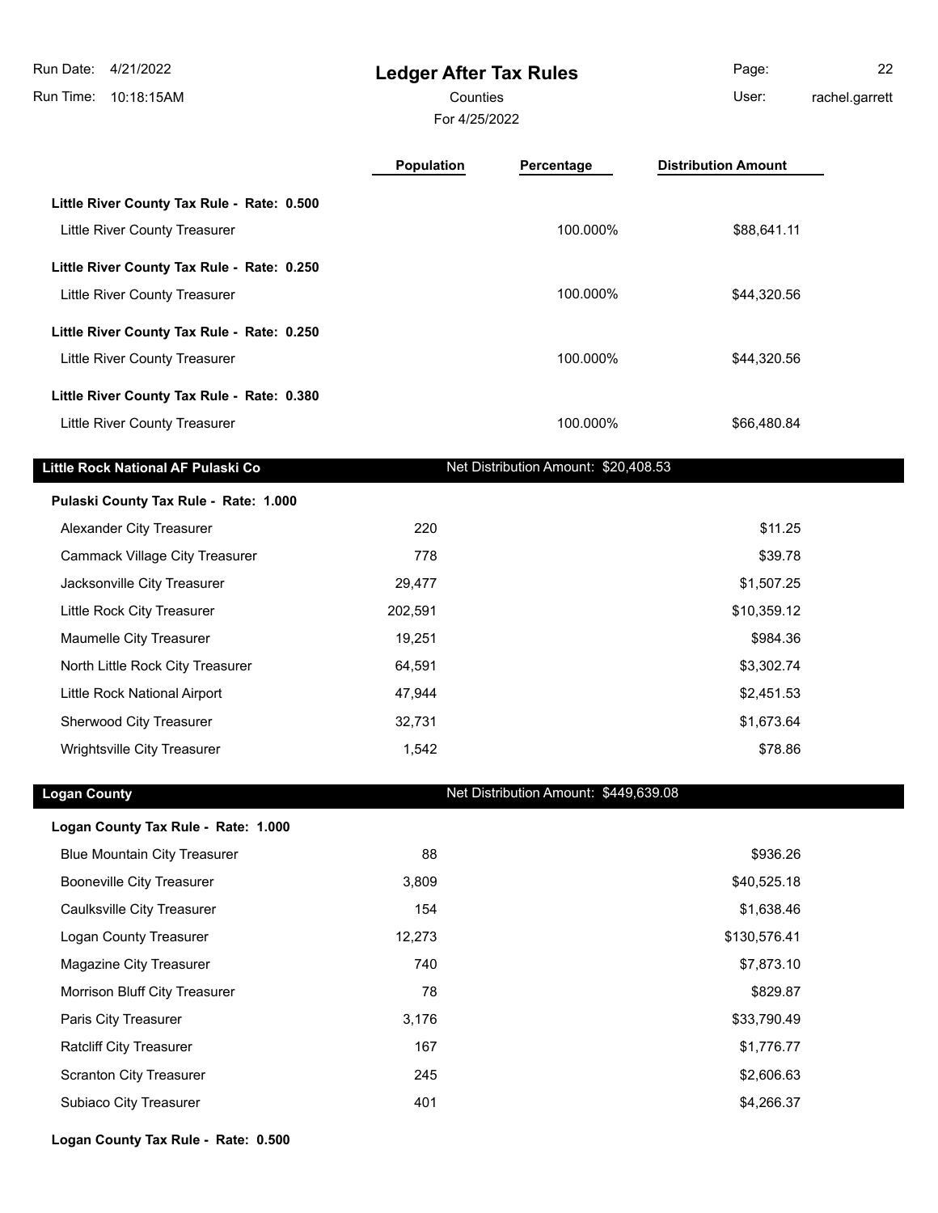# Ledger After Tax Rules

Counties

For 4/25/2022

| | Population | Percentage | Distribution Amount |
|---|---|---|---|
| **Little River County Tax Rule - Rate: 0.500** | | | |
| Little River County Treasurer | | 100.000% | $88,641.11 |
| **Little River County Tax Rule - Rate: 0.250** | | | |
| Little River County Treasurer | | 100.000% | $44,320.56 |
| **Little River County Tax Rule - Rate: 0.250** | | | |
| Little River County Treasurer | | 100.000% | $44,320.56 |
| **Little River County Tax Rule - Rate: 0.380** | | | |
| Little River County Treasurer | | 100.000% | $66,480.84 |

## Little Rock National AF Pulaski Co

Net Distribution Amount: $20,408.53

| | Population | Percentage | Distribution Amount |
|---|---|---|---|
| **Pulaski County Tax Rule - Rate: 1.000** | | | |
| Alexander City Treasurer | 220 | | $11.25 |
| Cammack Village City Treasurer | 778 | | $39.78 |
| Jacksonville City Treasurer | 29,477 | | $1,507.25 |
| Little Rock City Treasurer | 202,591 | | $10,359.12 |
| Maumelle City Treasurer | 19,251 | | $984.36 |
| North Little Rock City Treasurer | 64,591 | | $3,302.74 |
| Little Rock National Airport | 47,944 | | $2,451.53 |
| Sherwood City Treasurer | 32,731 | | $1,673.64 |
| Wrightsville City Treasurer | 1,542 | | $78.86 |

## Logan County

Net Distribution Amount: $449,639.08

| | Population | Percentage | Distribution Amount |
|---|---|---|---|
| **Logan County Tax Rule - Rate: 1.000** | | | |
| Blue Mountain City Treasurer | 88 | | $936.26 |
| Booneville City Treasurer | 3,809 | | $40,525.18 |
| Caulksville City Treasurer | 154 | | $1,638.46 |
| Logan County Treasurer | 12,273 | | $130,576.41 |
| Magazine City Treasurer | 740 | | $7,873.10 |
| Morrison Bluff City Treasurer | 78 | | $829.87 |
| Paris City Treasurer | 3,176 | | $33,790.49 |
| Ratcliff City Treasurer | 167 | | $1,776.77 |
| Scranton City Treasurer | 245 | | $2,606.63 |
| Subiaco City Treasurer | 401 | | $4,266.37 |
| **Logan County Tax Rule - Rate: 0.500** | | | |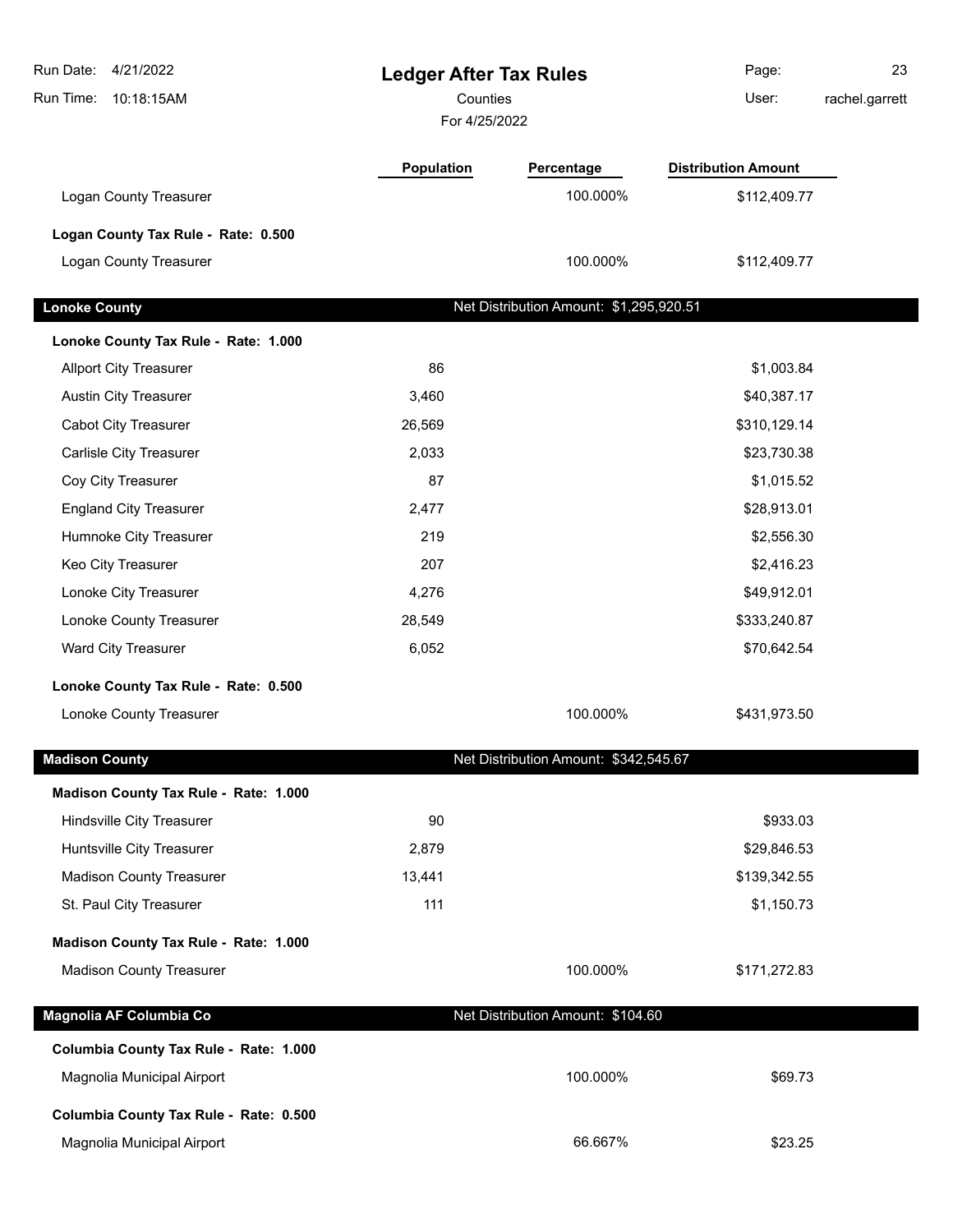# Ledger After Tax Rules

Counties

For 4/25/2022

| | Population | Percentage | Distribution Amount |
|---|---|---|---|
| Logan County Treasurer | | 100.000% | $112,409.77 |
| **Logan County Tax Rule - Rate: 0.500** | | | |
| Logan County Treasurer | | 100.000% | $112,409.77 |

## Lonoke County

Net Distribution Amount: $1,295,920.51

| | Population | Percentage | Distribution Amount |
|---|---|---|---|
| **Lonoke County Tax Rule - Rate: 1.000** | | | |
| Allport City Treasurer | 86 | | $1,003.84 |
| Austin City Treasurer | 3,460 | | $40,387.17 |
| Cabot City Treasurer | 26,569 | | $310,129.14 |
| Carlisle City Treasurer | 2,033 | | $23,730.38 |
| Coy City Treasurer | 87 | | $1,015.52 |
| England City Treasurer | 2,477 | | $28,913.01 |
| Humnoke City Treasurer | 219 | | $2,556.30 |
| Keo City Treasurer | 207 | | $2,416.23 |
| Lonoke City Treasurer | 4,276 | | $49,912.01 |
| Lonoke County Treasurer | 28,549 | | $333,240.87 |
| Ward City Treasurer | 6,052 | | $70,642.54 |
| **Lonoke County Tax Rule - Rate: 0.500** | | | |
| Lonoke County Treasurer | | 100.000% | $431,973.50 |

## Madison County

Net Distribution Amount: $342,545.67

| | Population | Percentage | Distribution Amount |
|---|---|---|---|
| **Madison County Tax Rule - Rate: 1.000** | | | |
| Hindsville City Treasurer | 90 | | $933.03 |
| Huntsville City Treasurer | 2,879 | | $29,846.53 |
| Madison County Treasurer | 13,441 | | $139,342.55 |
| St. Paul City Treasurer | 111 | | $1,150.73 |
| **Madison County Tax Rule - Rate: 1.000** | | | |
| Madison County Treasurer | | 100.000% | $171,272.83 |

## Magnolia AF Columbia Co

Net Distribution Amount: $104.60

| | Population | Percentage | Distribution Amount |
|---|---|---|---|
| **Columbia County Tax Rule - Rate: 1.000** | | | |
| Magnolia Municipal Airport | | 100.000% | $69.73 |
| **Columbia County Tax Rule - Rate: 0.500** | | | |
| Magnolia Municipal Airport | | 66.667% | $23.25 |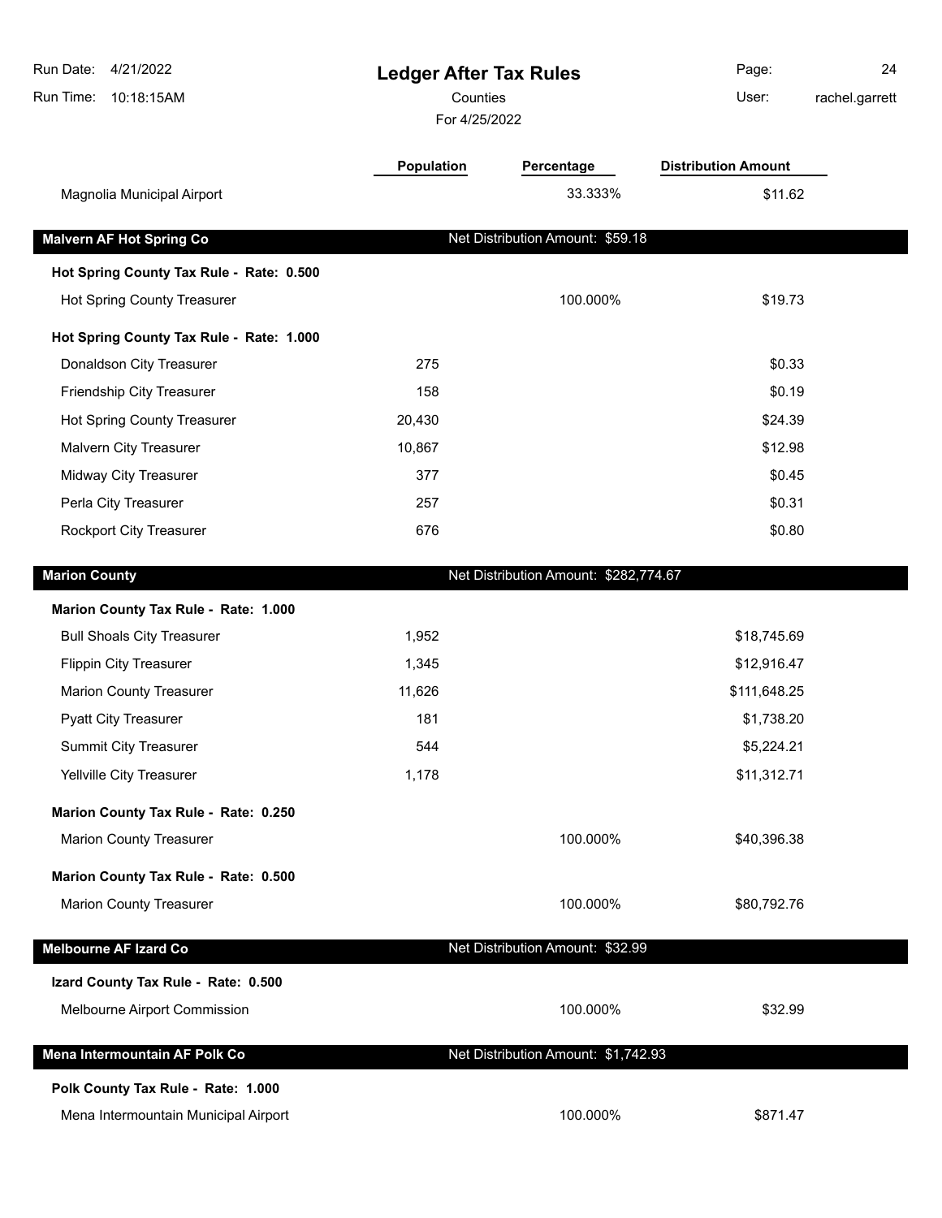# Ledger After Tax Rules

Counties

For 4/25/2022

| | Population | Percentage | Distribution Amount |
|---|---|---|---|
| Magnolia Municipal Airport | | 33.333% | $11.62 |
| **Malvern AF Hot Spring Co** | | **Net Distribution Amount: $59.18** | |
| **Hot Spring County Tax Rule - Rate: 0.500** | | | |
| Hot Spring County Treasurer | | 100.000% | $19.73 |
| **Hot Spring County Tax Rule - Rate: 1.000** | | | |
| Donaldson City Treasurer | 275 | | $0.33 |
| Friendship City Treasurer | 158 | | $0.19 |
| Hot Spring County Treasurer | 20,430 | | $24.39 |
| Malvern City Treasurer | 10,867 | | $12.98 |
| Midway City Treasurer | 377 | | $0.45 |
| Perla City Treasurer | 257 | | $0.31 |
| Rockport City Treasurer | 676 | | $0.80 |
| **Marion County** | | **Net Distribution Amount: $282,774.67** | |
| **Marion County Tax Rule - Rate: 1.000** | | | |
| Bull Shoals City Treasurer | 1,952 | | $18,745.69 |
| Flippin City Treasurer | 1,345 | | $12,916.47 |
| Marion County Treasurer | 11,626 | | $111,648.25 |
| Pyatt City Treasurer | 181 | | $1,738.20 |
| Summit City Treasurer | 544 | | $5,224.21 |
| Yellville City Treasurer | 1,178 | | $11,312.71 |
| **Marion County Tax Rule - Rate: 0.250** | | | |
| Marion County Treasurer | | 100.000% | $40,396.38 |
| **Marion County Tax Rule - Rate: 0.500** | | | |
| Marion County Treasurer | | 100.000% | $80,792.76 |
| **Melbourne AF Izard Co** | | **Net Distribution Amount: $32.99** | |
| **Izard County Tax Rule - Rate: 0.500** | | | |
| Melbourne Airport Commission | | 100.000% | $32.99 |
| **Mena Intermountain AF Polk Co** | | **Net Distribution Amount: $1,742.93** | |
| **Polk County Tax Rule - Rate: 1.000** | | | |
| Mena Intermountain Municipal Airport | | 100.000% | $871.47 |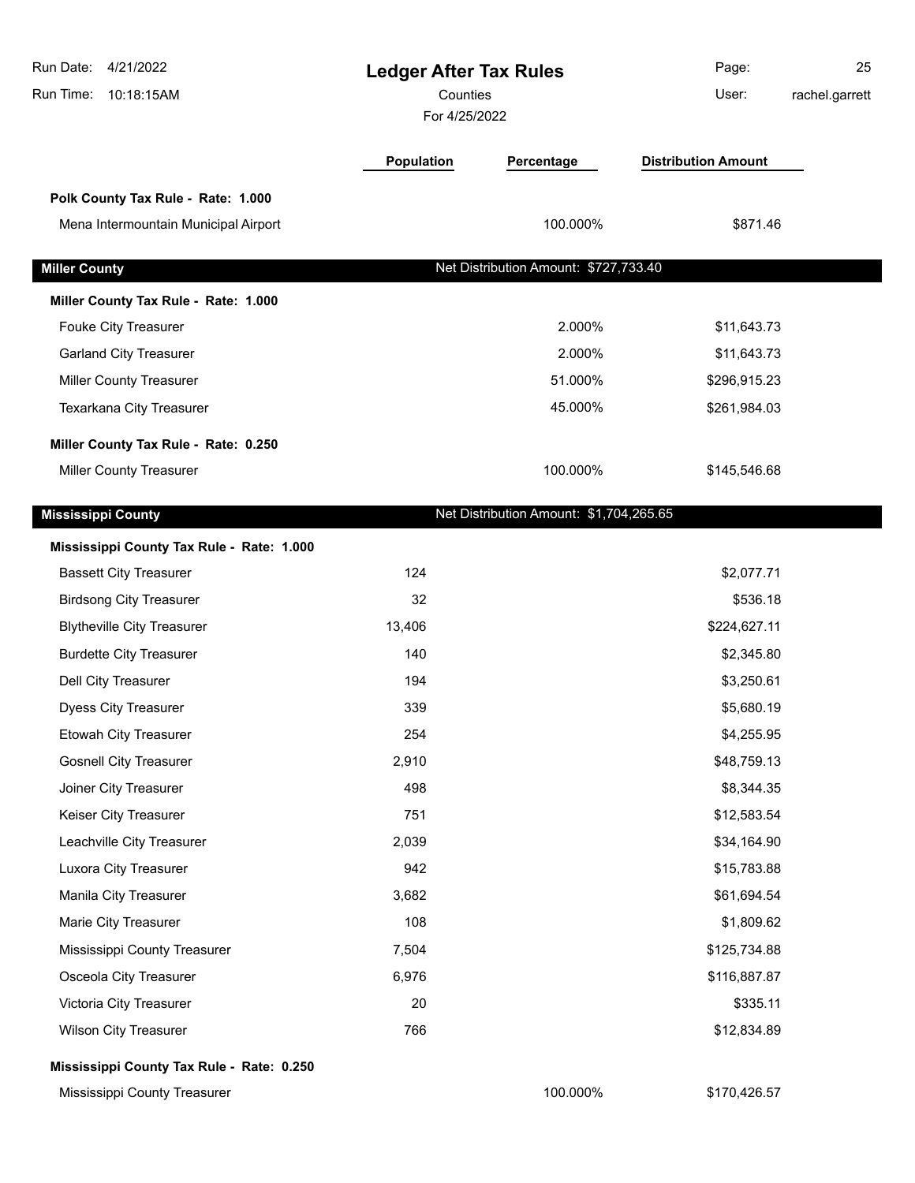# Ledger After Tax Rules

Counties

For 4/25/2022

| | Population | Percentage | Distribution Amount |
|---|---|---|---|
| **Polk County Tax Rule - Rate: 1.000** | | | |
| Mena Intermountain Municipal Airport | | 100.000% | $871.46 |

## Miller County

Net Distribution Amount: $727,733.40

| | Population | Percentage | Distribution Amount |
|---|---|---|---|
| **Miller County Tax Rule - Rate: 1.000** | | | |
| Fouke City Treasurer | | 2.000% | $11,643.73 |
| Garland City Treasurer | | 2.000% | $11,643.73 |
| Miller County Treasurer | | 51.000% | $296,915.23 |
| Texarkana City Treasurer | | 45.000% | $261,984.03 |
| **Miller County Tax Rule - Rate: 0.250** | | | |
| Miller County Treasurer | | 100.000% | $145,546.68 |

## Mississippi County

Net Distribution Amount: $1,704,265.65

| | Population | Percentage | Distribution Amount |
|---|---|---|---|
| **Mississippi County Tax Rule - Rate: 1.000** | | | |
| Bassett City Treasurer | 124 | | $2,077.71 |
| Birdsong City Treasurer | 32 | | $536.18 |
| Blytheville City Treasurer | 13,406 | | $224,627.11 |
| Burdette City Treasurer | 140 | | $2,345.80 |
| Dell City Treasurer | 194 | | $3,250.61 |
| Dyess City Treasurer | 339 | | $5,680.19 |
| Etowah City Treasurer | 254 | | $4,255.95 |
| Gosnell City Treasurer | 2,910 | | $48,759.13 |
| Joiner City Treasurer | 498 | | $8,344.35 |
| Keiser City Treasurer | 751 | | $12,583.54 |
| Leachville City Treasurer | 2,039 | | $34,164.90 |
| Luxora City Treasurer | 942 | | $15,783.88 |
| Manila City Treasurer | 3,682 | | $61,694.54 |
| Marie City Treasurer | 108 | | $1,809.62 |
| Mississippi County Treasurer | 7,504 | | $125,734.88 |
| Osceola City Treasurer | 6,976 | | $116,887.87 |
| Victoria City Treasurer | 20 | | $335.11 |
| Wilson City Treasurer | 766 | | $12,834.89 |
| **Mississippi County Tax Rule - Rate: 0.250** | | | |
| Mississippi County Treasurer | | 100.000% | $170,426.57 |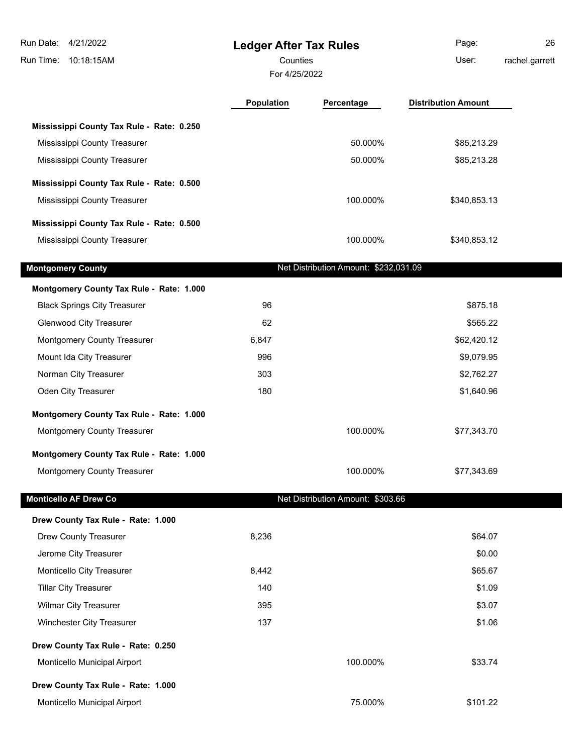| | Population | Percentage | Distribution Amount |
|---|---|---|---|
| **Mississippi County Tax Rule - Rate: 0.250** | | | |
| Mississippi County Treasurer | | 50.000% | $85,213.29 |
| Mississippi County Treasurer | | 50.000% | $85,213.28 |
| **Mississippi County Tax Rule - Rate: 0.500** | | | |
| Mississippi County Treasurer | | 100.000% | $340,853.13 |
| **Mississippi County Tax Rule - Rate: 0.500** | | | |
| Mississippi County Treasurer | | 100.000% | $340,853.12 |

## Montgomery County

Net Distribution Amount: $232,031.09

| | Population | Percentage | Distribution Amount |
|---|---|---|---|
| **Montgomery County Tax Rule - Rate: 1.000** | | | |
| Black Springs City Treasurer | 96 | | $875.18 |
| Glenwood City Treasurer | 62 | | $565.22 |
| Montgomery County Treasurer | 6,847 | | $62,420.12 |
| Mount Ida City Treasurer | 996 | | $9,079.95 |
| Norman City Treasurer | 303 | | $2,762.27 |
| Oden City Treasurer | 180 | | $1,640.96 |
| **Montgomery County Tax Rule - Rate: 1.000** | | | |
| Montgomery County Treasurer | | 100.000% | $77,343.70 |
| **Montgomery County Tax Rule - Rate: 1.000** | | | |
| Montgomery County Treasurer | | 100.000% | $77,343.69 |

## Monticello AF Drew Co

Net Distribution Amount: $303.66

| | Population | Percentage | Distribution Amount |
|---|---|---|---|
| **Drew County Tax Rule - Rate: 1.000** | | | |
| Drew County Treasurer | 8,236 | | $64.07 |
| Jerome City Treasurer | | | $0.00 |
| Monticello City Treasurer | 8,442 | | $65.67 |
| Tillar City Treasurer | 140 | | $1.09 |
| Wilmar City Treasurer | 395 | | $3.07 |
| Winchester City Treasurer | 137 | | $1.06 |
| **Drew County Tax Rule - Rate: 0.250** | | | |
| Monticello Municipal Airport | | 100.000% | $33.74 |
| **Drew County Tax Rule - Rate: 1.000** | | | |
| Monticello Municipal Airport | | 75.000% | $101.22 |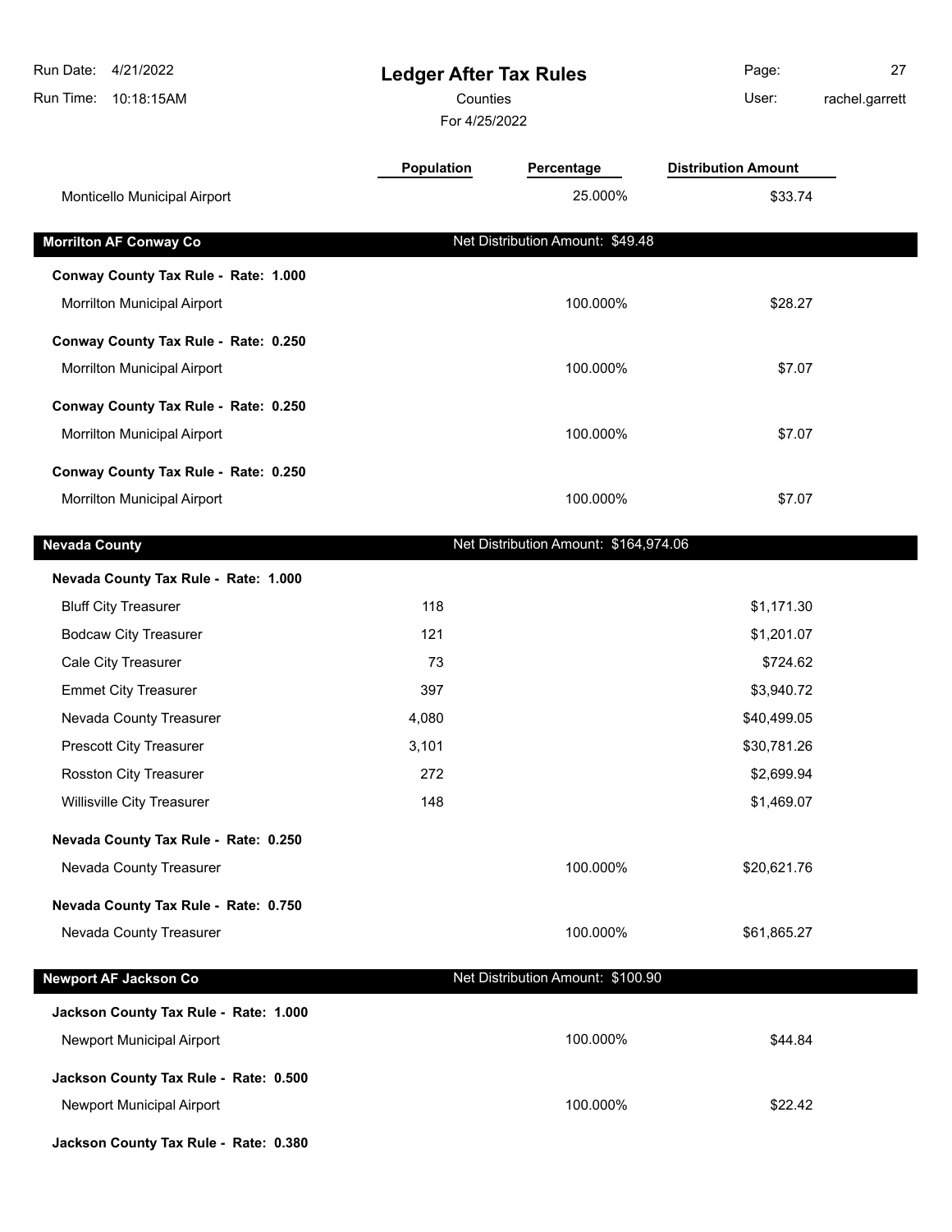# Ledger After Tax Rules

Counties

For 4/25/2022

| | Population | Percentage | Distribution Amount |
|---|---|---|---|
| Monticello Municipal Airport | | 25.000% | $33.74 |

## Morrilton AF Conway Co

Net Distribution Amount: $49.48

| | Population | Percentage | Distribution Amount |
|---|---|---|---|
| **Conway County Tax Rule - Rate: 1.000** | | | |
| Morrilton Municipal Airport | | 100.000% | $28.27 |
| **Conway County Tax Rule - Rate: 0.250** | | | |
| Morrilton Municipal Airport | | 100.000% | $7.07 |
| **Conway County Tax Rule - Rate: 0.250** | | | |
| Morrilton Municipal Airport | | 100.000% | $7.07 |
| **Conway County Tax Rule - Rate: 0.250** | | | |
| Morrilton Municipal Airport | | 100.000% | $7.07 |

## Nevada County

Net Distribution Amount: $164,974.06

| | Population | Percentage | Distribution Amount |
|---|---|---|---|
| **Nevada County Tax Rule - Rate: 1.000** | | | |
| Bluff City Treasurer | 118 | | $1,171.30 |
| Bodcaw City Treasurer | 121 | | $1,201.07 |
| Cale City Treasurer | 73 | | $724.62 |
| Emmet City Treasurer | 397 | | $3,940.72 |
| Nevada County Treasurer | 4,080 | | $40,499.05 |
| Prescott City Treasurer | 3,101 | | $30,781.26 |
| Rosston City Treasurer | 272 | | $2,699.94 |
| Willisville City Treasurer | 148 | | $1,469.07 |
| **Nevada County Tax Rule - Rate: 0.250** | | | |
| Nevada County Treasurer | | 100.000% | $20,621.76 |
| **Nevada County Tax Rule - Rate: 0.750** | | | |
| Nevada County Treasurer | | 100.000% | $61,865.27 |

## Newport AF Jackson Co

Net Distribution Amount: $100.90

| | Population | Percentage | Distribution Amount |
|---|---|---|---|
| **Jackson County Tax Rule - Rate: 1.000** | | | |
| Newport Municipal Airport | | 100.000% | $44.84 |
| **Jackson County Tax Rule - Rate: 0.500** | | | |
| Newport Municipal Airport | | 100.000% | $22.42 |
| **Jackson County Tax Rule - Rate: 0.380** | | | |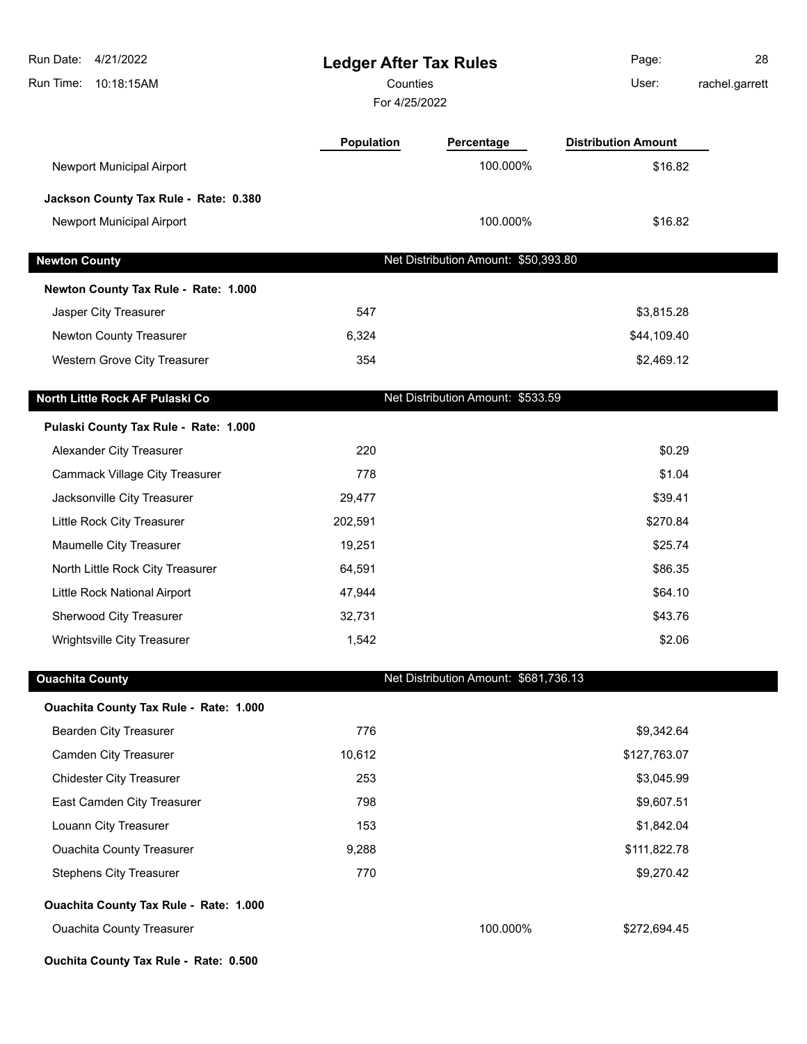| | Population | Percentage | Distribution Amount |
|---|---|---|---|
| Newport Municipal Airport | | 100.000% | $16.82 |
| **Jackson County Tax Rule - Rate: 0.380** | | | |
| Newport Municipal Airport | | 100.000% | $16.82 |

## Newton County — Net Distribution Amount: $50,393.80

| | Population | Percentage | Distribution Amount |
|---|---|---|---|
| **Newton County Tax Rule - Rate: 1.000** | | | |
| Jasper City Treasurer | 547 | | $3,815.28 |
| Newton County Treasurer | 6,324 | | $44,109.40 |
| Western Grove City Treasurer | 354 | | $2,469.12 |

## North Little Rock AF Pulaski Co — Net Distribution Amount: $533.59

| | Population | Percentage | Distribution Amount |
|---|---|---|---|
| **Pulaski County Tax Rule - Rate: 1.000** | | | |
| Alexander City Treasurer | 220 | | $0.29 |
| Cammack Village City Treasurer | 778 | | $1.04 |
| Jacksonville City Treasurer | 29,477 | | $39.41 |
| Little Rock City Treasurer | 202,591 | | $270.84 |
| Maumelle City Treasurer | 19,251 | | $25.74 |
| North Little Rock City Treasurer | 64,591 | | $86.35 |
| Little Rock National Airport | 47,944 | | $64.10 |
| Sherwood City Treasurer | 32,731 | | $43.76 |
| Wrightsville City Treasurer | 1,542 | | $2.06 |

## Ouachita County — Net Distribution Amount: $681,736.13

| | Population | Percentage | Distribution Amount |
|---|---|---|---|
| **Ouachita County Tax Rule - Rate: 1.000** | | | |
| Bearden City Treasurer | 776 | | $9,342.64 |
| Camden City Treasurer | 10,612 | | $127,763.07 |
| Chidester City Treasurer | 253 | | $3,045.99 |
| East Camden City Treasurer | 798 | | $9,607.51 |
| Louann City Treasurer | 153 | | $1,842.04 |
| Ouachita County Treasurer | 9,288 | | $111,822.78 |
| Stephens City Treasurer | 770 | | $9,270.42 |
| **Ouachita County Tax Rule - Rate: 1.000** | | | |
| Ouachita County Treasurer | | 100.000% | $272,694.45 |
| **Ouchita County Tax Rule - Rate: 0.500** | | | |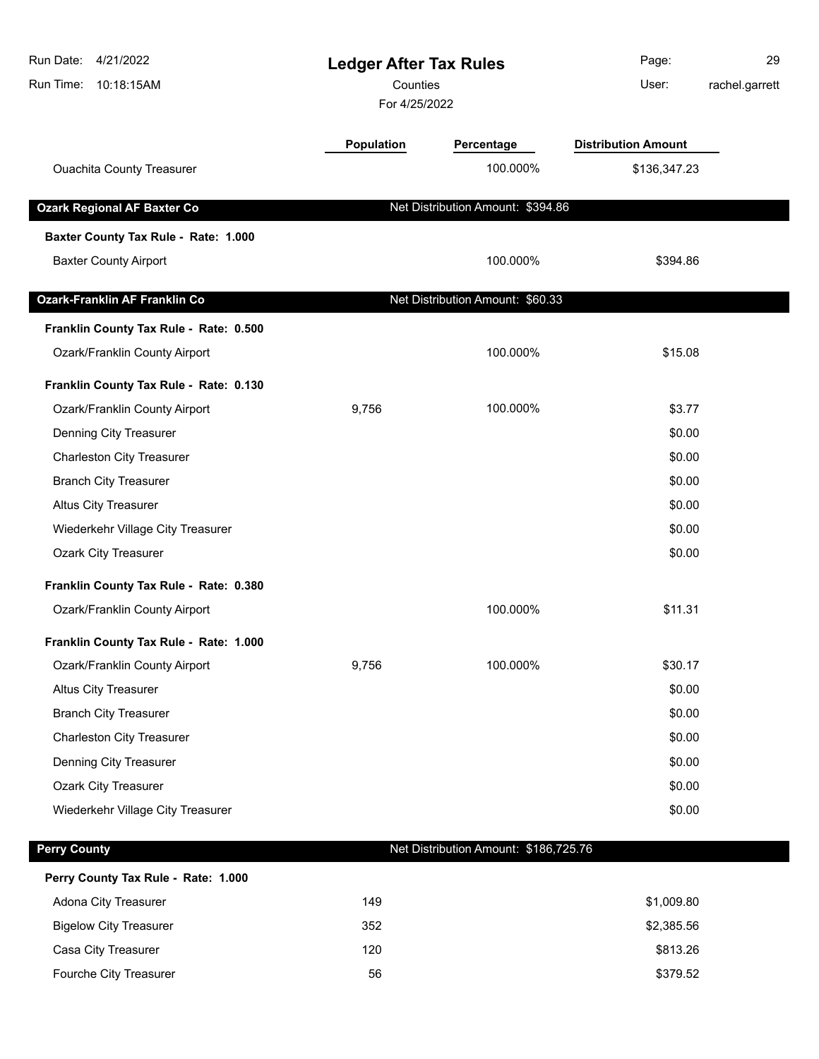# Ledger After Tax Rules

Counties

For 4/25/2022

Run Date: 4/21/2022
Run Time: 10:18:15AM
User: rachel.garrett

| | Population | Percentage | Distribution Amount |
|---|---|---|---|
| Ouachita County Treasurer | | 100.000% | $136,347.23 |
| **Ozark Regional AF Baxter Co** | | Net Distribution Amount: $394.86 | |
| **Baxter County Tax Rule - Rate: 1.000** | | | |
| Baxter County Airport | | 100.000% | $394.86 |
| **Ozark-Franklin AF Franklin Co** | | Net Distribution Amount: $60.33 | |
| **Franklin County Tax Rule - Rate: 0.500** | | | |
| Ozark/Franklin County Airport | | 100.000% | $15.08 |
| **Franklin County Tax Rule - Rate: 0.130** | | | |
| Ozark/Franklin County Airport | 9,756 | 100.000% | $3.77 |
| Denning City Treasurer | | | $0.00 |
| Charleston City Treasurer | | | $0.00 |
| Branch City Treasurer | | | $0.00 |
| Altus City Treasurer | | | $0.00 |
| Wiederkehr Village City Treasurer | | | $0.00 |
| Ozark City Treasurer | | | $0.00 |
| **Franklin County Tax Rule - Rate: 0.380** | | | |
| Ozark/Franklin County Airport | | 100.000% | $11.31 |
| **Franklin County Tax Rule - Rate: 1.000** | | | |
| Ozark/Franklin County Airport | 9,756 | 100.000% | $30.17 |
| Altus City Treasurer | | | $0.00 |
| Branch City Treasurer | | | $0.00 |
| Charleston City Treasurer | | | $0.00 |
| Denning City Treasurer | | | $0.00 |
| Ozark City Treasurer | | | $0.00 |
| Wiederkehr Village City Treasurer | | | $0.00 |
| **Perry County** | | Net Distribution Amount: $186,725.76 | |
| **Perry County Tax Rule - Rate: 1.000** | | | |
| Adona City Treasurer | 149 | | $1,009.80 |
| Bigelow City Treasurer | 352 | | $2,385.56 |
| Casa City Treasurer | 120 | | $813.26 |
| Fourche City Treasurer | 56 | | $379.52 |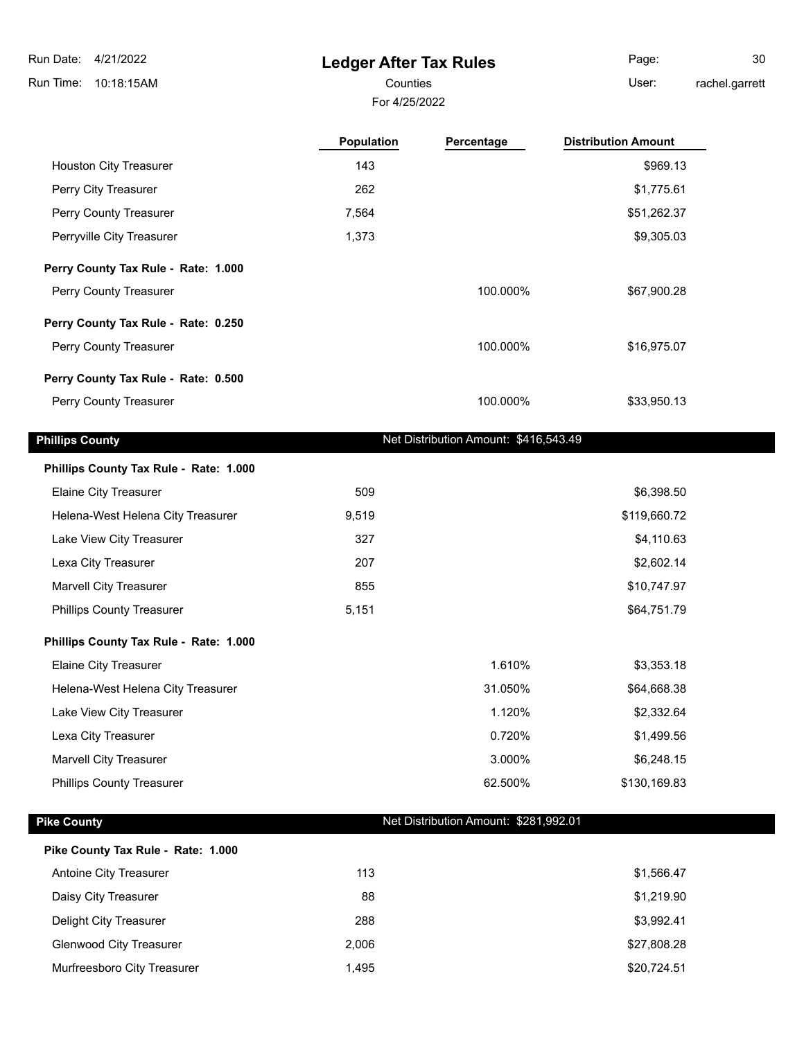# Ledger After Tax Rules

Counties

For 4/25/2022

| | Population | Percentage | Distribution Amount |
|---|---|---|---|
| Houston City Treasurer | 143 | | $969.13 |
| Perry City Treasurer | 262 | | $1,775.61 |
| Perry County Treasurer | 7,564 | | $51,262.37 |
| Perryville City Treasurer | 1,373 | | $9,305.03 |
| **Perry County Tax Rule - Rate: 1.000** | | | |
| Perry County Treasurer | | 100.000% | $67,900.28 |
| **Perry County Tax Rule - Rate: 0.250** | | | |
| Perry County Treasurer | | 100.000% | $16,975.07 |
| **Perry County Tax Rule - Rate: 0.500** | | | |
| Perry County Treasurer | | 100.000% | $33,950.13 |

## Phillips County

Net Distribution Amount: $416,543.49

| | Population | Percentage | Distribution Amount |
|---|---|---|---|
| **Phillips County Tax Rule - Rate: 1.000** | | | |
| Elaine City Treasurer | 509 | | $6,398.50 |
| Helena-West Helena City Treasurer | 9,519 | | $119,660.72 |
| Lake View City Treasurer | 327 | | $4,110.63 |
| Lexa City Treasurer | 207 | | $2,602.14 |
| Marvell City Treasurer | 855 | | $10,747.97 |
| Phillips County Treasurer | 5,151 | | $64,751.79 |
| **Phillips County Tax Rule - Rate: 1.000** | | | |
| Elaine City Treasurer | | 1.610% | $3,353.18 |
| Helena-West Helena City Treasurer | | 31.050% | $64,668.38 |
| Lake View City Treasurer | | 1.120% | $2,332.64 |
| Lexa City Treasurer | | 0.720% | $1,499.56 |
| Marvell City Treasurer | | 3.000% | $6,248.15 |
| Phillips County Treasurer | | 62.500% | $130,169.83 |

## Pike County

Net Distribution Amount: $281,992.01

| | Population | Percentage | Distribution Amount |
|---|---|---|---|
| **Pike County Tax Rule - Rate: 1.000** | | | |
| Antoine City Treasurer | 113 | | $1,566.47 |
| Daisy City Treasurer | 88 | | $1,219.90 |
| Delight City Treasurer | 288 | | $3,992.41 |
| Glenwood City Treasurer | 2,006 | | $27,808.28 |
| Murfreesboro City Treasurer | 1,495 | | $20,724.51 |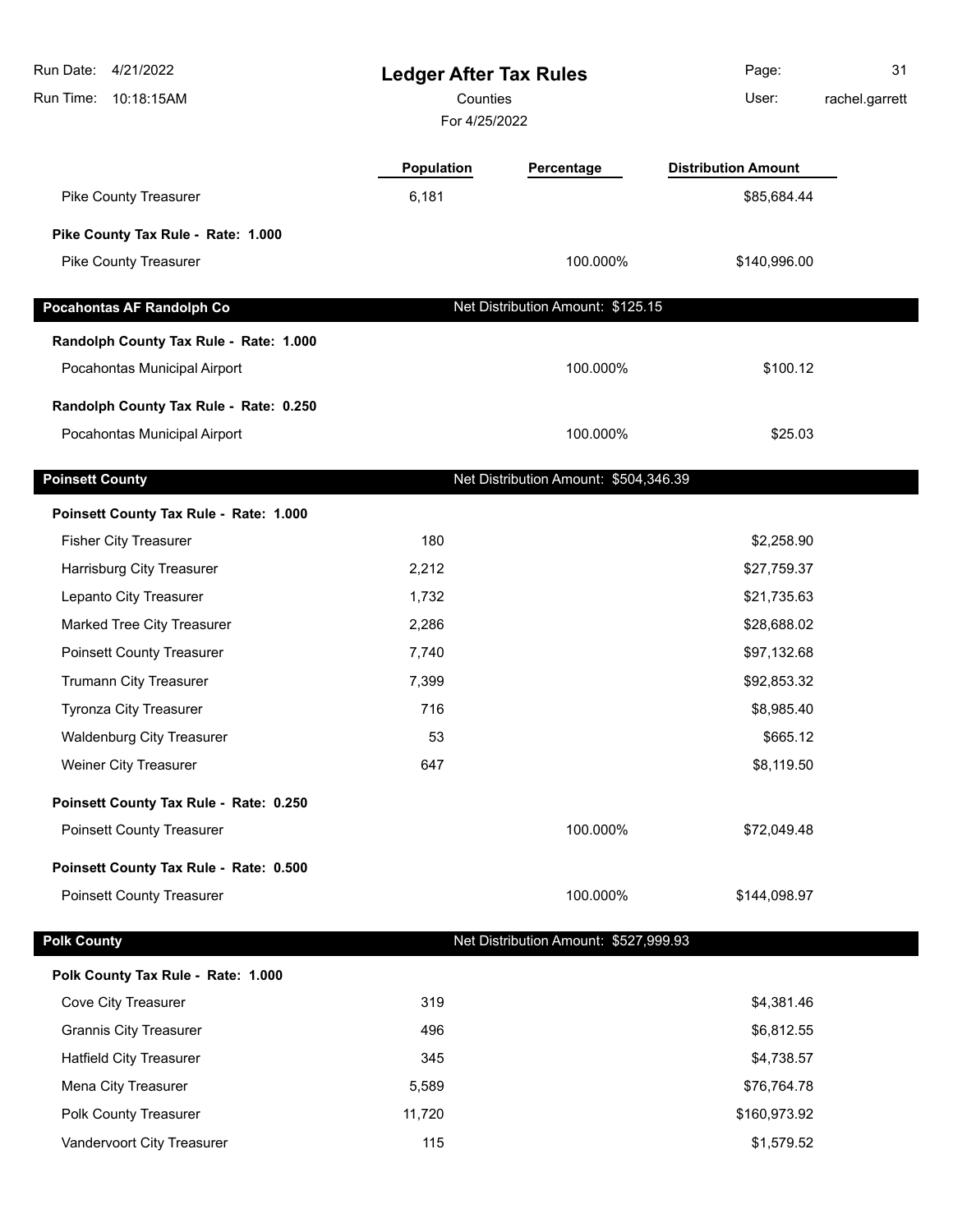# Ledger After Tax Rules

Counties

For 4/25/2022

| | Population | Percentage | Distribution Amount |
|---|---|---|---|
| Pike County Treasurer | 6,181 | | $85,684.44 |
| **Pike County Tax Rule - Rate: 1.000** | | | |
| Pike County Treasurer | | 100.000% | $140,996.00 |

## Pocahontas AF Randolph Co

Net Distribution Amount: $125.15

| | Population | Percentage | Distribution Amount |
|---|---|---|---|
| **Randolph County Tax Rule - Rate: 1.000** | | | |
| Pocahontas Municipal Airport | | 100.000% | $100.12 |
| **Randolph County Tax Rule - Rate: 0.250** | | | |
| Pocahontas Municipal Airport | | 100.000% | $25.03 |

## Poinsett County

Net Distribution Amount: $504,346.39

| | Population | Percentage | Distribution Amount |
|---|---|---|---|
| **Poinsett County Tax Rule - Rate: 1.000** | | | |
| Fisher City Treasurer | 180 | | $2,258.90 |
| Harrisburg City Treasurer | 2,212 | | $27,759.37 |
| Lepanto City Treasurer | 1,732 | | $21,735.63 |
| Marked Tree City Treasurer | 2,286 | | $28,688.02 |
| Poinsett County Treasurer | 7,740 | | $97,132.68 |
| Trumann City Treasurer | 7,399 | | $92,853.32 |
| Tyronza City Treasurer | 716 | | $8,985.40 |
| Waldenburg City Treasurer | 53 | | $665.12 |
| Weiner City Treasurer | 647 | | $8,119.50 |
| **Poinsett County Tax Rule - Rate: 0.250** | | | |
| Poinsett County Treasurer | | 100.000% | $72,049.48 |
| **Poinsett County Tax Rule - Rate: 0.500** | | | |
| Poinsett County Treasurer | | 100.000% | $144,098.97 |

## Polk County

Net Distribution Amount: $527,999.93

| | Population | Percentage | Distribution Amount |
|---|---|---|---|
| **Polk County Tax Rule - Rate: 1.000** | | | |
| Cove City Treasurer | 319 | | $4,381.46 |
| Grannis City Treasurer | 496 | | $6,812.55 |
| Hatfield City Treasurer | 345 | | $4,738.57 |
| Mena City Treasurer | 5,589 | | $76,764.78 |
| Polk County Treasurer | 11,720 | | $160,973.92 |
| Vandervoort City Treasurer | 115 | | $1,579.52 |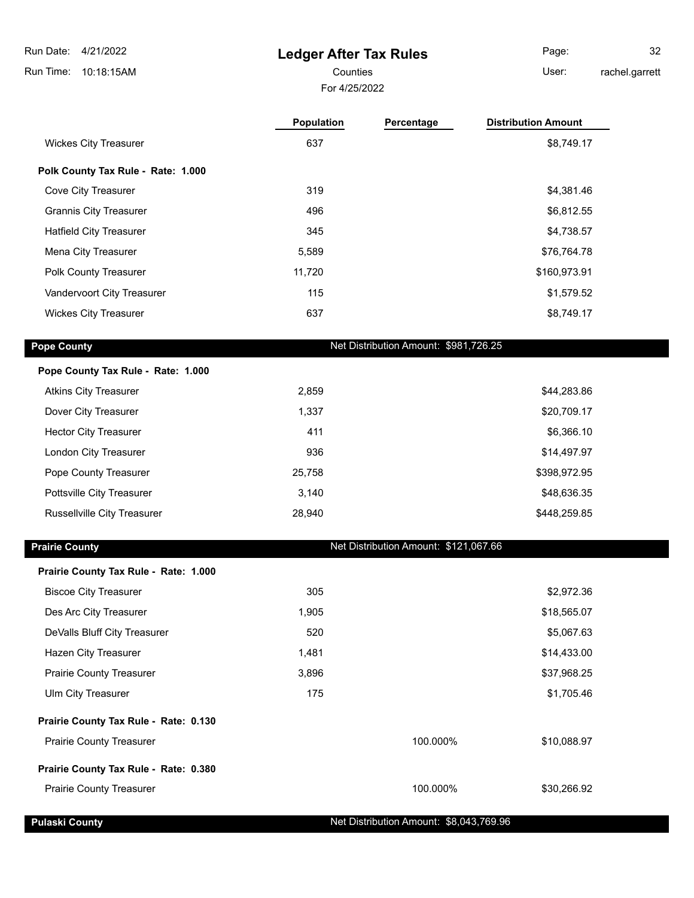# Ledger After Tax Rules

Counties

For 4/25/2022

| | Population | Percentage | Distribution Amount |
|---|---|---|---|
| Wickes City Treasurer | 637 | | $8,749.17 |
| **Polk County Tax Rule - Rate: 1.000** | | | |
| Cove City Treasurer | 319 | | $4,381.46 |
| Grannis City Treasurer | 496 | | $6,812.55 |
| Hatfield City Treasurer | 345 | | $4,738.57 |
| Mena City Treasurer | 5,589 | | $76,764.78 |
| Polk County Treasurer | 11,720 | | $160,973.91 |
| Vandervoort City Treasurer | 115 | | $1,579.52 |
| Wickes City Treasurer | 637 | | $8,749.17 |

## Pope County

Net Distribution Amount: $981,726.25

| | Population | Percentage | Distribution Amount |
|---|---|---|---|
| **Pope County Tax Rule - Rate: 1.000** | | | |
| Atkins City Treasurer | 2,859 | | $44,283.86 |
| Dover City Treasurer | 1,337 | | $20,709.17 |
| Hector City Treasurer | 411 | | $6,366.10 |
| London City Treasurer | 936 | | $14,497.97 |
| Pope County Treasurer | 25,758 | | $398,972.95 |
| Pottsville City Treasurer | 3,140 | | $48,636.35 |
| Russellville City Treasurer | 28,940 | | $448,259.85 |

## Prairie County

Net Distribution Amount: $121,067.66

| | Population | Percentage | Distribution Amount |
|---|---|---|---|
| **Prairie County Tax Rule - Rate: 1.000** | | | |
| Biscoe City Treasurer | 305 | | $2,972.36 |
| Des Arc City Treasurer | 1,905 | | $18,565.07 |
| DeValls Bluff City Treasurer | 520 | | $5,067.63 |
| Hazen City Treasurer | 1,481 | | $14,433.00 |
| Prairie County Treasurer | 3,896 | | $37,968.25 |
| Ulm City Treasurer | 175 | | $1,705.46 |
| **Prairie County Tax Rule - Rate: 0.130** | | | |
| Prairie County Treasurer | | 100.000% | $10,088.97 |
| **Prairie County Tax Rule - Rate: 0.380** | | | |
| Prairie County Treasurer | | 100.000% | $30,266.92 |

## Pulaski County

Net Distribution Amount: $8,043,769.96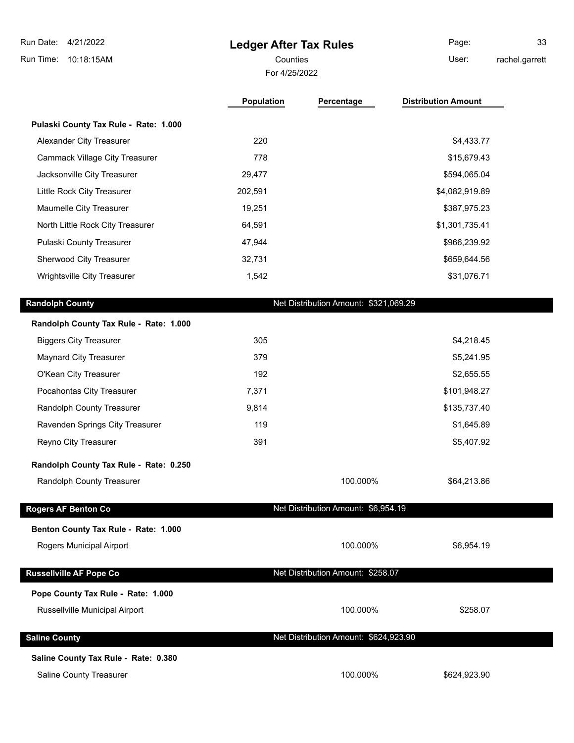# Ledger After Tax Rules

Counties

For 4/25/2022

| | Population | Percentage | Distribution Amount |
|---|---|---|---|
| **Pulaski County Tax Rule - Rate: 1.000** | | | |
| Alexander City Treasurer | 220 | | $4,433.77 |
| Cammack Village City Treasurer | 778 | | $15,679.43 |
| Jacksonville City Treasurer | 29,477 | | $594,065.04 |
| Little Rock City Treasurer | 202,591 | | $4,082,919.89 |
| Maumelle City Treasurer | 19,251 | | $387,975.23 |
| North Little Rock City Treasurer | 64,591 | | $1,301,735.41 |
| Pulaski County Treasurer | 47,944 | | $966,239.92 |
| Sherwood City Treasurer | 32,731 | | $659,644.56 |
| Wrightsville City Treasurer | 1,542 | | $31,076.71 |

## Randolph County — Net Distribution Amount: $321,069.29

| | Population | Percentage | Distribution Amount |
|---|---|---|---|
| **Randolph County Tax Rule - Rate: 1.000** | | | |
| Biggers City Treasurer | 305 | | $4,218.45 |
| Maynard City Treasurer | 379 | | $5,241.95 |
| O'Kean City Treasurer | 192 | | $2,655.55 |
| Pocahontas City Treasurer | 7,371 | | $101,948.27 |
| Randolph County Treasurer | 9,814 | | $135,737.40 |
| Ravenden Springs City Treasurer | 119 | | $1,645.89 |
| Reyno City Treasurer | 391 | | $5,407.92 |
| **Randolph County Tax Rule - Rate: 0.250** | | | |
| Randolph County Treasurer | | 100.000% | $64,213.86 |

## Rogers AF Benton Co — Net Distribution Amount: $6,954.19

| | Population | Percentage | Distribution Amount |
|---|---|---|---|
| **Benton County Tax Rule - Rate: 1.000** | | | |
| Rogers Municipal Airport | | 100.000% | $6,954.19 |

## Russellville AF Pope Co — Net Distribution Amount: $258.07

| | Population | Percentage | Distribution Amount |
|---|---|---|---|
| **Pope County Tax Rule - Rate: 1.000** | | | |
| Russellville Municipal Airport | | 100.000% | $258.07 |

## Saline County — Net Distribution Amount: $624,923.90

| | Population | Percentage | Distribution Amount |
|---|---|---|---|
| **Saline County Tax Rule - Rate: 0.380** | | | |
| Saline County Treasurer | | 100.000% | $624,923.90 |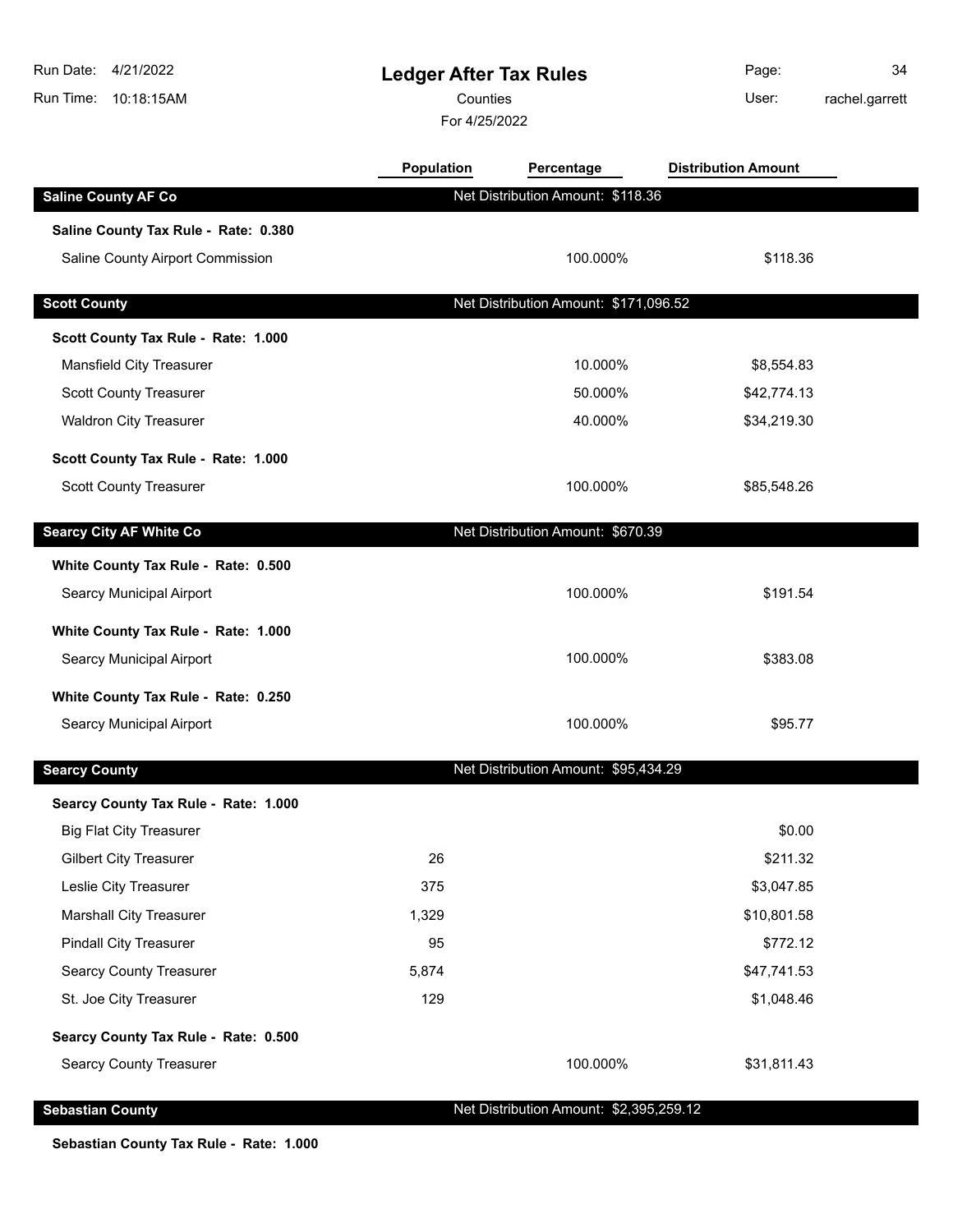# Ledger After Tax Rules

Counties

For 4/25/2022

| | Population | Percentage | Distribution Amount |
|---|---|---|---|
| **Saline County AF Co** | Net Distribution Amount: $118.36 | | |
| **Saline County Tax Rule - Rate: 0.380** | | | |
| Saline County Airport Commission | | 100.000% | $118.36 |
| **Scott County** | Net Distribution Amount: $171,096.52 | | |
| **Scott County Tax Rule - Rate: 1.000** | | | |
| Mansfield City Treasurer | | 10.000% | $8,554.83 |
| Scott County Treasurer | | 50.000% | $42,774.13 |
| Waldron City Treasurer | | 40.000% | $34,219.30 |
| **Scott County Tax Rule - Rate: 1.000** | | | |
| Scott County Treasurer | | 100.000% | $85,548.26 |
| **Searcy City AF White Co** | Net Distribution Amount: $670.39 | | |
| **White County Tax Rule - Rate: 0.500** | | | |
| Searcy Municipal Airport | | 100.000% | $191.54 |
| **White County Tax Rule - Rate: 1.000** | | | |
| Searcy Municipal Airport | | 100.000% | $383.08 |
| **White County Tax Rule - Rate: 0.250** | | | |
| Searcy Municipal Airport | | 100.000% | $95.77 |
| **Searcy County** | Net Distribution Amount: $95,434.29 | | |
| **Searcy County Tax Rule - Rate: 1.000** | | | |
| Big Flat City Treasurer | | | $0.00 |
| Gilbert City Treasurer | 26 | | $211.32 |
| Leslie City Treasurer | 375 | | $3,047.85 |
| Marshall City Treasurer | 1,329 | | $10,801.58 |
| Pindall City Treasurer | 95 | | $772.12 |
| Searcy County Treasurer | 5,874 | | $47,741.53 |
| St. Joe City Treasurer | 129 | | $1,048.46 |
| **Searcy County Tax Rule - Rate: 0.500** | | | |
| Searcy County Treasurer | | 100.000% | $31,811.43 |
| **Sebastian County** | Net Distribution Amount: $2,395,259.12 | | |
| **Sebastian County Tax Rule - Rate: 1.000** | | | |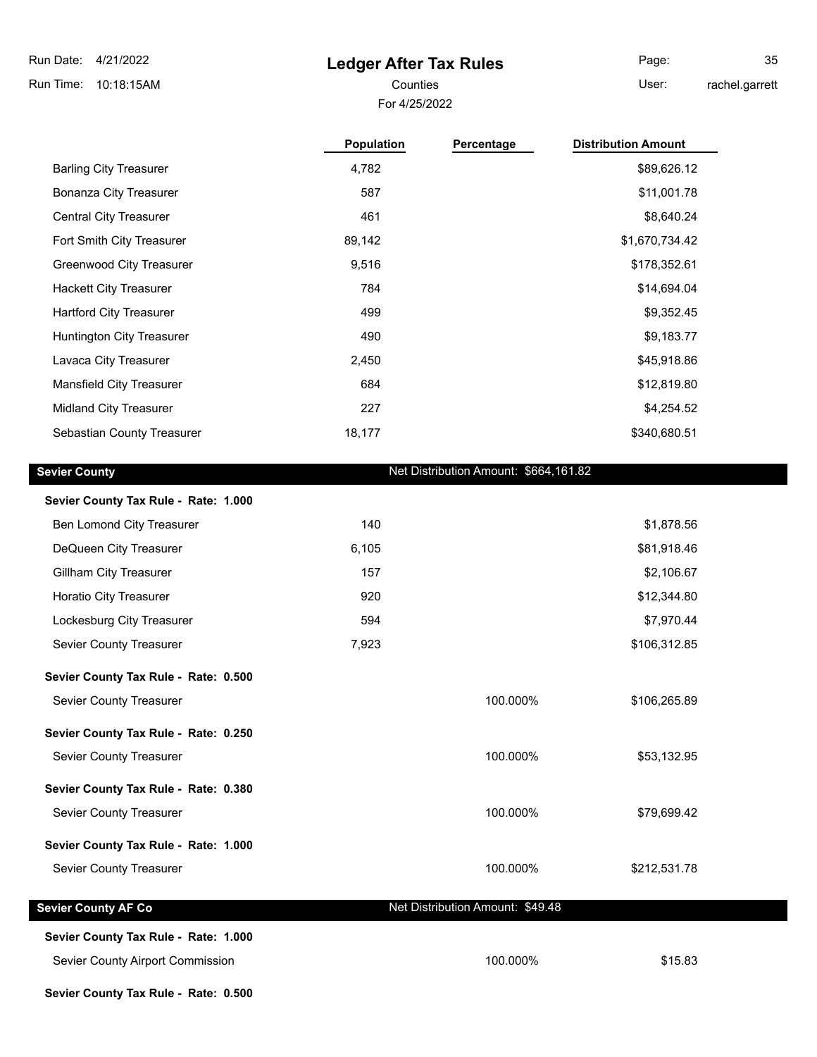# Ledger After Tax Rules

Counties

For 4/25/2022

| | Population | Percentage | Distribution Amount |
|---|---|---|---|
| Barling City Treasurer | 4,782 | | $89,626.12 |
| Bonanza City Treasurer | 587 | | $11,001.78 |
| Central City Treasurer | 461 | | $8,640.24 |
| Fort Smith City Treasurer | 89,142 | | $1,670,734.42 |
| Greenwood City Treasurer | 9,516 | | $178,352.61 |
| Hackett City Treasurer | 784 | | $14,694.04 |
| Hartford City Treasurer | 499 | | $9,352.45 |
| Huntington City Treasurer | 490 | | $9,183.77 |
| Lavaca City Treasurer | 2,450 | | $45,918.86 |
| Mansfield City Treasurer | 684 | | $12,819.80 |
| Midland City Treasurer | 227 | | $4,254.52 |
| Sebastian County Treasurer | 18,177 | | $340,680.51 |

## Sevier County — Net Distribution Amount: $664,161.82

| | Population | Percentage | Distribution Amount |
|---|---|---|---|
| **Sevier County Tax Rule - Rate: 1.000** | | | |
| Ben Lomond City Treasurer | 140 | | $1,878.56 |
| DeQueen City Treasurer | 6,105 | | $81,918.46 |
| Gillham City Treasurer | 157 | | $2,106.67 |
| Horatio City Treasurer | 920 | | $12,344.80 |
| Lockesburg City Treasurer | 594 | | $7,970.44 |
| Sevier County Treasurer | 7,923 | | $106,312.85 |
| **Sevier County Tax Rule - Rate: 0.500** | | | |
| Sevier County Treasurer | | 100.000% | $106,265.89 |
| **Sevier County Tax Rule - Rate: 0.250** | | | |
| Sevier County Treasurer | | 100.000% | $53,132.95 |
| **Sevier County Tax Rule - Rate: 0.380** | | | |
| Sevier County Treasurer | | 100.000% | $79,699.42 |
| **Sevier County Tax Rule - Rate: 1.000** | | | |
| Sevier County Treasurer | | 100.000% | $212,531.78 |

## Sevier County AF Co — Net Distribution Amount: $49.48

| | Population | Percentage | Distribution Amount |
|---|---|---|---|
| **Sevier County Tax Rule - Rate: 1.000** | | | |
| Sevier County Airport Commission | | 100.000% | $15.83 |
| **Sevier County Tax Rule - Rate: 0.500** | | | |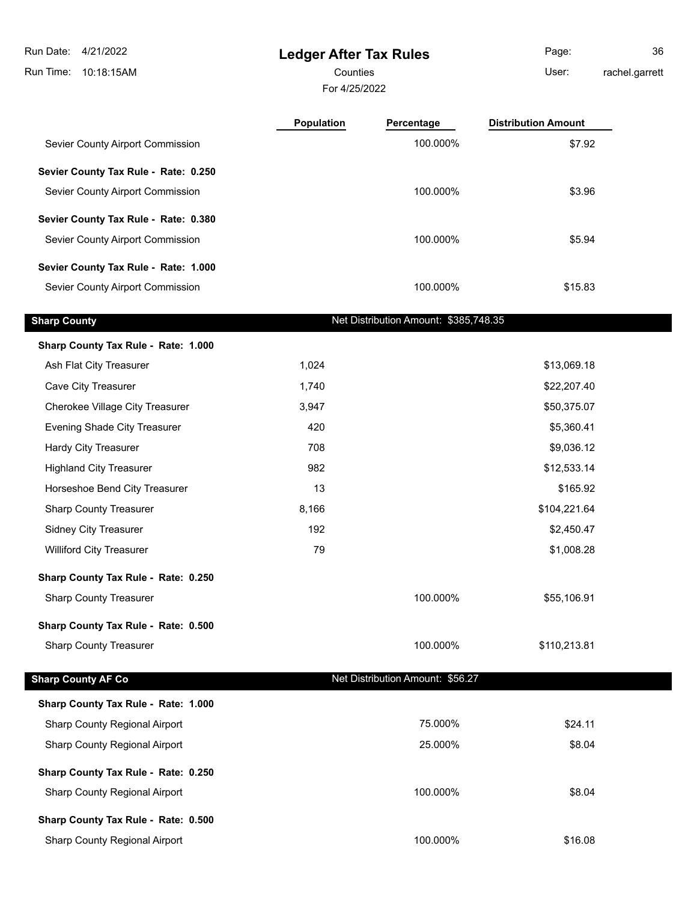# Ledger After Tax Rules

Counties

For 4/25/2022

| | Population | Percentage | Distribution Amount |
|---|---|---|---|
| Sevier County Airport Commission | | 100.000% | $7.92 |
| **Sevier County Tax Rule - Rate: 0.250** | | | |
| Sevier County Airport Commission | | 100.000% | $3.96 |
| **Sevier County Tax Rule - Rate: 0.380** | | | |
| Sevier County Airport Commission | | 100.000% | $5.94 |
| **Sevier County Tax Rule - Rate: 1.000** | | | |
| Sevier County Airport Commission | | 100.000% | $15.83 |

## Sharp County

Net Distribution Amount: $385,748.35

| | Population | Percentage | Distribution Amount |
|---|---|---|---|
| **Sharp County Tax Rule - Rate: 1.000** | | | |
| Ash Flat City Treasurer | 1,024 | | $13,069.18 |
| Cave City Treasurer | 1,740 | | $22,207.40 |
| Cherokee Village City Treasurer | 3,947 | | $50,375.07 |
| Evening Shade City Treasurer | 420 | | $5,360.41 |
| Hardy City Treasurer | 708 | | $9,036.12 |
| Highland City Treasurer | 982 | | $12,533.14 |
| Horseshoe Bend City Treasurer | 13 | | $165.92 |
| Sharp County Treasurer | 8,166 | | $104,221.64 |
| Sidney City Treasurer | 192 | | $2,450.47 |
| Williford City Treasurer | 79 | | $1,008.28 |
| **Sharp County Tax Rule - Rate: 0.250** | | | |
| Sharp County Treasurer | | 100.000% | $55,106.91 |
| **Sharp County Tax Rule - Rate: 0.500** | | | |
| Sharp County Treasurer | | 100.000% | $110,213.81 |

## Sharp County AF Co

Net Distribution Amount: $56.27

| | Population | Percentage | Distribution Amount |
|---|---|---|---|
| **Sharp County Tax Rule - Rate: 1.000** | | | |
| Sharp County Regional Airport | | 75.000% | $24.11 |
| Sharp County Regional Airport | | 25.000% | $8.04 |
| **Sharp County Tax Rule - Rate: 0.250** | | | |
| Sharp County Regional Airport | | 100.000% | $8.04 |
| **Sharp County Tax Rule - Rate: 0.500** | | | |
| Sharp County Regional Airport | | 100.000% | $16.08 |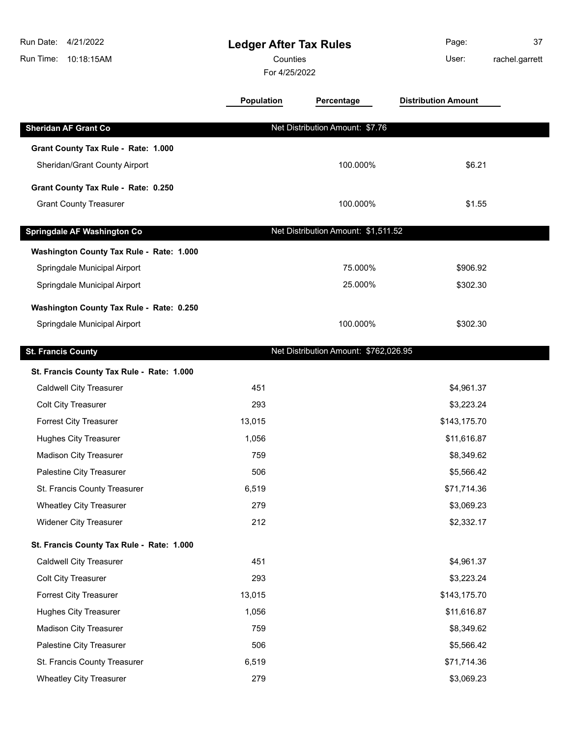# Ledger After Tax Rules

Counties

For 4/25/2022

Run Date: 4/21/2022
Run Time: 10:18:15AM
User: rachel.garrett

| | Population | Percentage | Distribution Amount |
|---|---|---|---|
| **Sheridan AF Grant Co** | | Net Distribution Amount: $7.76 | |
| **Grant County Tax Rule - Rate: 1.000** | | | |
| Sheridan/Grant County Airport | | 100.000% | $6.21 |
| **Grant County Tax Rule - Rate: 0.250** | | | |
| Grant County Treasurer | | 100.000% | $1.55 |
| **Springdale AF Washington Co** | | Net Distribution Amount: $1,511.52 | |
| **Washington County Tax Rule - Rate: 1.000** | | | |
| Springdale Municipal Airport | | 75.000% | $906.92 |
| Springdale Municipal Airport | | 25.000% | $302.30 |
| **Washington County Tax Rule - Rate: 0.250** | | | |
| Springdale Municipal Airport | | 100.000% | $302.30 |
| **St. Francis County** | | Net Distribution Amount: $762,026.95 | |
| **St. Francis County Tax Rule - Rate: 1.000** | | | |
| Caldwell City Treasurer | 451 | | $4,961.37 |
| Colt City Treasurer | 293 | | $3,223.24 |
| Forrest City Treasurer | 13,015 | | $143,175.70 |
| Hughes City Treasurer | 1,056 | | $11,616.87 |
| Madison City Treasurer | 759 | | $8,349.62 |
| Palestine City Treasurer | 506 | | $5,566.42 |
| St. Francis County Treasurer | 6,519 | | $71,714.36 |
| Wheatley City Treasurer | 279 | | $3,069.23 |
| Widener City Treasurer | 212 | | $2,332.17 |
| **St. Francis County Tax Rule - Rate: 1.000** | | | |
| Caldwell City Treasurer | 451 | | $4,961.37 |
| Colt City Treasurer | 293 | | $3,223.24 |
| Forrest City Treasurer | 13,015 | | $143,175.70 |
| Hughes City Treasurer | 1,056 | | $11,616.87 |
| Madison City Treasurer | 759 | | $8,349.62 |
| Palestine City Treasurer | 506 | | $5,566.42 |
| St. Francis County Treasurer | 6,519 | | $71,714.36 |
| Wheatley City Treasurer | 279 | | $3,069.23 |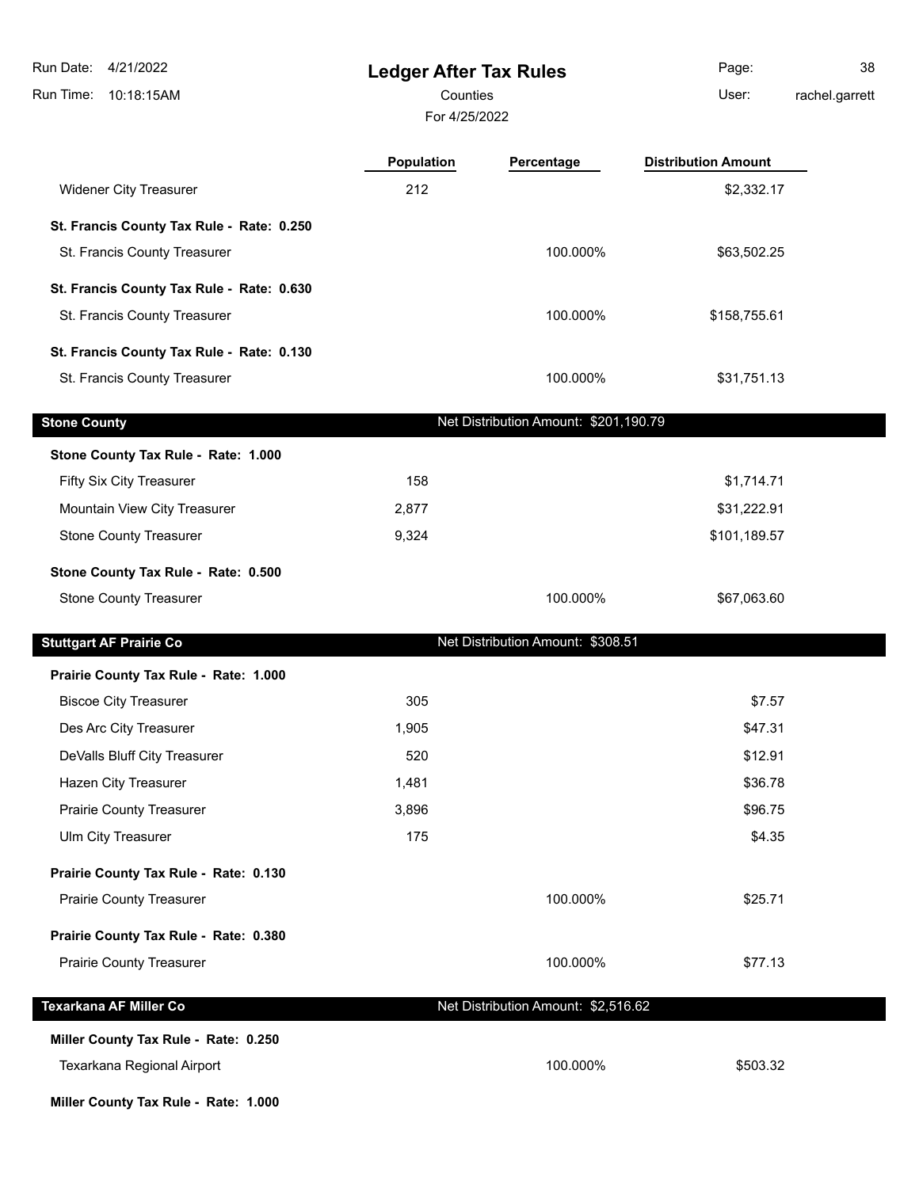**Ledger After Tax Rules**

Counties

For 4/25/2022

| | Population | Percentage | Distribution Amount |
|---|---|---|---|
| Widener City Treasurer | 212 | | $2,332.17 |
| **St. Francis County Tax Rule - Rate: 0.250** | | | |
| St. Francis County Treasurer | | 100.000% | $63,502.25 |
| **St. Francis County Tax Rule - Rate: 0.630** | | | |
| St. Francis County Treasurer | | 100.000% | $158,755.61 |
| **St. Francis County Tax Rule - Rate: 0.130** | | | |
| St. Francis County Treasurer | | 100.000% | $31,751.13 |
| **Stone County** | | Net Distribution Amount: $201,190.79 | |
| **Stone County Tax Rule - Rate: 1.000** | | | |
| Fifty Six City Treasurer | 158 | | $1,714.71 |
| Mountain View City Treasurer | 2,877 | | $31,222.91 |
| Stone County Treasurer | 9,324 | | $101,189.57 |
| **Stone County Tax Rule - Rate: 0.500** | | | |
| Stone County Treasurer | | 100.000% | $67,063.60 |
| **Stuttgart AF Prairie Co** | | Net Distribution Amount: $308.51 | |
| **Prairie County Tax Rule - Rate: 1.000** | | | |
| Biscoe City Treasurer | 305 | | $7.57 |
| Des Arc City Treasurer | 1,905 | | $47.31 |
| DeValls Bluff City Treasurer | 520 | | $12.91 |
| Hazen City Treasurer | 1,481 | | $36.78 |
| Prairie County Treasurer | 3,896 | | $96.75 |
| Ulm City Treasurer | 175 | | $4.35 |
| **Prairie County Tax Rule - Rate: 0.130** | | | |
| Prairie County Treasurer | | 100.000% | $25.71 |
| **Prairie County Tax Rule - Rate: 0.380** | | | |
| Prairie County Treasurer | | 100.000% | $77.13 |
| **Texarkana AF Miller Co** | | Net Distribution Amount: $2,516.62 | |
| **Miller County Tax Rule - Rate: 0.250** | | | |
| Texarkana Regional Airport | | 100.000% | $503.32 |
| **Miller County Tax Rule - Rate: 1.000** | | | |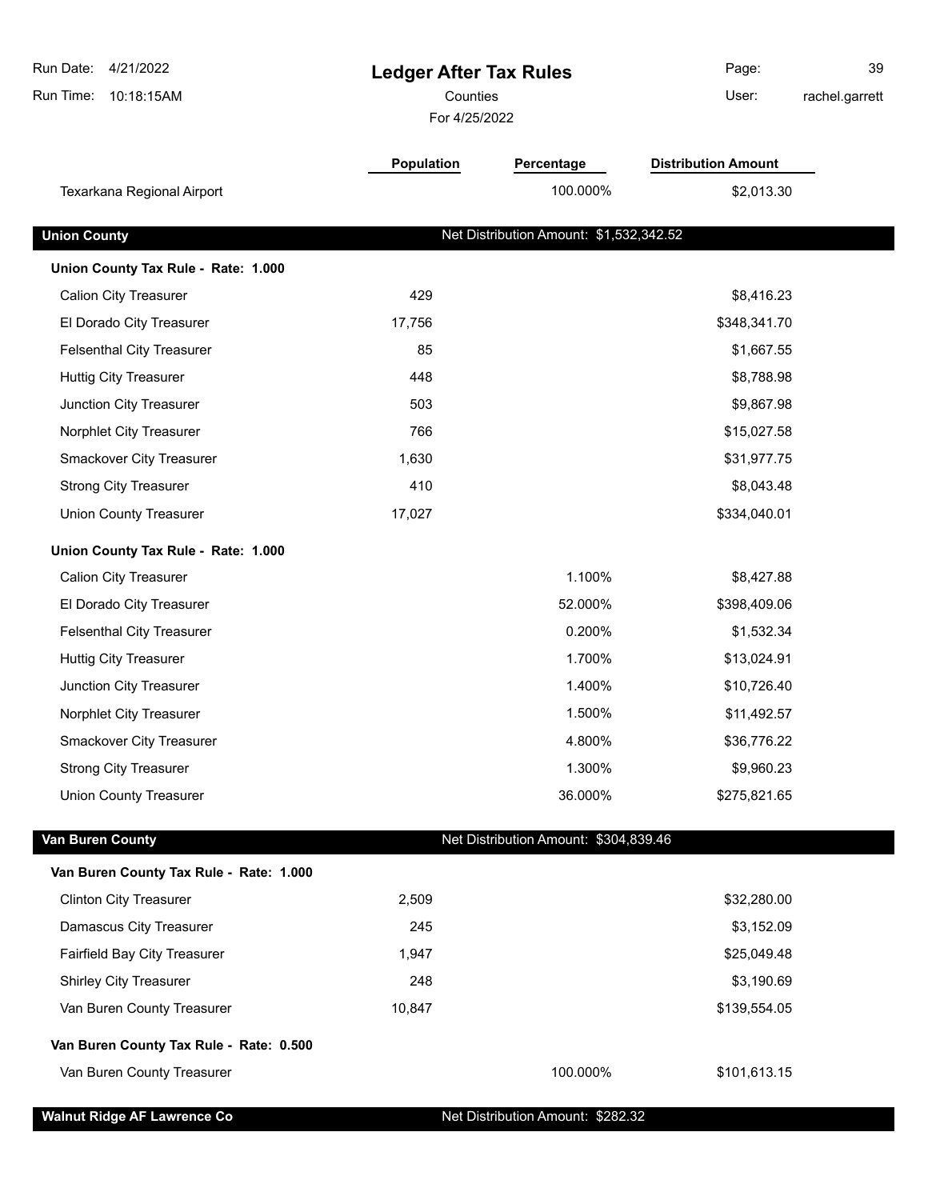# Ledger After Tax Rules

Counties

For 4/25/2022

Run Date: 4/21/2022
Run Time: 10:18:15AM
User: rachel.garrett

| | Population | Percentage | Distribution Amount |
|---|---|---|---|
| Texarkana Regional Airport | | 100.000% | $2,013.30 |

**Union County** — Net Distribution Amount: $1,532,342.52

**Union County Tax Rule - Rate: 1.000**

| | Population | Percentage | Distribution Amount |
|---|---|---|---|
| Calion City Treasurer | 429 | | $8,416.23 |
| El Dorado City Treasurer | 17,756 | | $348,341.70 |
| Felsenthal City Treasurer | 85 | | $1,667.55 |
| Huttig City Treasurer | 448 | | $8,788.98 |
| Junction City Treasurer | 503 | | $9,867.98 |
| Norphlet City Treasurer | 766 | | $15,027.58 |
| Smackover City Treasurer | 1,630 | | $31,977.75 |
| Strong City Treasurer | 410 | | $8,043.48 |
| Union County Treasurer | 17,027 | | $334,040.01 |

**Union County Tax Rule - Rate: 1.000**

| | Population | Percentage | Distribution Amount |
|---|---|---|---|
| Calion City Treasurer | | 1.100% | $8,427.88 |
| El Dorado City Treasurer | | 52.000% | $398,409.06 |
| Felsenthal City Treasurer | | 0.200% | $1,532.34 |
| Huttig City Treasurer | | 1.700% | $13,024.91 |
| Junction City Treasurer | | 1.400% | $10,726.40 |
| Norphlet City Treasurer | | 1.500% | $11,492.57 |
| Smackover City Treasurer | | 4.800% | $36,776.22 |
| Strong City Treasurer | | 1.300% | $9,960.23 |
| Union County Treasurer | | 36.000% | $275,821.65 |

**Van Buren County** — Net Distribution Amount: $304,839.46

**Van Buren County Tax Rule - Rate: 1.000**

| | Population | Percentage | Distribution Amount |
|---|---|---|---|
| Clinton City Treasurer | 2,509 | | $32,280.00 |
| Damascus City Treasurer | 245 | | $3,152.09 |
| Fairfield Bay City Treasurer | 1,947 | | $25,049.48 |
| Shirley City Treasurer | 248 | | $3,190.69 |
| Van Buren County Treasurer | 10,847 | | $139,554.05 |

**Van Buren County Tax Rule - Rate: 0.500**

| | Population | Percentage | Distribution Amount |
|---|---|---|---|
| Van Buren County Treasurer | | 100.000% | $101,613.15 |

**Walnut Ridge AF Lawrence Co** — Net Distribution Amount: $282.32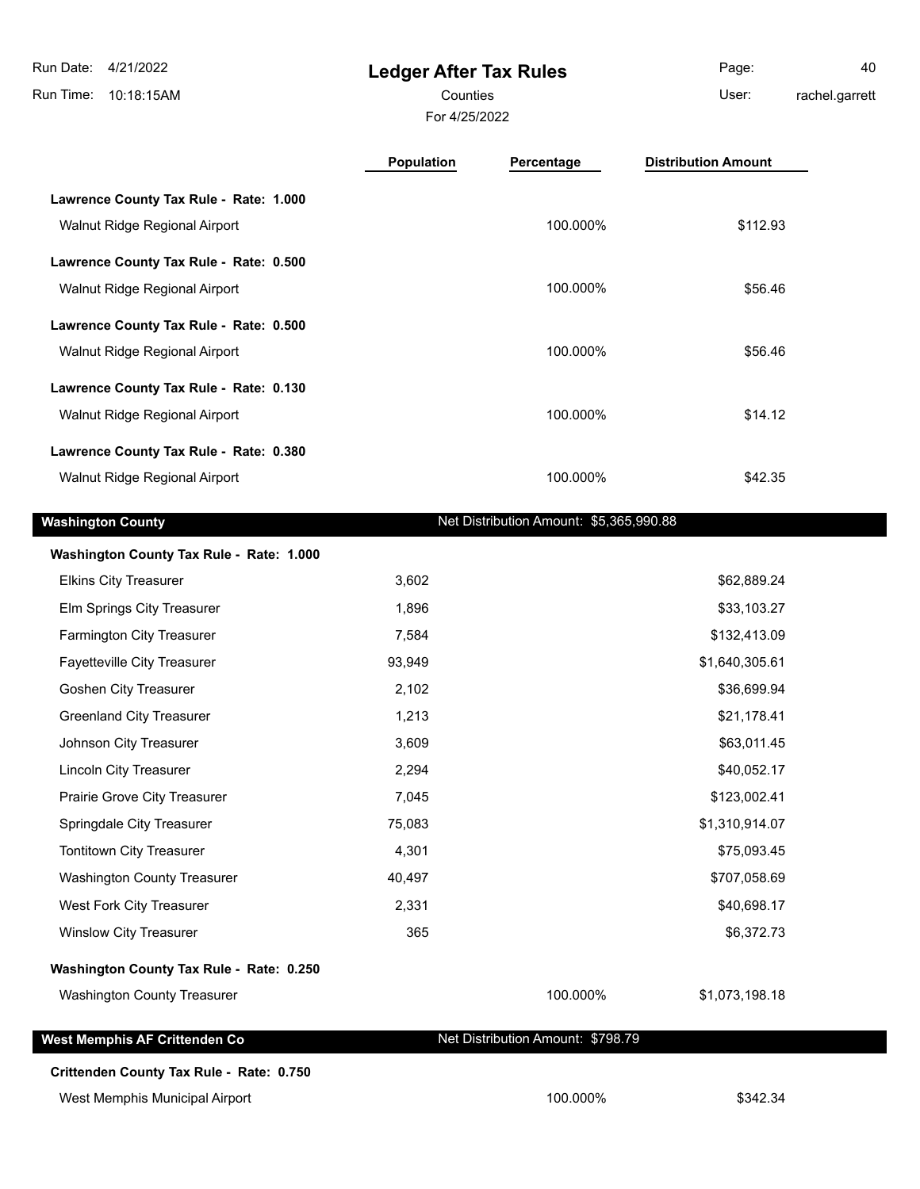# Ledger After Tax Rules

Counties

For 4/25/2022

| | Population | Percentage | Distribution Amount |
|---|---|---|---|
| **Lawrence County Tax Rule - Rate: 1.000** | | | |
| Walnut Ridge Regional Airport | | 100.000% | $112.93 |
| **Lawrence County Tax Rule - Rate: 0.500** | | | |
| Walnut Ridge Regional Airport | | 100.000% | $56.46 |
| **Lawrence County Tax Rule - Rate: 0.500** | | | |
| Walnut Ridge Regional Airport | | 100.000% | $56.46 |
| **Lawrence County Tax Rule - Rate: 0.130** | | | |
| Walnut Ridge Regional Airport | | 100.000% | $14.12 |
| **Lawrence County Tax Rule - Rate: 0.380** | | | |
| Walnut Ridge Regional Airport | | 100.000% | $42.35 |
| **Washington County** | | Net Distribution Amount: $5,365,990.88 | |
| **Washington County Tax Rule - Rate: 1.000** | | | |
| Elkins City Treasurer | 3,602 | | $62,889.24 |
| Elm Springs City Treasurer | 1,896 | | $33,103.27 |
| Farmington City Treasurer | 7,584 | | $132,413.09 |
| Fayetteville City Treasurer | 93,949 | | $1,640,305.61 |
| Goshen City Treasurer | 2,102 | | $36,699.94 |
| Greenland City Treasurer | 1,213 | | $21,178.41 |
| Johnson City Treasurer | 3,609 | | $63,011.45 |
| Lincoln City Treasurer | 2,294 | | $40,052.17 |
| Prairie Grove City Treasurer | 7,045 | | $123,002.41 |
| Springdale City Treasurer | 75,083 | | $1,310,914.07 |
| Tontitown City Treasurer | 4,301 | | $75,093.45 |
| Washington County Treasurer | 40,497 | | $707,058.69 |
| West Fork City Treasurer | 2,331 | | $40,698.17 |
| Winslow City Treasurer | 365 | | $6,372.73 |
| **Washington County Tax Rule - Rate: 0.250** | | | |
| Washington County Treasurer | | 100.000% | $1,073,198.18 |
| **West Memphis AF Crittenden Co** | | Net Distribution Amount: $798.79 | |
| **Crittenden County Tax Rule - Rate: 0.750** | | | |
| West Memphis Municipal Airport | | 100.000% | $342.34 |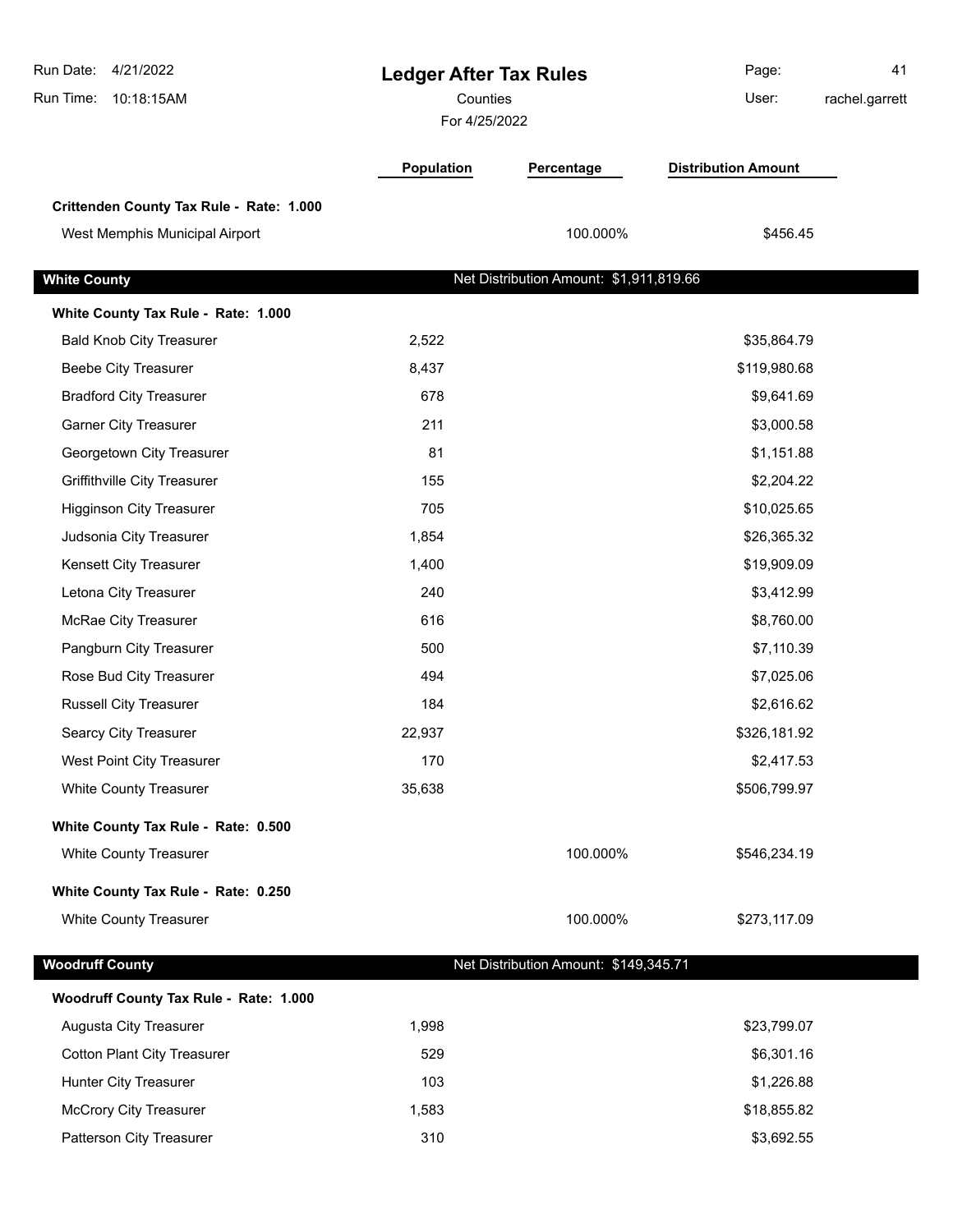| | Population | Percentage | Distribution Amount |
|---|---|---|---|
| **Crittenden County Tax Rule - Rate: 1.000** | | | |
| West Memphis Municipal Airport | | 100.000% | $456.45 |

## White County

Net Distribution Amount: $1,911,819.66

| | Population | Percentage | Distribution Amount |
|---|---|---|---|
| **White County Tax Rule - Rate: 1.000** | | | |
| Bald Knob City Treasurer | 2,522 | | $35,864.79 |
| Beebe City Treasurer | 8,437 | | $119,980.68 |
| Bradford City Treasurer | 678 | | $9,641.69 |
| Garner City Treasurer | 211 | | $3,000.58 |
| Georgetown City Treasurer | 81 | | $1,151.88 |
| Griffithville City Treasurer | 155 | | $2,204.22 |
| Higginson City Treasurer | 705 | | $10,025.65 |
| Judsonia City Treasurer | 1,854 | | $26,365.32 |
| Kensett City Treasurer | 1,400 | | $19,909.09 |
| Letona City Treasurer | 240 | | $3,412.99 |
| McRae City Treasurer | 616 | | $8,760.00 |
| Pangburn City Treasurer | 500 | | $7,110.39 |
| Rose Bud City Treasurer | 494 | | $7,025.06 |
| Russell City Treasurer | 184 | | $2,616.62 |
| Searcy City Treasurer | 22,937 | | $326,181.92 |
| West Point City Treasurer | 170 | | $2,417.53 |
| White County Treasurer | 35,638 | | $506,799.97 |
| **White County Tax Rule - Rate: 0.500** | | | |
| White County Treasurer | | 100.000% | $546,234.19 |
| **White County Tax Rule - Rate: 0.250** | | | |
| White County Treasurer | | 100.000% | $273,117.09 |

## Woodruff County

Net Distribution Amount: $149,345.71

| | Population | Percentage | Distribution Amount |
|---|---|---|---|
| **Woodruff County Tax Rule - Rate: 1.000** | | | |
| Augusta City Treasurer | 1,998 | | $23,799.07 |
| Cotton Plant City Treasurer | 529 | | $6,301.16 |
| Hunter City Treasurer | 103 | | $1,226.88 |
| McCrory City Treasurer | 1,583 | | $18,855.82 |
| Patterson City Treasurer | 310 | | $3,692.55 |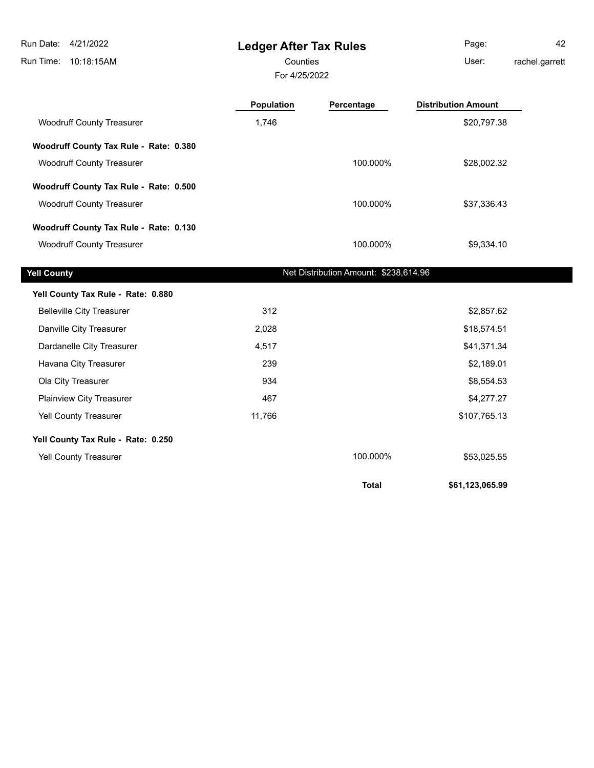# Ledger After Tax Rules

Counties

For 4/25/2022

| | Population | Percentage | Distribution Amount |
|---|---|---|---|
| Woodruff County Treasurer | 1,746 | | $20,797.38 |
| **Woodruff County Tax Rule - Rate: 0.380** | | | |
| Woodruff County Treasurer | | 100.000% | $28,002.32 |
| **Woodruff County Tax Rule - Rate: 0.500** | | | |
| Woodruff County Treasurer | | 100.000% | $37,336.43 |
| **Woodruff County Tax Rule - Rate: 0.130** | | | |
| Woodruff County Treasurer | | 100.000% | $9,334.10 |
| **Yell County** | | Net Distribution Amount: $238,614.96 | |
| **Yell County Tax Rule - Rate: 0.880** | | | |
| Belleville City Treasurer | 312 | | $2,857.62 |
| Danville City Treasurer | 2,028 | | $18,574.51 |
| Dardanelle City Treasurer | 4,517 | | $41,371.34 |
| Havana City Treasurer | 239 | | $2,189.01 |
| Ola City Treasurer | 934 | | $8,554.53 |
| Plainview City Treasurer | 467 | | $4,277.27 |
| Yell County Treasurer | 11,766 | | $107,765.13 |
| **Yell County Tax Rule - Rate: 0.250** | | | |
| Yell County Treasurer | | 100.000% | $53,025.55 |
| | | **Total** | **$61,123,065.99** |